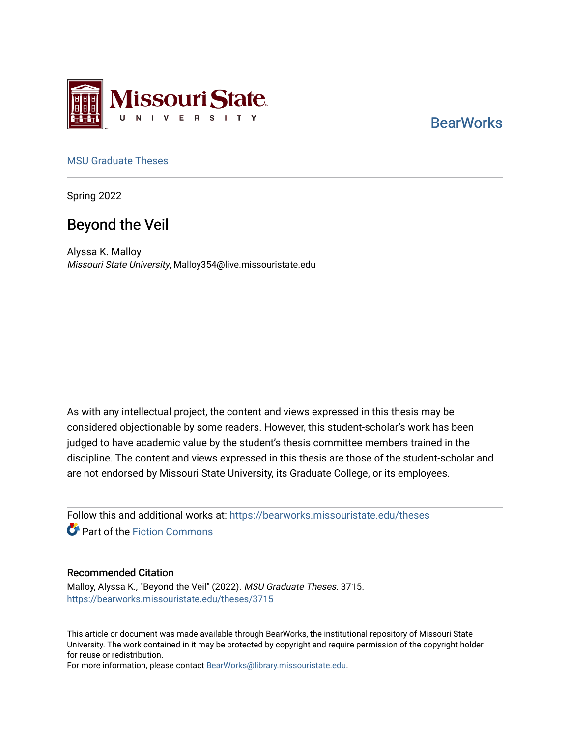Missouri State University

BearWorks

MSU Graduate Theses

Spring 2022

# Beyond the Veil

Alyssa K. Malloy
*Missouri State University*, Malloy354@live.missouristate.edu

As with any intellectual project, the content and views expressed in this thesis may be considered objectionable by some readers. However, this student-scholar's work has been judged to have academic value by the student's thesis committee members trained in the discipline. The content and views expressed in this thesis are those of the student-scholar and are not endorsed by Missouri State University, its Graduate College, or its employees.

Follow this and additional works at: https://bearworks.missouristate.edu/theses

Part of the Fiction Commons

## Recommended Citation

Malloy, Alyssa K., "Beyond the Veil" (2022). *MSU Graduate Theses*. 3715.
https://bearworks.missouristate.edu/theses/3715

This article or document was made available through BearWorks, the institutional repository of Missouri State University. The work contained in it may be protected by copyright and require permission of the copyright holder for reuse or redistribution.
For more information, please contact BearWorks@library.missouristate.edu.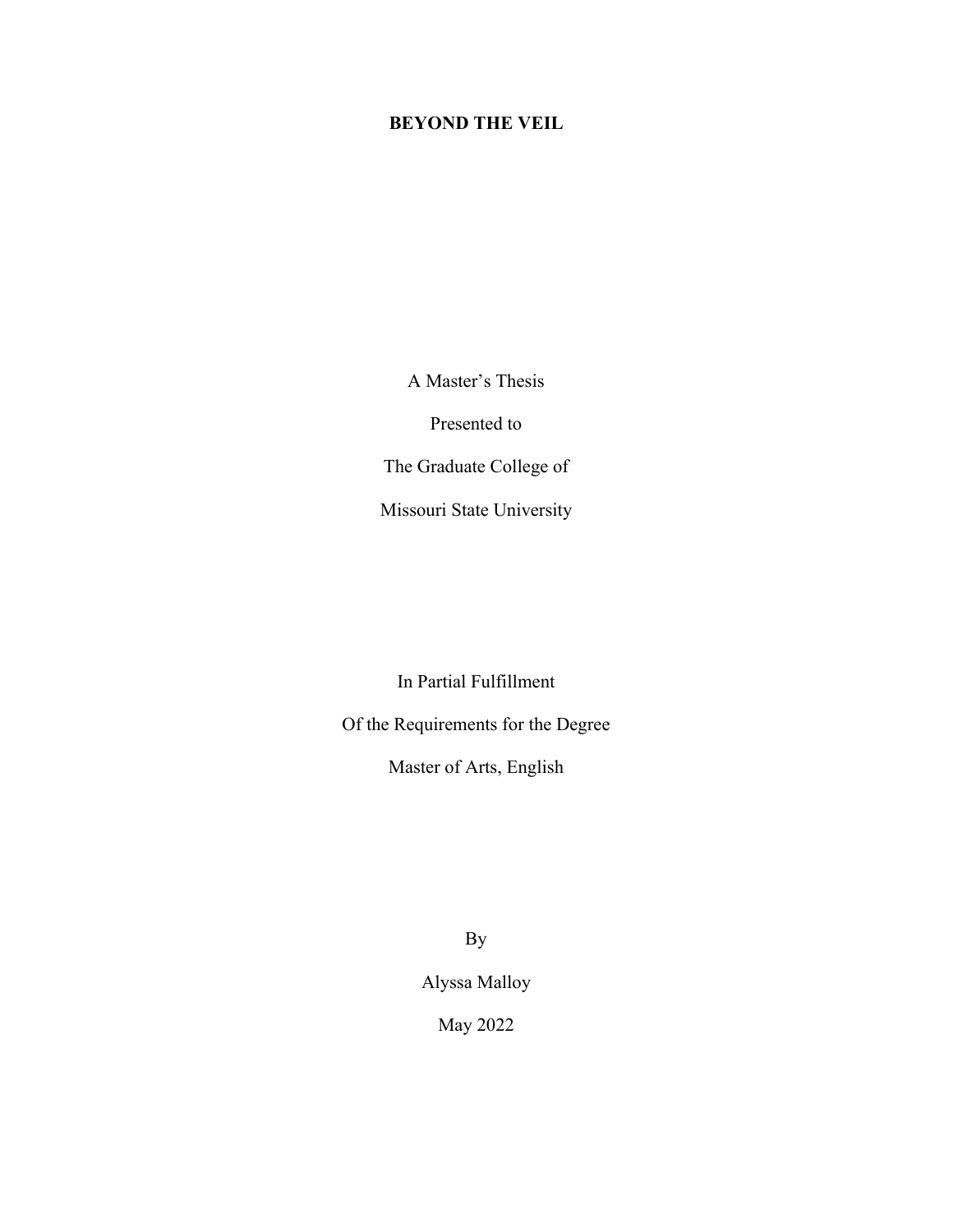# BEYOND THE VEIL

A Master's Thesis

Presented to

The Graduate College of

Missouri State University

In Partial Fulfillment

Of the Requirements for the Degree

Master of Arts, English

By

Alyssa Malloy

May 2022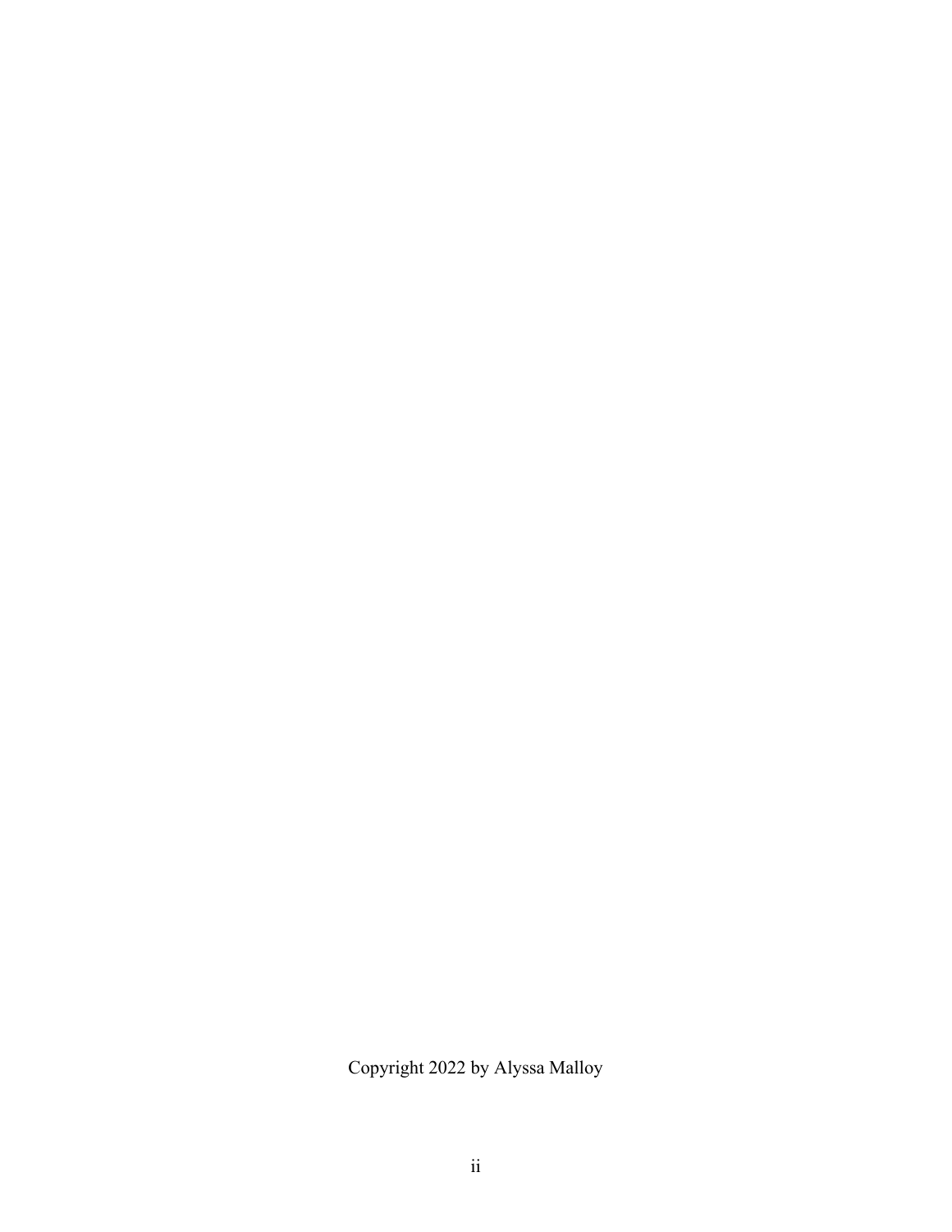Copyright 2022 by Alyssa Malloy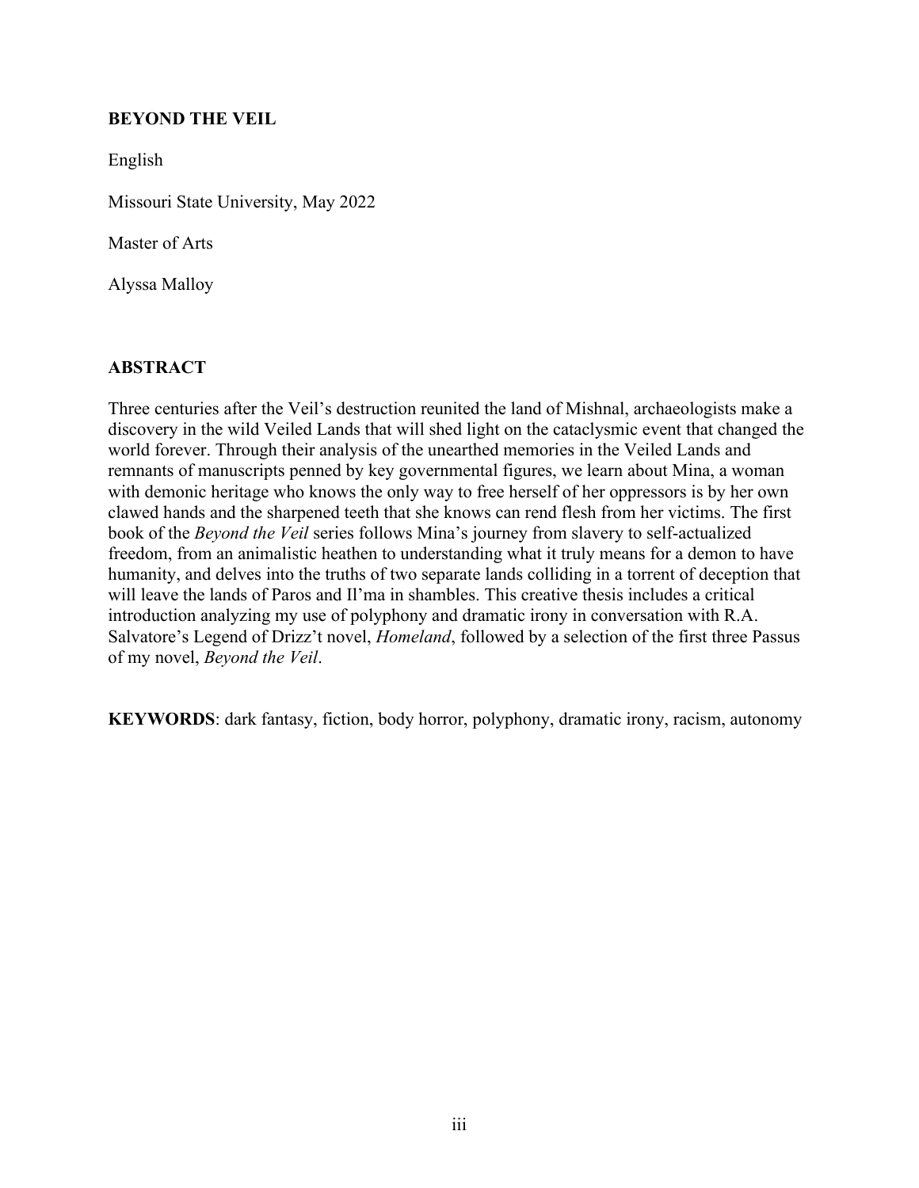**BEYOND THE VEIL**

English

Missouri State University, May 2022

Master of Arts

Alyssa Malloy

## ABSTRACT

Three centuries after the Veil's destruction reunited the land of Mishnal, archaeologists make a discovery in the wild Veiled Lands that will shed light on the cataclysmic event that changed the world forever. Through their analysis of the unearthed memories in the Veiled Lands and remnants of manuscripts penned by key governmental figures, we learn about Mina, a woman with demonic heritage who knows the only way to free herself of her oppressors is by her own clawed hands and the sharpened teeth that she knows can rend flesh from her victims. The first book of the *Beyond the Veil* series follows Mina's journey from slavery to self-actualized freedom, from an animalistic heathen to understanding what it truly means for a demon to have humanity, and delves into the truths of two separate lands colliding in a torrent of deception that will leave the lands of Paros and Il'ma in shambles. This creative thesis includes a critical introduction analyzing my use of polyphony and dramatic irony in conversation with R.A. Salvatore's Legend of Drizz't novel, *Homeland*, followed by a selection of the first three Passus of my novel, *Beyond the Veil*.

**KEYWORDS**: dark fantasy, fiction, body horror, polyphony, dramatic irony, racism, autonomy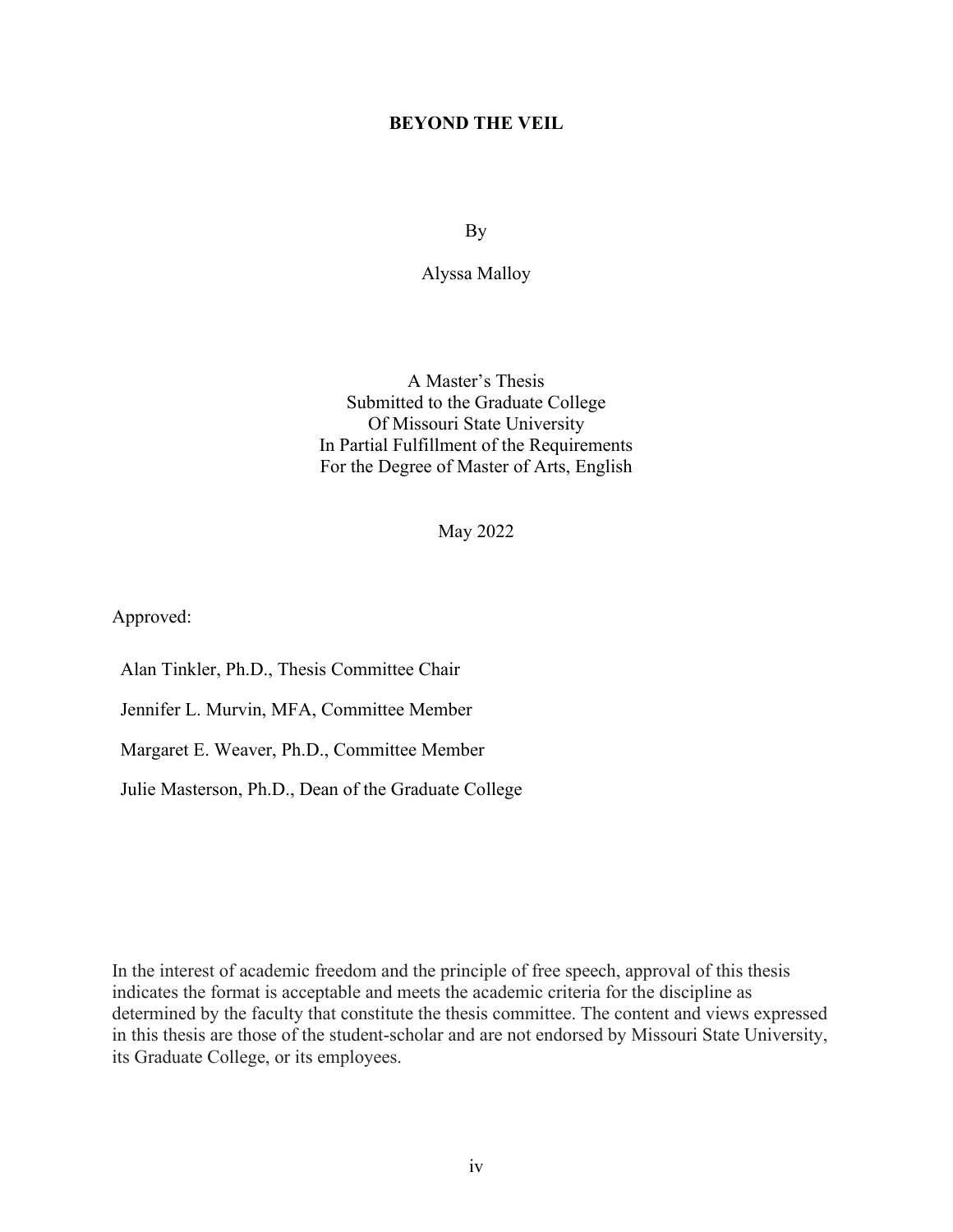**BEYOND THE VEIL**

By

Alyssa Malloy

A Master's Thesis
Submitted to the Graduate College
Of Missouri State University
In Partial Fulfillment of the Requirements
For the Degree of Master of Arts, English

May 2022

Approved:

Alan Tinkler, Ph.D., Thesis Committee Chair

Jennifer L. Murvin, MFA, Committee Member

Margaret E. Weaver, Ph.D., Committee Member

Julie Masterson, Ph.D., Dean of the Graduate College

In the interest of academic freedom and the principle of free speech, approval of this thesis indicates the format is acceptable and meets the academic criteria for the discipline as determined by the faculty that constitute the thesis committee. The content and views expressed in this thesis are those of the student-scholar and are not endorsed by Missouri State University, its Graduate College, or its employees.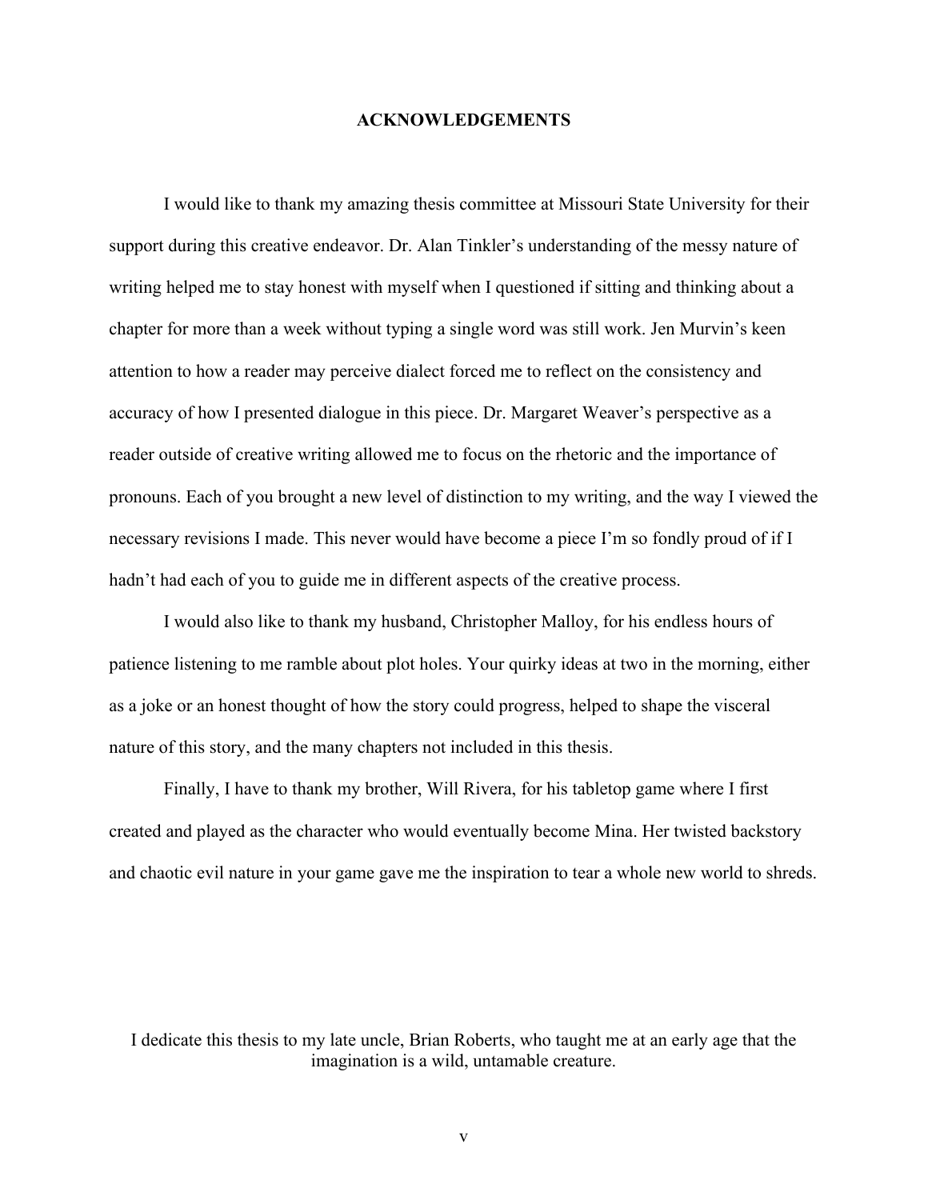# ACKNOWLEDGEMENTS

I would like to thank my amazing thesis committee at Missouri State University for their support during this creative endeavor. Dr. Alan Tinkler's understanding of the messy nature of writing helped me to stay honest with myself when I questioned if sitting and thinking about a chapter for more than a week without typing a single word was still work. Jen Murvin's keen attention to how a reader may perceive dialect forced me to reflect on the consistency and accuracy of how I presented dialogue in this piece. Dr. Margaret Weaver's perspective as a reader outside of creative writing allowed me to focus on the rhetoric and the importance of pronouns. Each of you brought a new level of distinction to my writing, and the way I viewed the necessary revisions I made. This never would have become a piece I'm so fondly proud of if I hadn't had each of you to guide me in different aspects of the creative process.

I would also like to thank my husband, Christopher Malloy, for his endless hours of patience listening to me ramble about plot holes. Your quirky ideas at two in the morning, either as a joke or an honest thought of how the story could progress, helped to shape the visceral nature of this story, and the many chapters not included in this thesis.

Finally, I have to thank my brother, Will Rivera, for his tabletop game where I first created and played as the character who would eventually become Mina. Her twisted backstory and chaotic evil nature in your game gave me the inspiration to tear a whole new world to shreds.

I dedicate this thesis to my late uncle, Brian Roberts, who taught me at an early age that the imagination is a wild, untamable creature.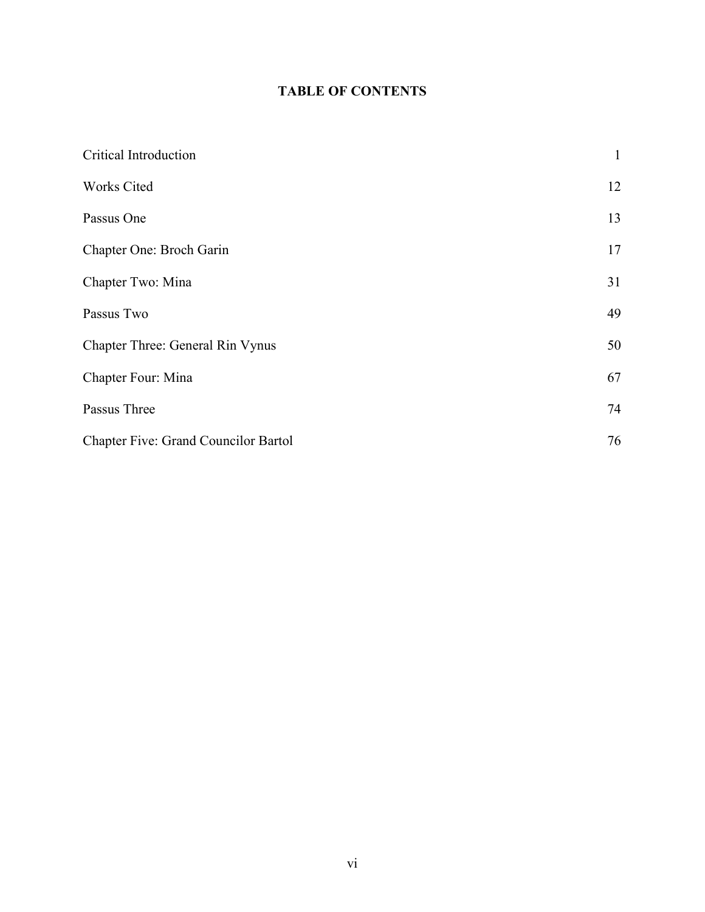# TABLE OF CONTENTS

| | |
|---|---|
| Critical Introduction | 1 |
| Works Cited | 12 |
| Passus One | 13 |
| Chapter One: Broch Garin | 17 |
| Chapter Two: Mina | 31 |
| Passus Two | 49 |
| Chapter Three: General Rin Vynus | 50 |
| Chapter Four: Mina | 67 |
| Passus Three | 74 |
| Chapter Five: Grand Councilor Bartol | 76 |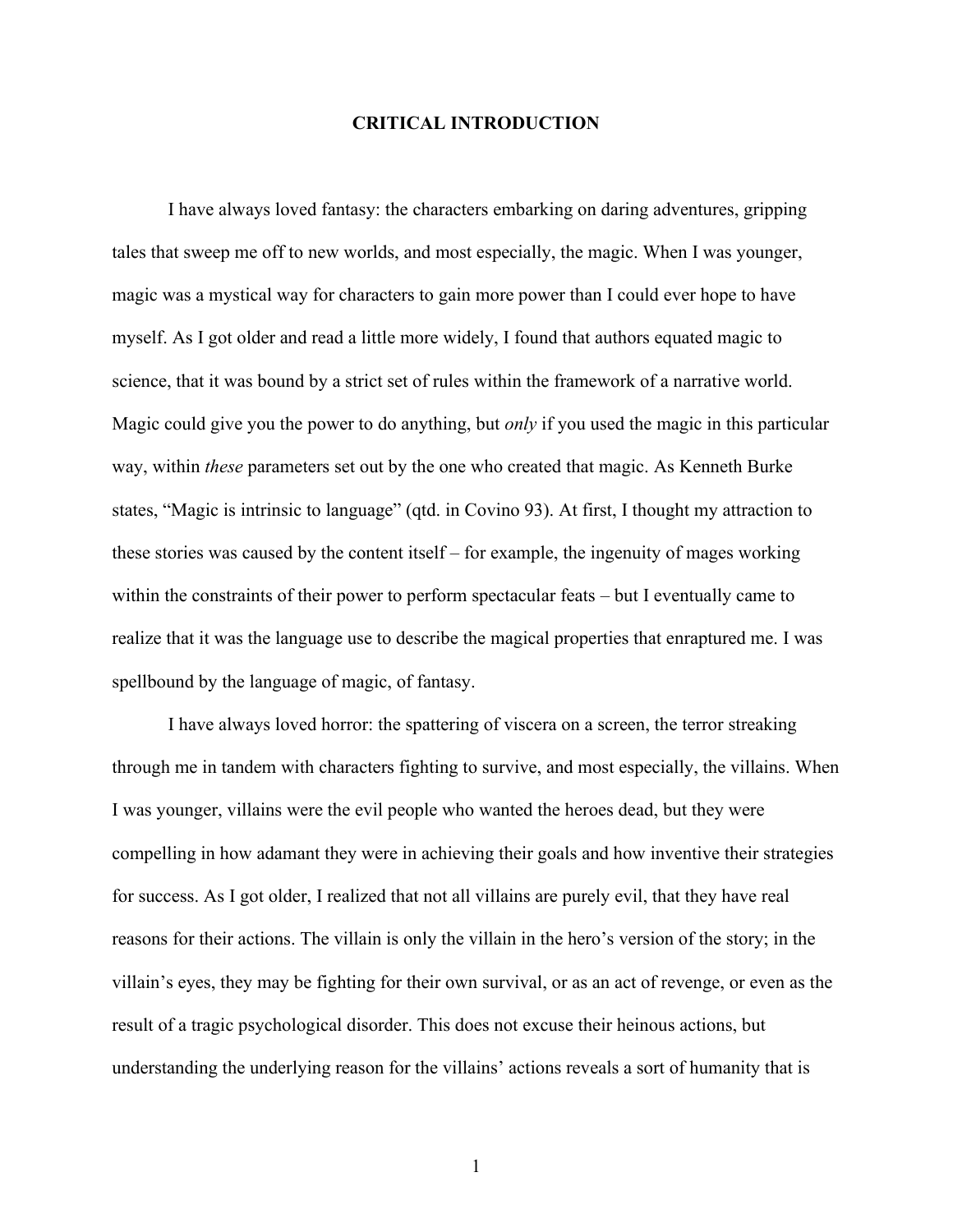# CRITICAL INTRODUCTION

I have always loved fantasy: the characters embarking on daring adventures, gripping tales that sweep me off to new worlds, and most especially, the magic. When I was younger, magic was a mystical way for characters to gain more power than I could ever hope to have myself. As I got older and read a little more widely, I found that authors equated magic to science, that it was bound by a strict set of rules within the framework of a narrative world. Magic could give you the power to do anything, but *only* if you used the magic in this particular way, within *these* parameters set out by the one who created that magic. As Kenneth Burke states, "Magic is intrinsic to language" (qtd. in Covino 93). At first, I thought my attraction to these stories was caused by the content itself – for example, the ingenuity of mages working within the constraints of their power to perform spectacular feats – but I eventually came to realize that it was the language use to describe the magical properties that enraptured me. I was spellbound by the language of magic, of fantasy.

I have always loved horror: the spattering of viscera on a screen, the terror streaking through me in tandem with characters fighting to survive, and most especially, the villains. When I was younger, villains were the evil people who wanted the heroes dead, but they were compelling in how adamant they were in achieving their goals and how inventive their strategies for success. As I got older, I realized that not all villains are purely evil, that they have real reasons for their actions. The villain is only the villain in the hero's version of the story; in the villain's eyes, they may be fighting for their own survival, or as an act of revenge, or even as the result of a tragic psychological disorder. This does not excuse their heinous actions, but understanding the underlying reason for the villains' actions reveals a sort of humanity that is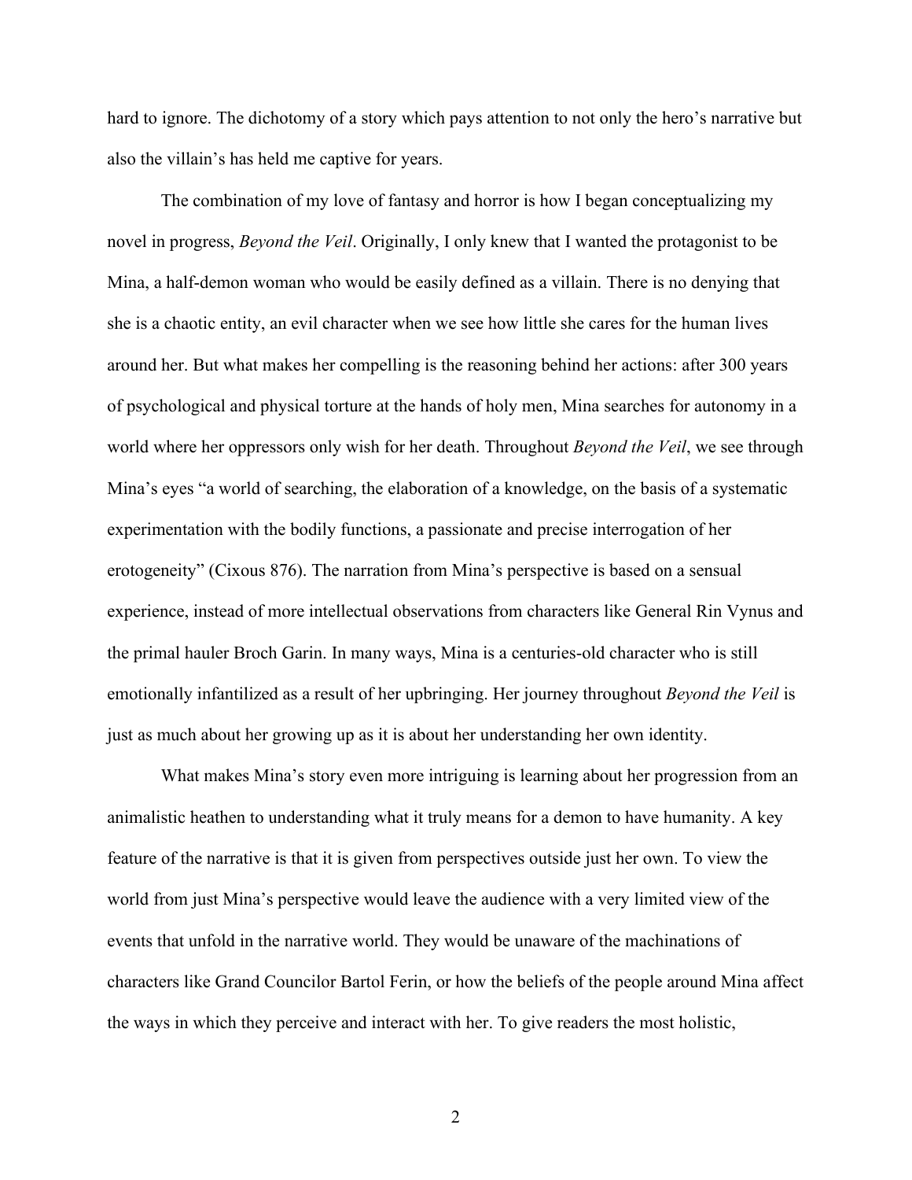hard to ignore. The dichotomy of a story which pays attention to not only the hero's narrative but also the villain's has held me captive for years.

The combination of my love of fantasy and horror is how I began conceptualizing my novel in progress, *Beyond the Veil*. Originally, I only knew that I wanted the protagonist to be Mina, a half-demon woman who would be easily defined as a villain. There is no denying that she is a chaotic entity, an evil character when we see how little she cares for the human lives around her. But what makes her compelling is the reasoning behind her actions: after 300 years of psychological and physical torture at the hands of holy men, Mina searches for autonomy in a world where her oppressors only wish for her death. Throughout *Beyond the Veil*, we see through Mina's eyes "a world of searching, the elaboration of a knowledge, on the basis of a systematic experimentation with the bodily functions, a passionate and precise interrogation of her erotogeneity" (Cixous 876). The narration from Mina's perspective is based on a sensual experience, instead of more intellectual observations from characters like General Rin Vynus and the primal hauler Broch Garin. In many ways, Mina is a centuries-old character who is still emotionally infantilized as a result of her upbringing. Her journey throughout *Beyond the Veil* is just as much about her growing up as it is about her understanding her own identity.

What makes Mina's story even more intriguing is learning about her progression from an animalistic heathen to understanding what it truly means for a demon to have humanity. A key feature of the narrative is that it is given from perspectives outside just her own. To view the world from just Mina's perspective would leave the audience with a very limited view of the events that unfold in the narrative world. They would be unaware of the machinations of characters like Grand Councilor Bartol Ferin, or how the beliefs of the people around Mina affect the ways in which they perceive and interact with her. To give readers the most holistic,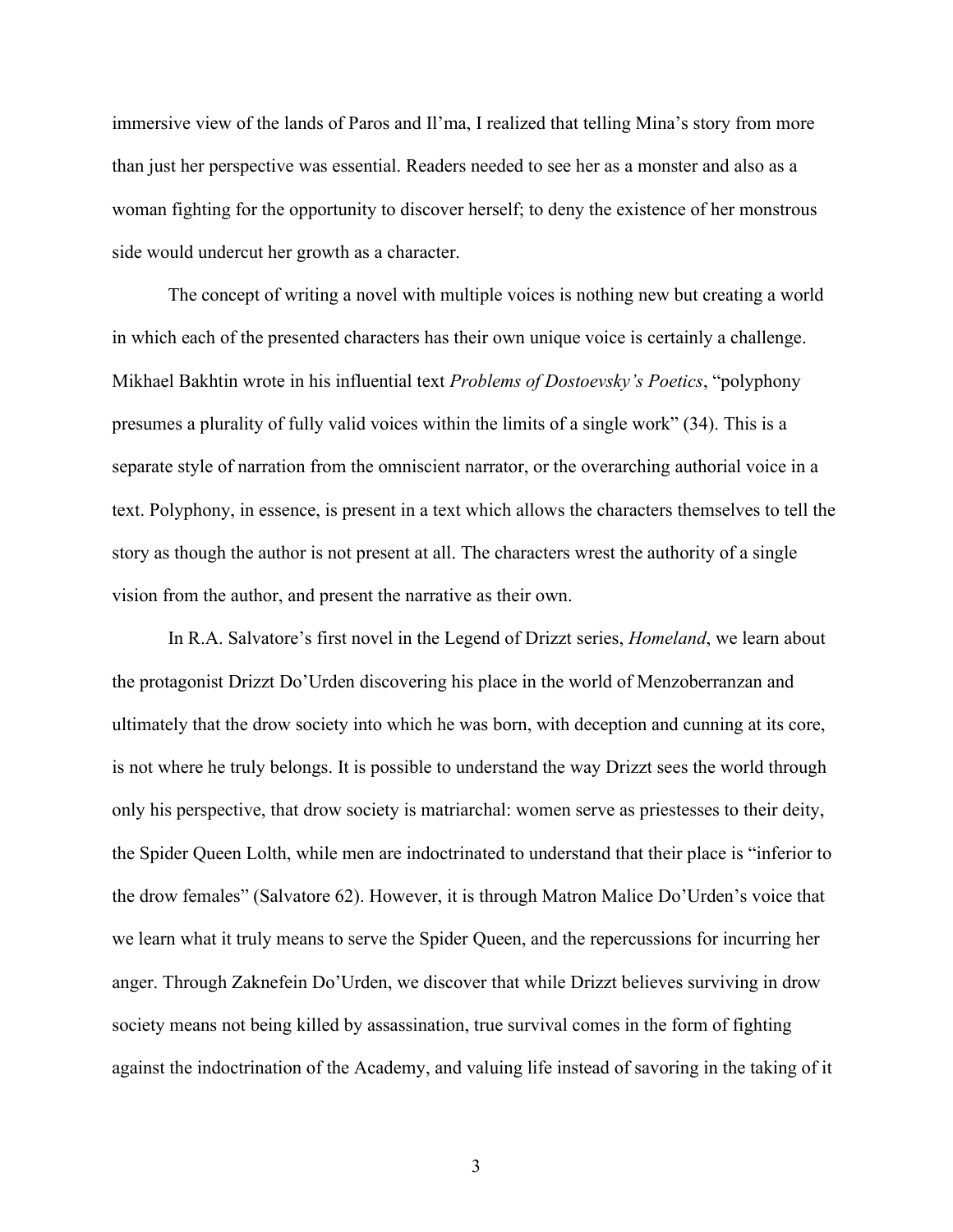immersive view of the lands of Paros and Il'ma, I realized that telling Mina's story from more than just her perspective was essential. Readers needed to see her as a monster and also as a woman fighting for the opportunity to discover herself; to deny the existence of her monstrous side would undercut her growth as a character.

The concept of writing a novel with multiple voices is nothing new but creating a world in which each of the presented characters has their own unique voice is certainly a challenge. Mikhael Bakhtin wrote in his influential text *Problems of Dostoevsky's Poetics*, "polyphony presumes a plurality of fully valid voices within the limits of a single work" (34). This is a separate style of narration from the omniscient narrator, or the overarching authorial voice in a text. Polyphony, in essence, is present in a text which allows the characters themselves to tell the story as though the author is not present at all. The characters wrest the authority of a single vision from the author, and present the narrative as their own.

In R.A. Salvatore's first novel in the Legend of Drizzt series, *Homeland*, we learn about the protagonist Drizzt Do'Urden discovering his place in the world of Menzoberranzan and ultimately that the drow society into which he was born, with deception and cunning at its core, is not where he truly belongs. It is possible to understand the way Drizzt sees the world through only his perspective, that drow society is matriarchal: women serve as priestesses to their deity, the Spider Queen Lolth, while men are indoctrinated to understand that their place is "inferior to the drow females" (Salvatore 62). However, it is through Matron Malice Do'Urden's voice that we learn what it truly means to serve the Spider Queen, and the repercussions for incurring her anger. Through Zaknefein Do'Urden, we discover that while Drizzt believes surviving in drow society means not being killed by assassination, true survival comes in the form of fighting against the indoctrination of the Academy, and valuing life instead of savoring in the taking of it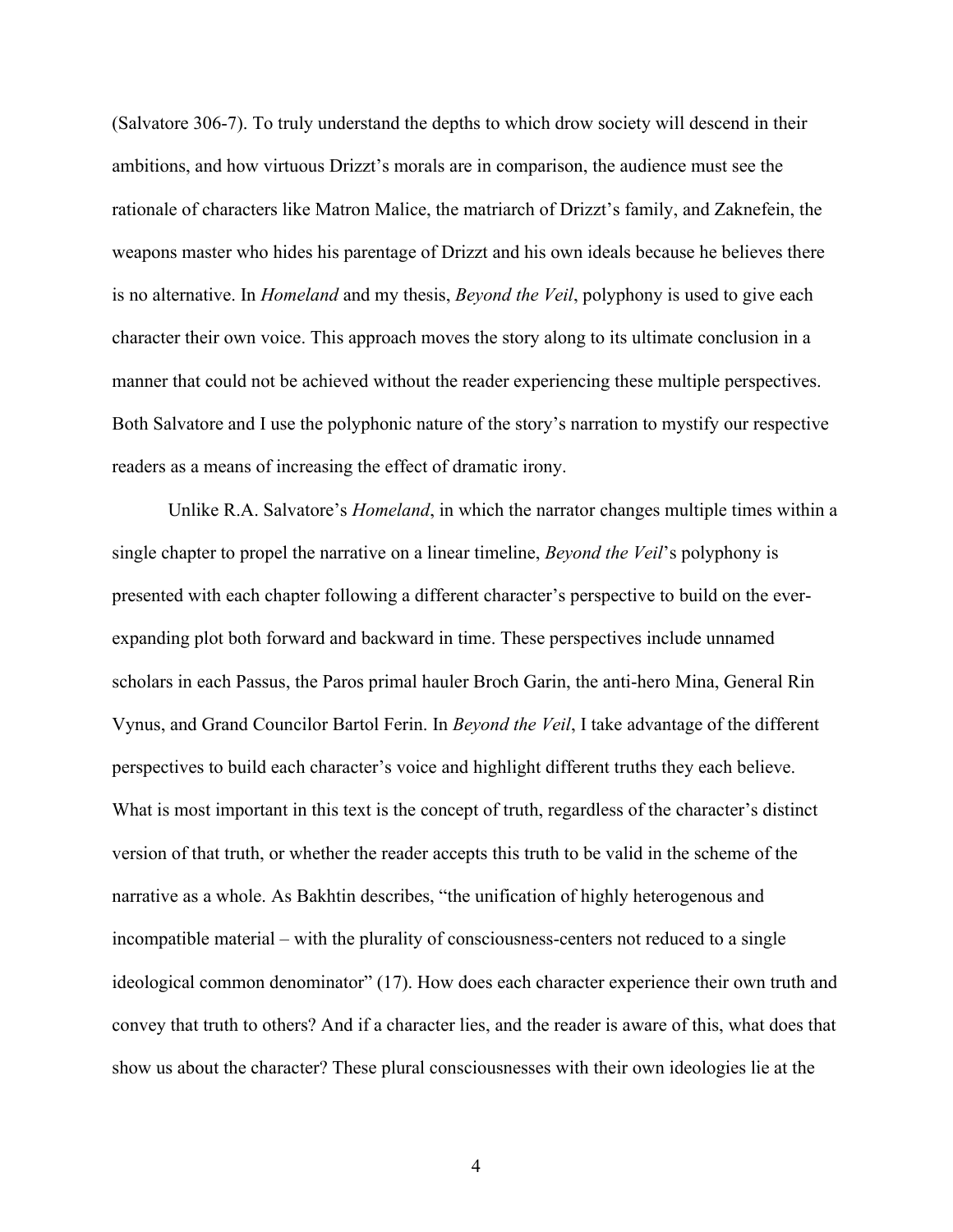(Salvatore 306-7). To truly understand the depths to which drow society will descend in their ambitions, and how virtuous Drizzt's morals are in comparison, the audience must see the rationale of characters like Matron Malice, the matriarch of Drizzt's family, and Zaknefein, the weapons master who hides his parentage of Drizzt and his own ideals because he believes there is no alternative. In *Homeland* and my thesis, *Beyond the Veil*, polyphony is used to give each character their own voice. This approach moves the story along to its ultimate conclusion in a manner that could not be achieved without the reader experiencing these multiple perspectives. Both Salvatore and I use the polyphonic nature of the story's narration to mystify our respective readers as a means of increasing the effect of dramatic irony.

Unlike R.A. Salvatore's *Homeland*, in which the narrator changes multiple times within a single chapter to propel the narrative on a linear timeline, *Beyond the Veil*'s polyphony is presented with each chapter following a different character's perspective to build on the ever-expanding plot both forward and backward in time. These perspectives include unnamed scholars in each Passus, the Paros primal hauler Broch Garin, the anti-hero Mina, General Rin Vynus, and Grand Councilor Bartol Ferin. In *Beyond the Veil*, I take advantage of the different perspectives to build each character's voice and highlight different truths they each believe. What is most important in this text is the concept of truth, regardless of the character's distinct version of that truth, or whether the reader accepts this truth to be valid in the scheme of the narrative as a whole. As Bakhtin describes, "the unification of highly heterogenous and incompatible material – with the plurality of consciousness-centers not reduced to a single ideological common denominator" (17). How does each character experience their own truth and convey that truth to others? And if a character lies, and the reader is aware of this, what does that show us about the character? These plural consciousnesses with their own ideologies lie at the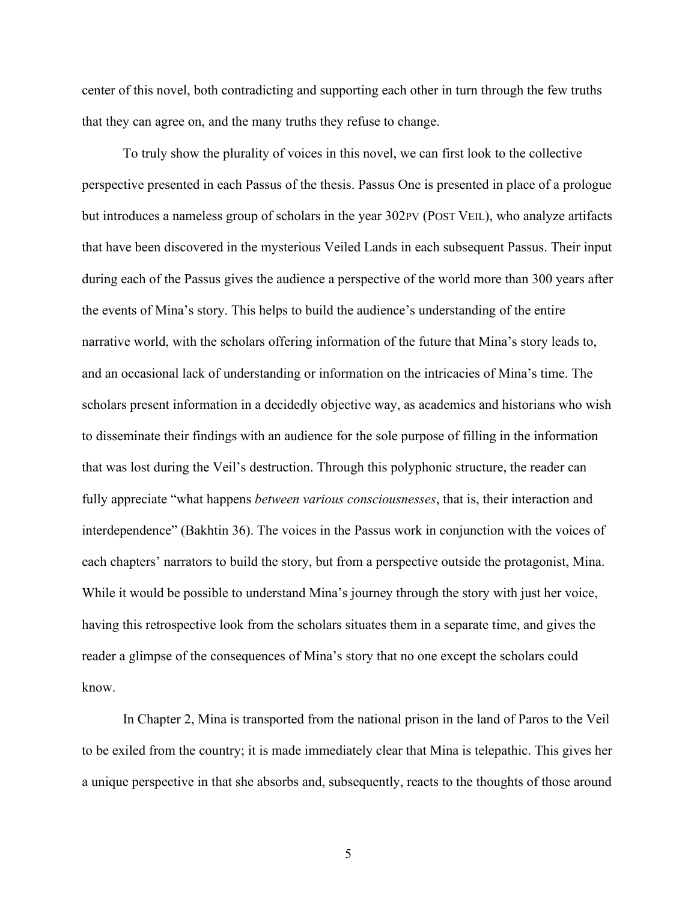center of this novel, both contradicting and supporting each other in turn through the few truths that they can agree on, and the many truths they refuse to change.

To truly show the plurality of voices in this novel, we can first look to the collective perspective presented in each Passus of the thesis. Passus One is presented in place of a prologue but introduces a nameless group of scholars in the year 302PV (POST VEIL), who analyze artifacts that have been discovered in the mysterious Veiled Lands in each subsequent Passus. Their input during each of the Passus gives the audience a perspective of the world more than 300 years after the events of Mina's story. This helps to build the audience's understanding of the entire narrative world, with the scholars offering information of the future that Mina's story leads to, and an occasional lack of understanding or information on the intricacies of Mina's time. The scholars present information in a decidedly objective way, as academics and historians who wish to disseminate their findings with an audience for the sole purpose of filling in the information that was lost during the Veil's destruction. Through this polyphonic structure, the reader can fully appreciate "what happens *between various consciousnesses*, that is, their interaction and interdependence" (Bakhtin 36). The voices in the Passus work in conjunction with the voices of each chapters' narrators to build the story, but from a perspective outside the protagonist, Mina. While it would be possible to understand Mina's journey through the story with just her voice, having this retrospective look from the scholars situates them in a separate time, and gives the reader a glimpse of the consequences of Mina's story that no one except the scholars could know.

In Chapter 2, Mina is transported from the national prison in the land of Paros to the Veil to be exiled from the country; it is made immediately clear that Mina is telepathic. This gives her a unique perspective in that she absorbs and, subsequently, reacts to the thoughts of those around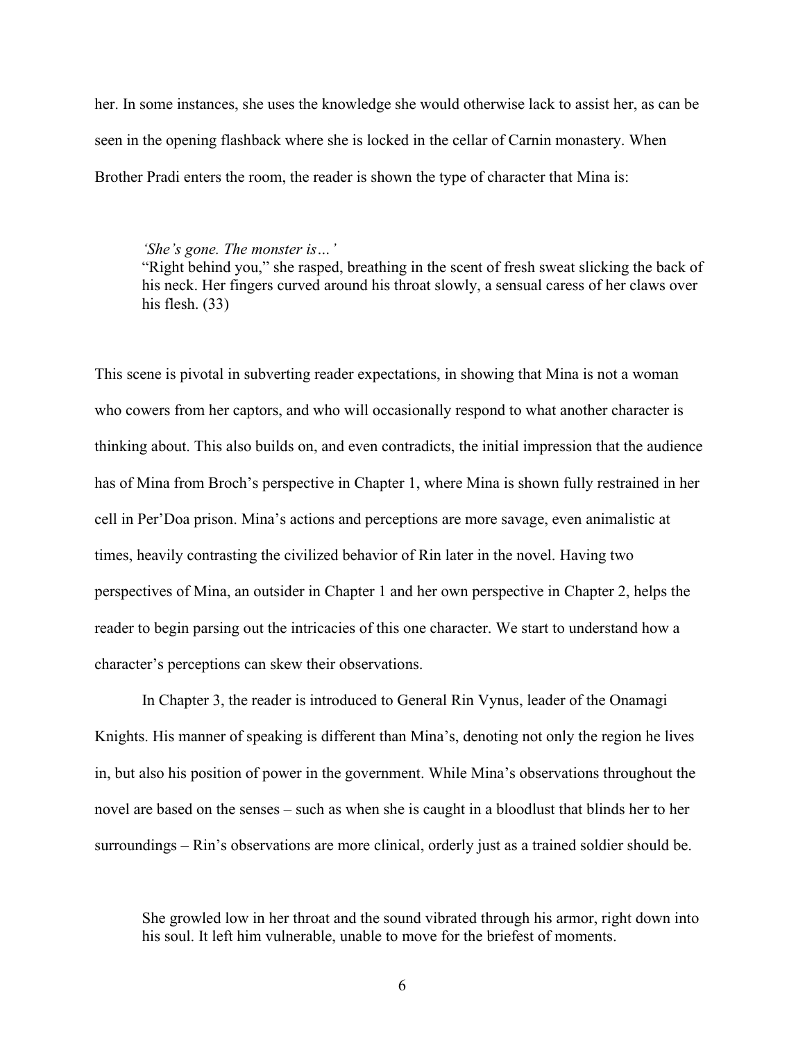her. In some instances, she uses the knowledge she would otherwise lack to assist her, as can be seen in the opening flashback where she is locked in the cellar of Carnin monastery. When Brother Pradi enters the room, the reader is shown the type of character that Mina is:

> *'She's gone. The monster is…'*
> "Right behind you," she rasped, breathing in the scent of fresh sweat slicking the back of his neck. Her fingers curved around his throat slowly, a sensual caress of her claws over his flesh. (33)

This scene is pivotal in subverting reader expectations, in showing that Mina is not a woman who cowers from her captors, and who will occasionally respond to what another character is thinking about. This also builds on, and even contradicts, the initial impression that the audience has of Mina from Broch's perspective in Chapter 1, where Mina is shown fully restrained in her cell in Per'Doa prison. Mina's actions and perceptions are more savage, even animalistic at times, heavily contrasting the civilized behavior of Rin later in the novel. Having two perspectives of Mina, an outsider in Chapter 1 and her own perspective in Chapter 2, helps the reader to begin parsing out the intricacies of this one character. We start to understand how a character's perceptions can skew their observations.

In Chapter 3, the reader is introduced to General Rin Vynus, leader of the Onamagi Knights. His manner of speaking is different than Mina's, denoting not only the region he lives in, but also his position of power in the government. While Mina's observations throughout the novel are based on the senses – such as when she is caught in a bloodlust that blinds her to her surroundings – Rin's observations are more clinical, orderly just as a trained soldier should be.

> She growled low in her throat and the sound vibrated through his armor, right down into his soul. It left him vulnerable, unable to move for the briefest of moments.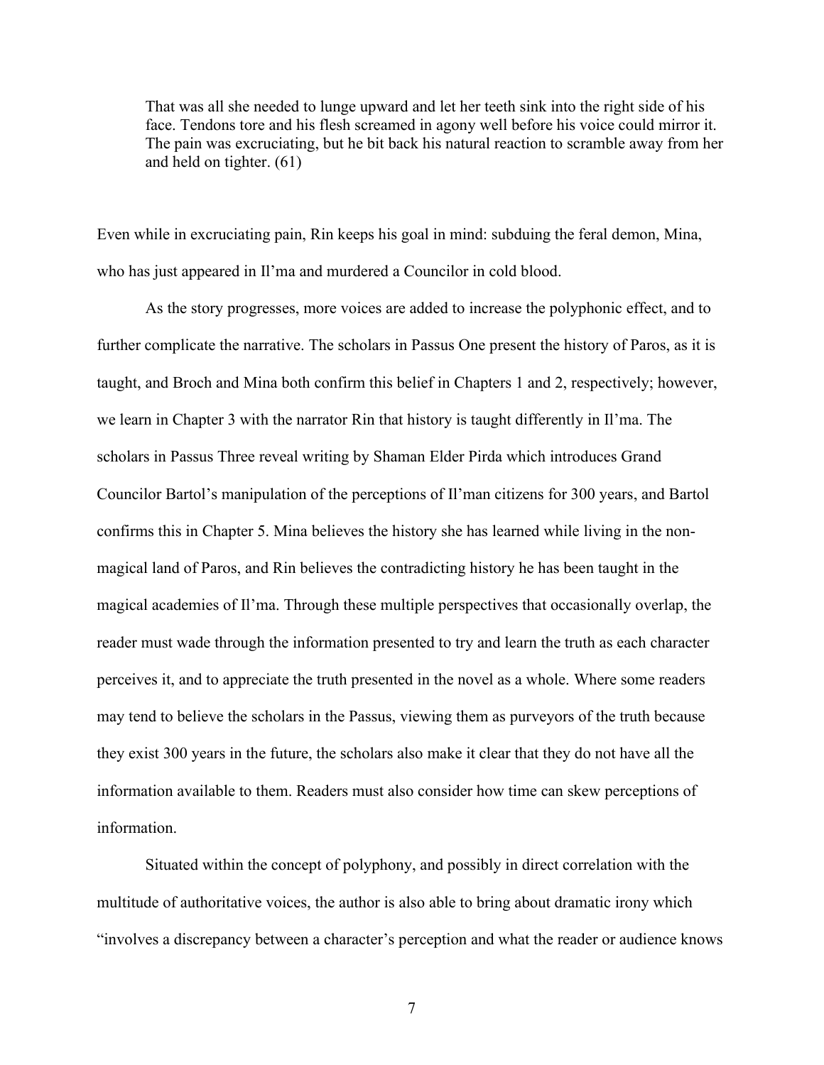> That was all she needed to lunge upward and let her teeth sink into the right side of his face. Tendons tore and his flesh screamed in agony well before his voice could mirror it. The pain was excruciating, but he bit back his natural reaction to scramble away from her and held on tighter. (61)

Even while in excruciating pain, Rin keeps his goal in mind: subduing the feral demon, Mina, who has just appeared in Il'ma and murdered a Councilor in cold blood.

As the story progresses, more voices are added to increase the polyphonic effect, and to further complicate the narrative. The scholars in Passus One present the history of Paros, as it is taught, and Broch and Mina both confirm this belief in Chapters 1 and 2, respectively; however, we learn in Chapter 3 with the narrator Rin that history is taught differently in Il'ma. The scholars in Passus Three reveal writing by Shaman Elder Pirda which introduces Grand Councilor Bartol's manipulation of the perceptions of Il'man citizens for 300 years, and Bartol confirms this in Chapter 5. Mina believes the history she has learned while living in the non-magical land of Paros, and Rin believes the contradicting history he has been taught in the magical academies of Il'ma. Through these multiple perspectives that occasionally overlap, the reader must wade through the information presented to try and learn the truth as each character perceives it, and to appreciate the truth presented in the novel as a whole. Where some readers may tend to believe the scholars in the Passus, viewing them as purveyors of the truth because they exist 300 years in the future, the scholars also make it clear that they do not have all the information available to them. Readers must also consider how time can skew perceptions of information.

Situated within the concept of polyphony, and possibly in direct correlation with the multitude of authoritative voices, the author is also able to bring about dramatic irony which "involves a discrepancy between a character's perception and what the reader or audience knows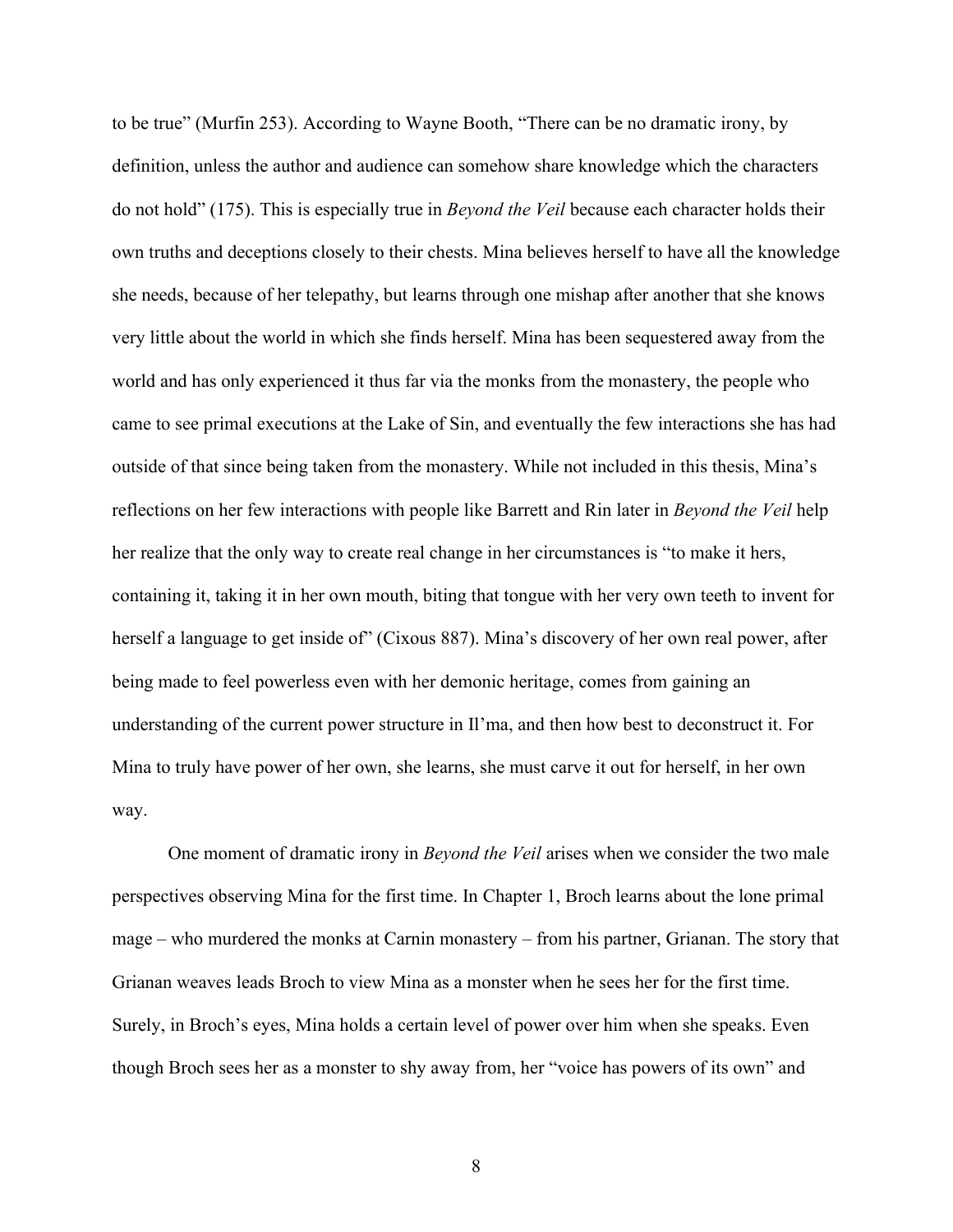to be true" (Murfin 253). According to Wayne Booth, "There can be no dramatic irony, by definition, unless the author and audience can somehow share knowledge which the characters do not hold" (175). This is especially true in *Beyond the Veil* because each character holds their own truths and deceptions closely to their chests. Mina believes herself to have all the knowledge she needs, because of her telepathy, but learns through one mishap after another that she knows very little about the world in which she finds herself. Mina has been sequestered away from the world and has only experienced it thus far via the monks from the monastery, the people who came to see primal executions at the Lake of Sin, and eventually the few interactions she has had outside of that since being taken from the monastery. While not included in this thesis, Mina's reflections on her few interactions with people like Barrett and Rin later in *Beyond the Veil* help her realize that the only way to create real change in her circumstances is "to make it hers, containing it, taking it in her own mouth, biting that tongue with her very own teeth to invent for herself a language to get inside of" (Cixous 887). Mina's discovery of her own real power, after being made to feel powerless even with her demonic heritage, comes from gaining an understanding of the current power structure in Il'ma, and then how best to deconstruct it. For Mina to truly have power of her own, she learns, she must carve it out for herself, in her own way.

One moment of dramatic irony in *Beyond the Veil* arises when we consider the two male perspectives observing Mina for the first time. In Chapter 1, Broch learns about the lone primal mage – who murdered the monks at Carnin monastery – from his partner, Grianan. The story that Grianan weaves leads Broch to view Mina as a monster when he sees her for the first time. Surely, in Broch's eyes, Mina holds a certain level of power over him when she speaks. Even though Broch sees her as a monster to shy away from, her "voice has powers of its own" and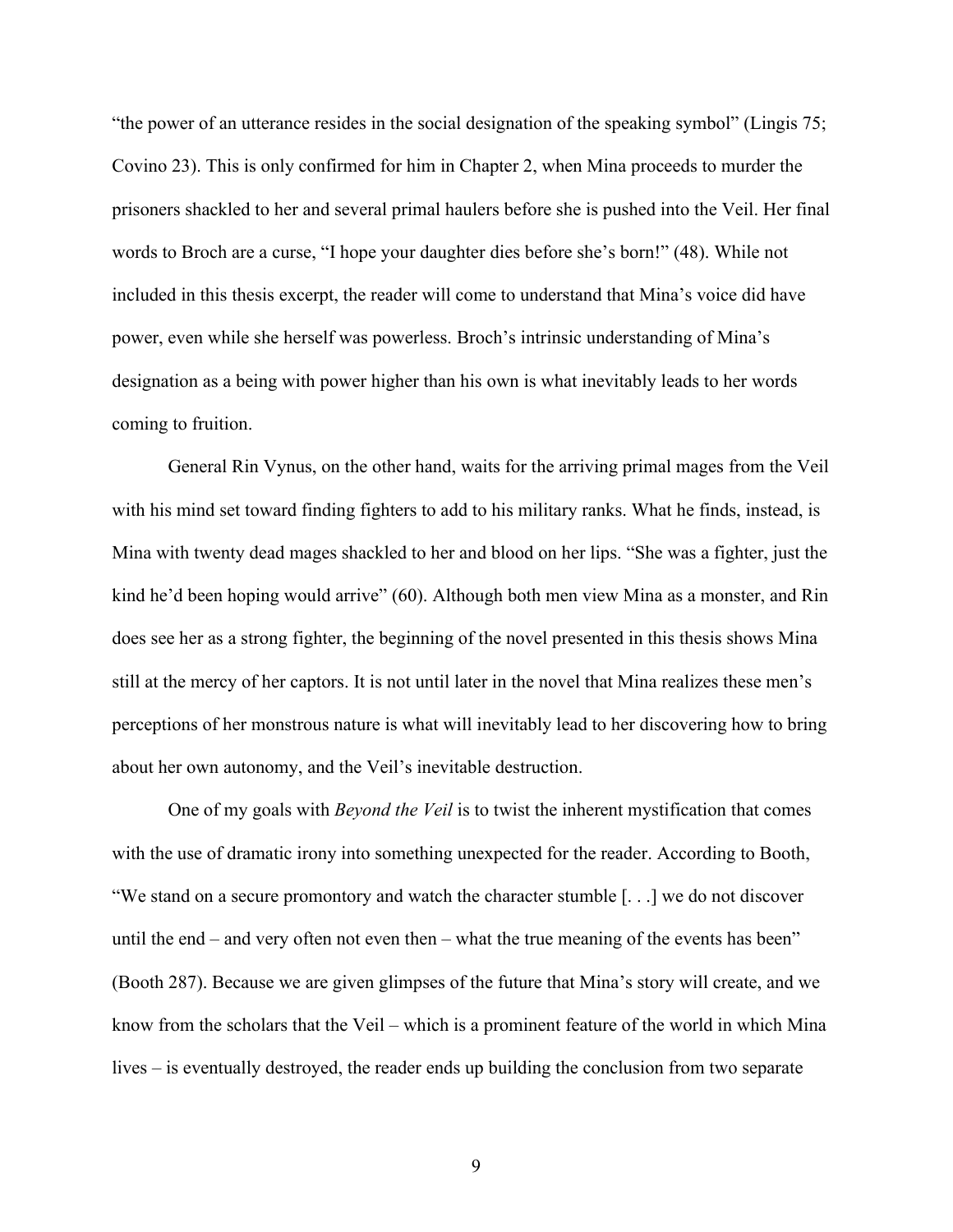"the power of an utterance resides in the social designation of the speaking symbol" (Lingis 75; Covino 23). This is only confirmed for him in Chapter 2, when Mina proceeds to murder the prisoners shackled to her and several primal haulers before she is pushed into the Veil. Her final words to Broch are a curse, "I hope your daughter dies before she's born!" (48). While not included in this thesis excerpt, the reader will come to understand that Mina's voice did have power, even while she herself was powerless. Broch's intrinsic understanding of Mina's designation as a being with power higher than his own is what inevitably leads to her words coming to fruition.

General Rin Vynus, on the other hand, waits for the arriving primal mages from the Veil with his mind set toward finding fighters to add to his military ranks. What he finds, instead, is Mina with twenty dead mages shackled to her and blood on her lips. "She was a fighter, just the kind he'd been hoping would arrive" (60). Although both men view Mina as a monster, and Rin does see her as a strong fighter, the beginning of the novel presented in this thesis shows Mina still at the mercy of her captors. It is not until later in the novel that Mina realizes these men's perceptions of her monstrous nature is what will inevitably lead to her discovering how to bring about her own autonomy, and the Veil's inevitable destruction.

One of my goals with *Beyond the Veil* is to twist the inherent mystification that comes with the use of dramatic irony into something unexpected for the reader. According to Booth, "We stand on a secure promontory and watch the character stumble [. . .] we do not discover until the end – and very often not even then – what the true meaning of the events has been" (Booth 287). Because we are given glimpses of the future that Mina's story will create, and we know from the scholars that the Veil – which is a prominent feature of the world in which Mina lives – is eventually destroyed, the reader ends up building the conclusion from two separate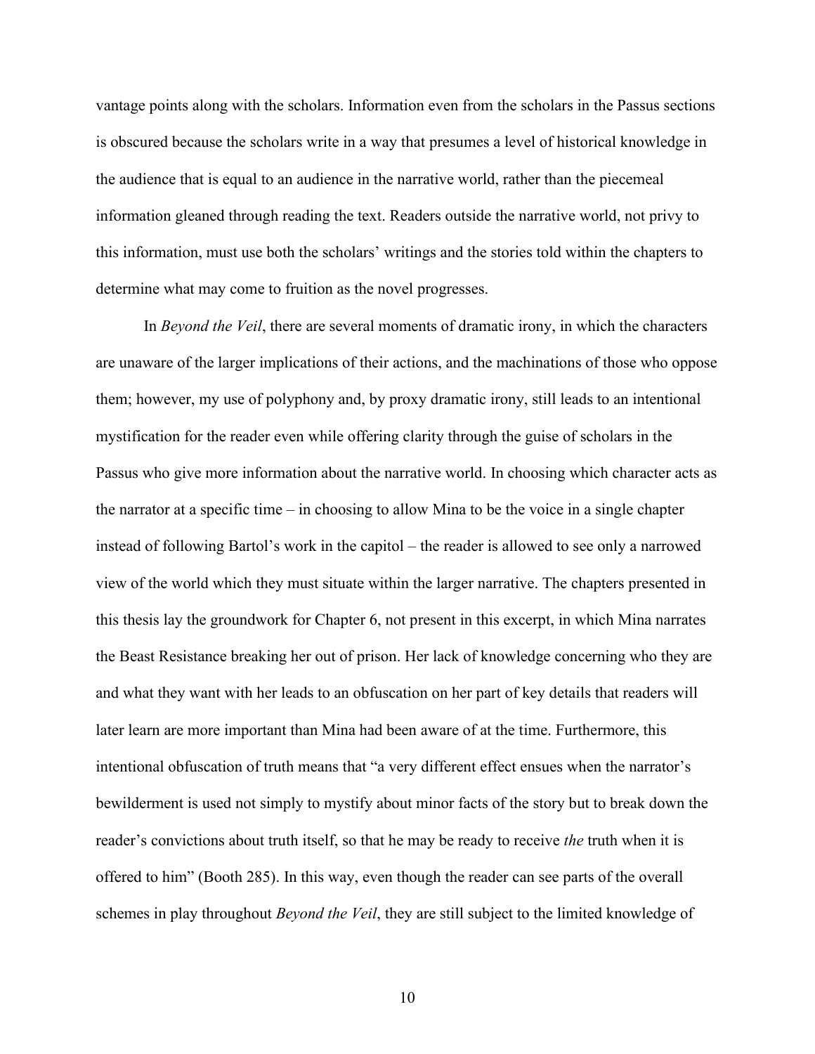vantage points along with the scholars. Information even from the scholars in the Passus sections is obscured because the scholars write in a way that presumes a level of historical knowledge in the audience that is equal to an audience in the narrative world, rather than the piecemeal information gleaned through reading the text. Readers outside the narrative world, not privy to this information, must use both the scholars' writings and the stories told within the chapters to determine what may come to fruition as the novel progresses.

In *Beyond the Veil*, there are several moments of dramatic irony, in which the characters are unaware of the larger implications of their actions, and the machinations of those who oppose them; however, my use of polyphony and, by proxy dramatic irony, still leads to an intentional mystification for the reader even while offering clarity through the guise of scholars in the Passus who give more information about the narrative world. In choosing which character acts as the narrator at a specific time – in choosing to allow Mina to be the voice in a single chapter instead of following Bartol's work in the capitol – the reader is allowed to see only a narrowed view of the world which they must situate within the larger narrative. The chapters presented in this thesis lay the groundwork for Chapter 6, not present in this excerpt, in which Mina narrates the Beast Resistance breaking her out of prison. Her lack of knowledge concerning who they are and what they want with her leads to an obfuscation on her part of key details that readers will later learn are more important than Mina had been aware of at the time. Furthermore, this intentional obfuscation of truth means that "a very different effect ensues when the narrator's bewilderment is used not simply to mystify about minor facts of the story but to break down the reader's convictions about truth itself, so that he may be ready to receive *the* truth when it is offered to him" (Booth 285). In this way, even though the reader can see parts of the overall schemes in play throughout *Beyond the Veil*, they are still subject to the limited knowledge of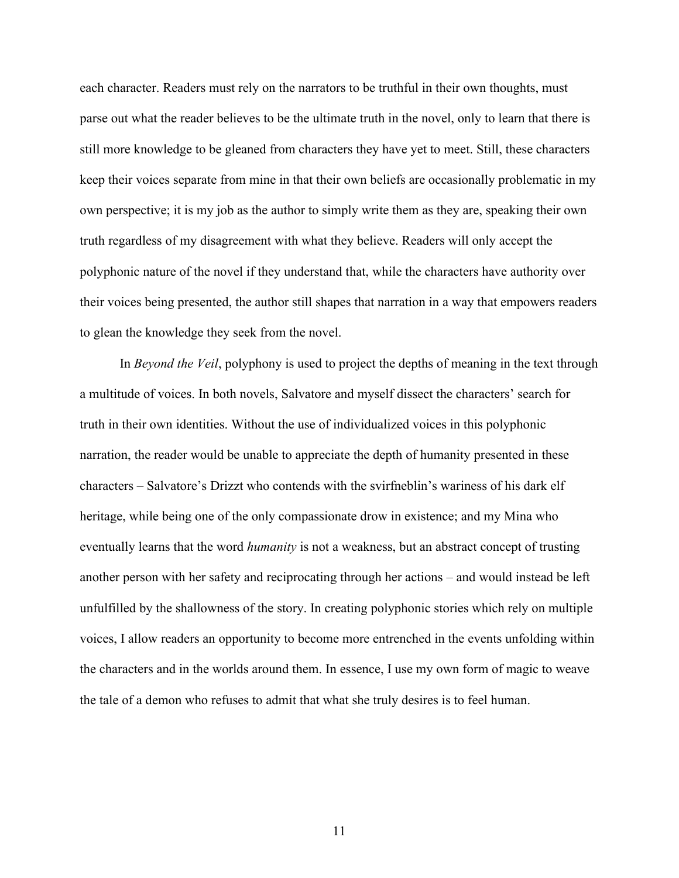each character. Readers must rely on the narrators to be truthful in their own thoughts, must parse out what the reader believes to be the ultimate truth in the novel, only to learn that there is still more knowledge to be gleaned from characters they have yet to meet. Still, these characters keep their voices separate from mine in that their own beliefs are occasionally problematic in my own perspective; it is my job as the author to simply write them as they are, speaking their own truth regardless of my disagreement with what they believe. Readers will only accept the polyphonic nature of the novel if they understand that, while the characters have authority over their voices being presented, the author still shapes that narration in a way that empowers readers to glean the knowledge they seek from the novel.

In *Beyond the Veil*, polyphony is used to project the depths of meaning in the text through a multitude of voices. In both novels, Salvatore and myself dissect the characters' search for truth in their own identities. Without the use of individualized voices in this polyphonic narration, the reader would be unable to appreciate the depth of humanity presented in these characters – Salvatore's Drizzt who contends with the svirfneblin's wariness of his dark elf heritage, while being one of the only compassionate drow in existence; and my Mina who eventually learns that the word *humanity* is not a weakness, but an abstract concept of trusting another person with her safety and reciprocating through her actions – and would instead be left unfulfilled by the shallowness of the story. In creating polyphonic stories which rely on multiple voices, I allow readers an opportunity to become more entrenched in the events unfolding within the characters and in the worlds around them. In essence, I use my own form of magic to weave the tale of a demon who refuses to admit that what she truly desires is to feel human.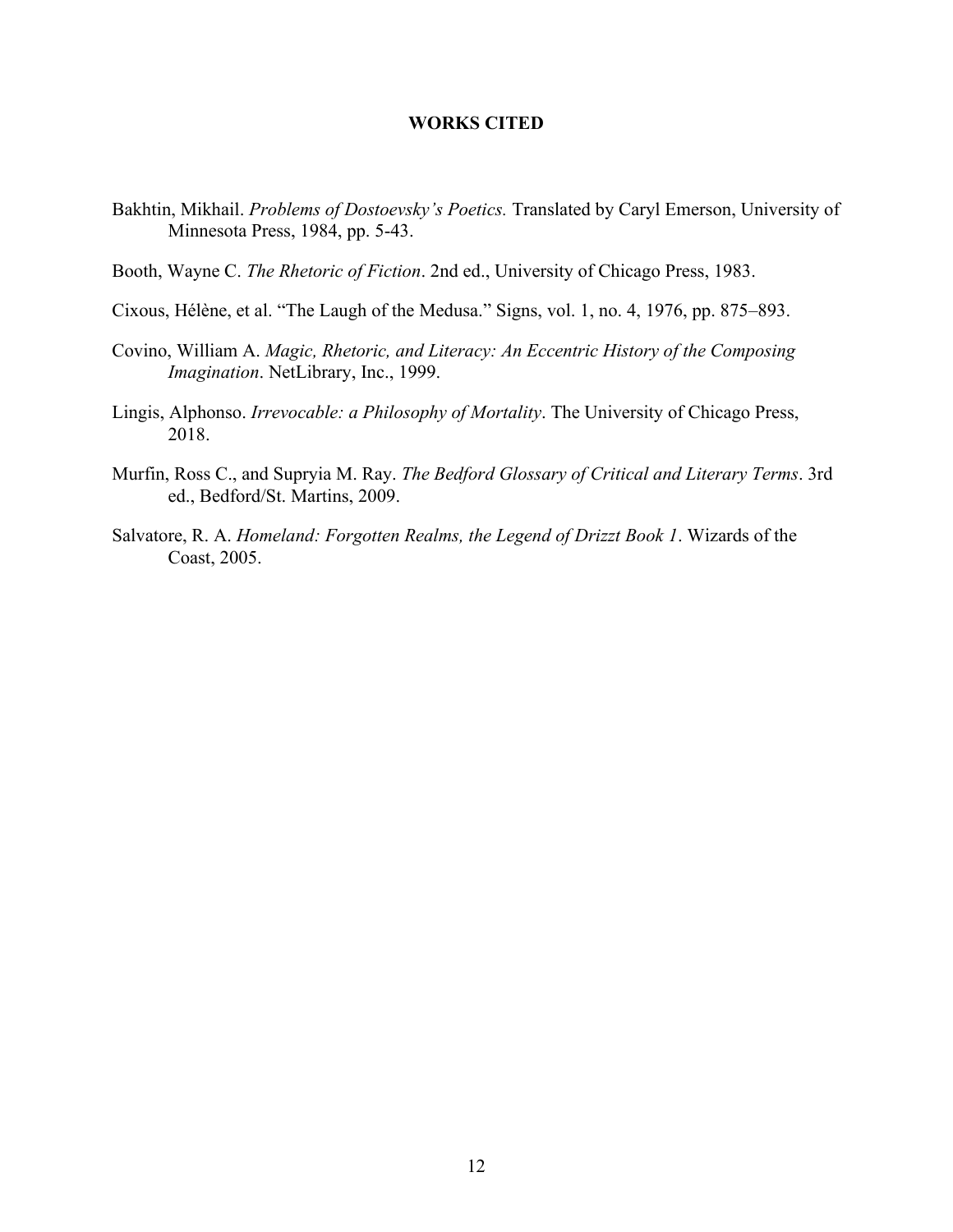# WORKS CITED

Bakhtin, Mikhail. *Problems of Dostoevsky's Poetics.* Translated by Caryl Emerson, University of Minnesota Press, 1984, pp. 5-43.

Booth, Wayne C. *The Rhetoric of Fiction*. 2nd ed., University of Chicago Press, 1983.

Cixous, Hélène, et al. "The Laugh of the Medusa." Signs, vol. 1, no. 4, 1976, pp. 875–893.

Covino, William A. *Magic, Rhetoric, and Literacy: An Eccentric History of the Composing Imagination*. NetLibrary, Inc., 1999.

Lingis, Alphonso. *Irrevocable: a Philosophy of Mortality*. The University of Chicago Press, 2018.

Murfin, Ross C., and Supryia M. Ray. *The Bedford Glossary of Critical and Literary Terms*. 3rd ed., Bedford/St. Martins, 2009.

Salvatore, R. A. *Homeland: Forgotten Realms, the Legend of Drizzt Book 1*. Wizards of the Coast, 2005.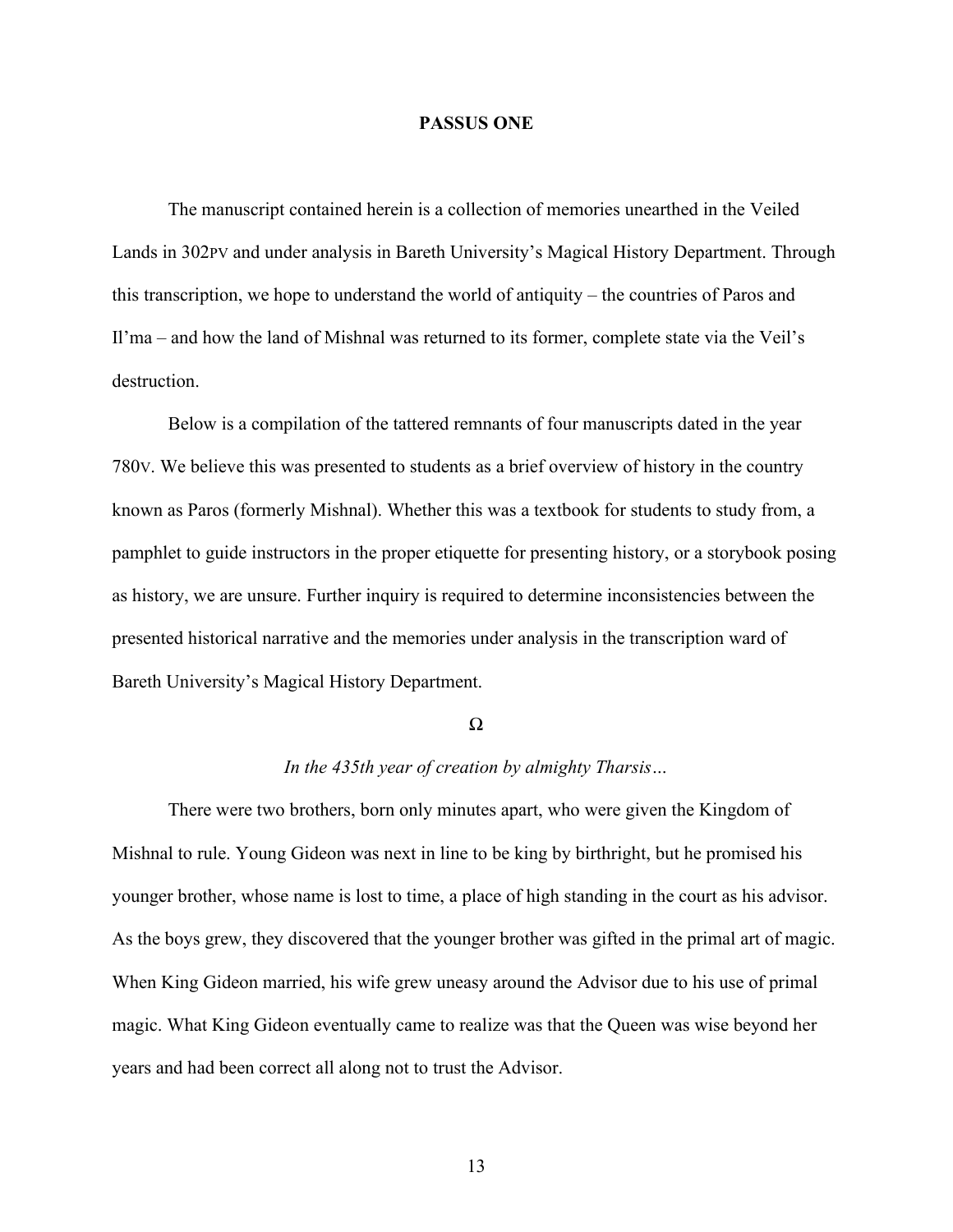# PASSUS ONE

The manuscript contained herein is a collection of memories unearthed in the Veiled Lands in 302PV and under analysis in Bareth University's Magical History Department. Through this transcription, we hope to understand the world of antiquity – the countries of Paros and Il'ma – and how the land of Mishnal was returned to its former, complete state via the Veil's destruction.

Below is a compilation of the tattered remnants of four manuscripts dated in the year 780V. We believe this was presented to students as a brief overview of history in the country known as Paros (formerly Mishnal). Whether this was a textbook for students to study from, a pamphlet to guide instructors in the proper etiquette for presenting history, or a storybook posing as history, we are unsure. Further inquiry is required to determine inconsistencies between the presented historical narrative and the memories under analysis in the transcription ward of Bareth University's Magical History Department.

Ω

*In the 435th year of creation by almighty Tharsis…*

There were two brothers, born only minutes apart, who were given the Kingdom of Mishnal to rule. Young Gideon was next in line to be king by birthright, but he promised his younger brother, whose name is lost to time, a place of high standing in the court as his advisor. As the boys grew, they discovered that the younger brother was gifted in the primal art of magic. When King Gideon married, his wife grew uneasy around the Advisor due to his use of primal magic. What King Gideon eventually came to realize was that the Queen was wise beyond her years and had been correct all along not to trust the Advisor.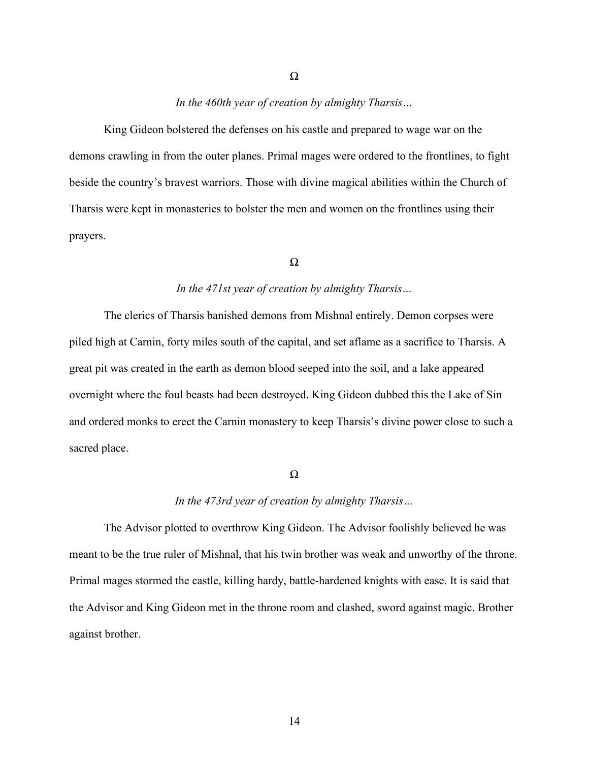Ω

*In the 460th year of creation by almighty Tharsis…*

King Gideon bolstered the defenses on his castle and prepared to wage war on the demons crawling in from the outer planes. Primal mages were ordered to the frontlines, to fight beside the country's bravest warriors. Those with divine magical abilities within the Church of Tharsis were kept in monasteries to bolster the men and women on the frontlines using their prayers.

Ω

*In the 471st year of creation by almighty Tharsis…*

The clerics of Tharsis banished demons from Mishnal entirely. Demon corpses were piled high at Carnin, forty miles south of the capital, and set aflame as a sacrifice to Tharsis. A great pit was created in the earth as demon blood seeped into the soil, and a lake appeared overnight where the foul beasts had been destroyed. King Gideon dubbed this the Lake of Sin and ordered monks to erect the Carnin monastery to keep Tharsis's divine power close to such a sacred place.

Ω

*In the 473rd year of creation by almighty Tharsis…*

The Advisor plotted to overthrow King Gideon. The Advisor foolishly believed he was meant to be the true ruler of Mishnal, that his twin brother was weak and unworthy of the throne. Primal mages stormed the castle, killing hardy, battle-hardened knights with ease. It is said that the Advisor and King Gideon met in the throne room and clashed, sword against magic. Brother against brother.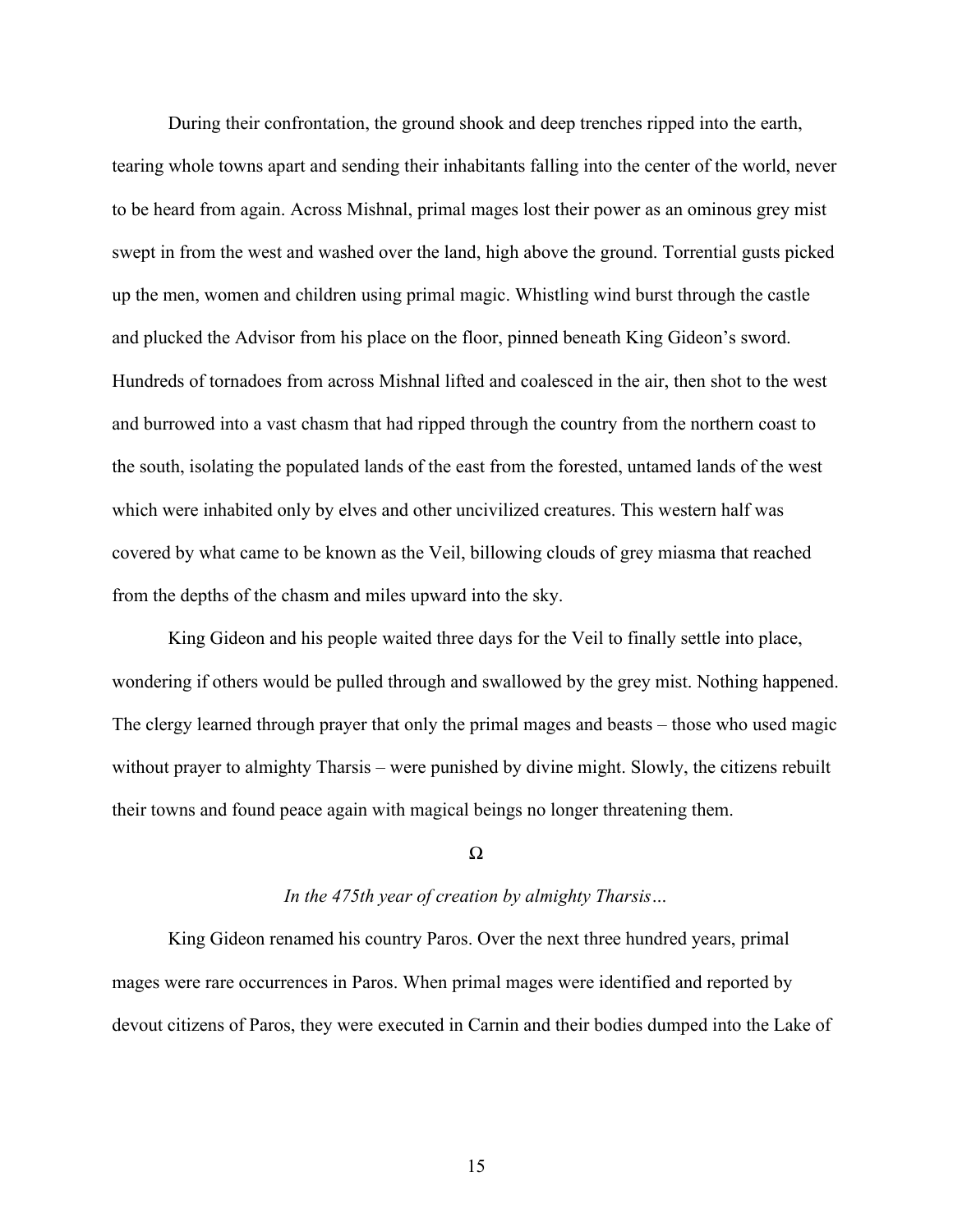During their confrontation, the ground shook and deep trenches ripped into the earth, tearing whole towns apart and sending their inhabitants falling into the center of the world, never to be heard from again. Across Mishnal, primal mages lost their power as an ominous grey mist swept in from the west and washed over the land, high above the ground. Torrential gusts picked up the men, women and children using primal magic. Whistling wind burst through the castle and plucked the Advisor from his place on the floor, pinned beneath King Gideon's sword. Hundreds of tornadoes from across Mishnal lifted and coalesced in the air, then shot to the west and burrowed into a vast chasm that had ripped through the country from the northern coast to the south, isolating the populated lands of the east from the forested, untamed lands of the west which were inhabited only by elves and other uncivilized creatures. This western half was covered by what came to be known as the Veil, billowing clouds of grey miasma that reached from the depths of the chasm and miles upward into the sky.

King Gideon and his people waited three days for the Veil to finally settle into place, wondering if others would be pulled through and swallowed by the grey mist. Nothing happened. The clergy learned through prayer that only the primal mages and beasts – those who used magic without prayer to almighty Tharsis – were punished by divine might. Slowly, the citizens rebuilt their towns and found peace again with magical beings no longer threatening them.

Ω

*In the 475th year of creation by almighty Tharsis…*

King Gideon renamed his country Paros. Over the next three hundred years, primal mages were rare occurrences in Paros. When primal mages were identified and reported by devout citizens of Paros, they were executed in Carnin and their bodies dumped into the Lake of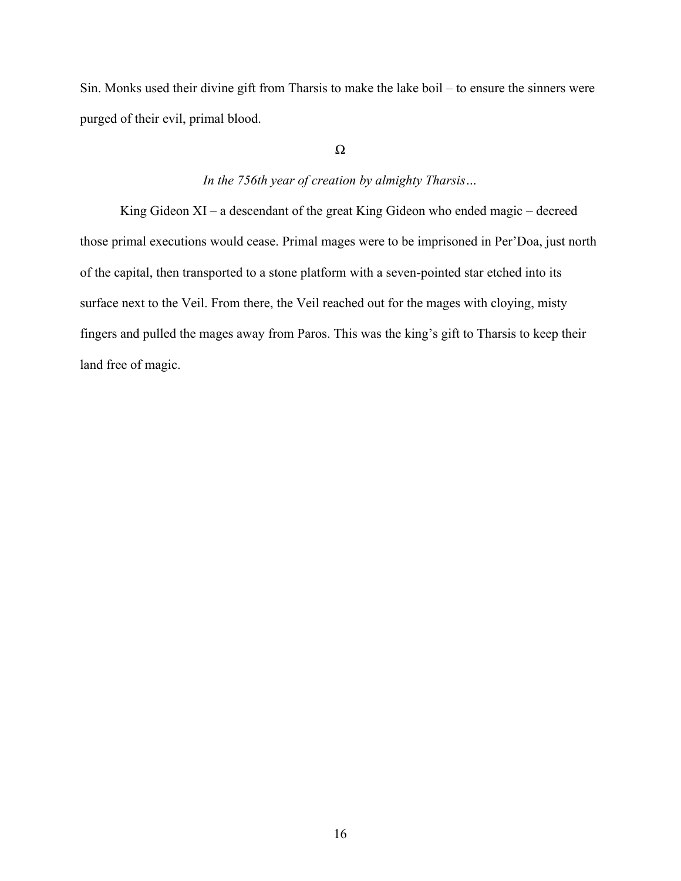Sin. Monks used their divine gift from Tharsis to make the lake boil – to ensure the sinners were purged of their evil, primal blood.

Ω

*In the 756th year of creation by almighty Tharsis…*

King Gideon XI – a descendant of the great King Gideon who ended magic – decreed those primal executions would cease. Primal mages were to be imprisoned in Per'Doa, just north of the capital, then transported to a stone platform with a seven-pointed star etched into its surface next to the Veil. From there, the Veil reached out for the mages with cloying, misty fingers and pulled the mages away from Paros. This was the king's gift to Tharsis to keep their land free of magic.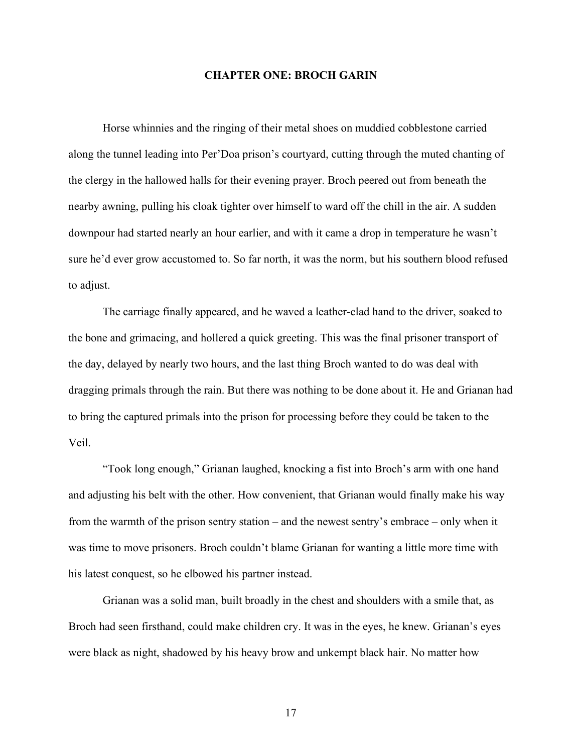## CHAPTER ONE: BROCH GARIN

Horse whinnies and the ringing of their metal shoes on muddied cobblestone carried along the tunnel leading into Per'Doa prison's courtyard, cutting through the muted chanting of the clergy in the hallowed halls for their evening prayer. Broch peered out from beneath the nearby awning, pulling his cloak tighter over himself to ward off the chill in the air. A sudden downpour had started nearly an hour earlier, and with it came a drop in temperature he wasn't sure he'd ever grow accustomed to. So far north, it was the norm, but his southern blood refused to adjust.

The carriage finally appeared, and he waved a leather-clad hand to the driver, soaked to the bone and grimacing, and hollered a quick greeting. This was the final prisoner transport of the day, delayed by nearly two hours, and the last thing Broch wanted to do was deal with dragging primals through the rain. But there was nothing to be done about it. He and Grianan had to bring the captured primals into the prison for processing before they could be taken to the Veil.

"Took long enough," Grianan laughed, knocking a fist into Broch's arm with one hand and adjusting his belt with the other. How convenient, that Grianan would finally make his way from the warmth of the prison sentry station – and the newest sentry's embrace – only when it was time to move prisoners. Broch couldn't blame Grianan for wanting a little more time with his latest conquest, so he elbowed his partner instead.

Grianan was a solid man, built broadly in the chest and shoulders with a smile that, as Broch had seen firsthand, could make children cry. It was in the eyes, he knew. Grianan's eyes were black as night, shadowed by his heavy brow and unkempt black hair. No matter how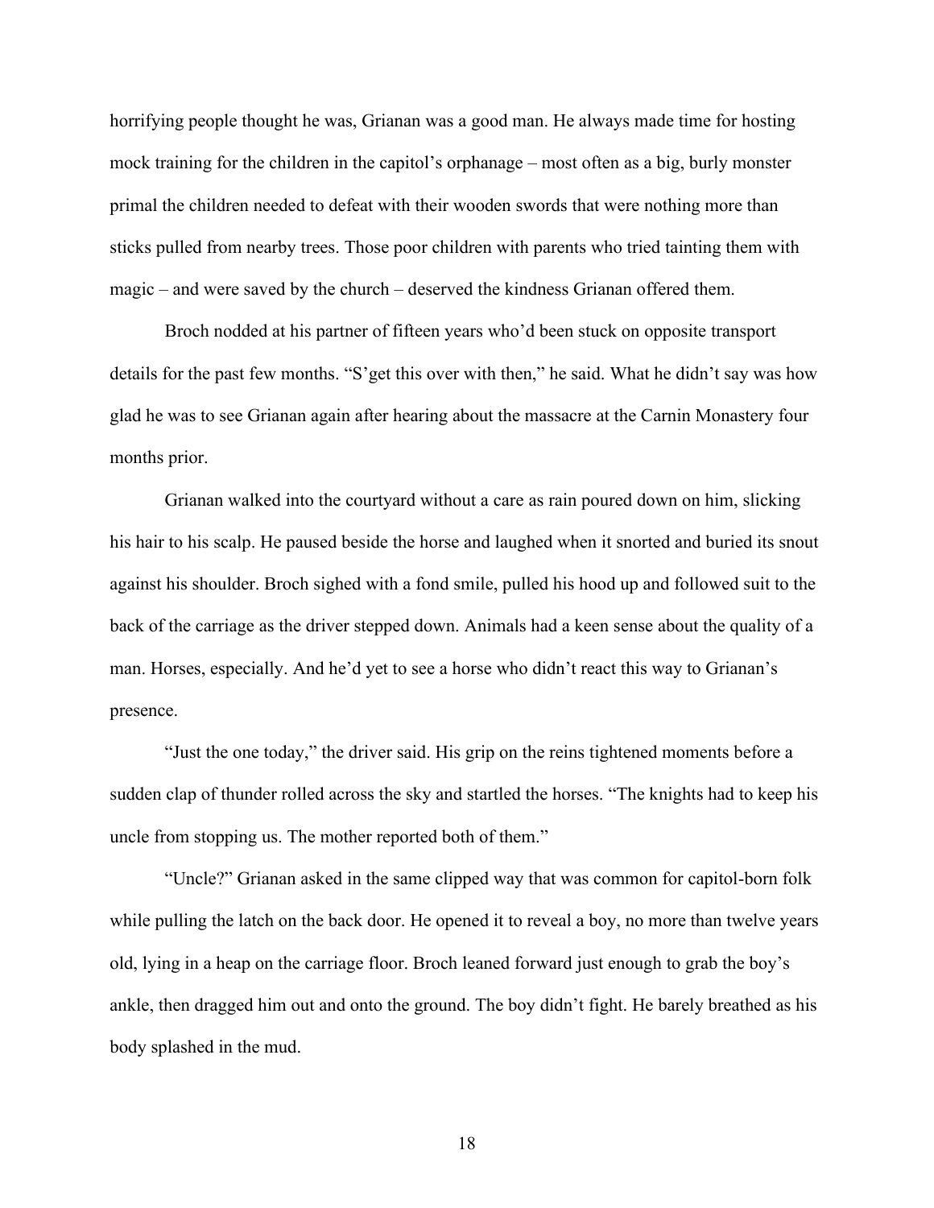horrifying people thought he was, Grianan was a good man. He always made time for hosting mock training for the children in the capitol's orphanage – most often as a big, burly monster primal the children needed to defeat with their wooden swords that were nothing more than sticks pulled from nearby trees. Those poor children with parents who tried tainting them with magic – and were saved by the church – deserved the kindness Grianan offered them.

Broch nodded at his partner of fifteen years who'd been stuck on opposite transport details for the past few months. "S'get this over with then," he said. What he didn't say was how glad he was to see Grianan again after hearing about the massacre at the Carnin Monastery four months prior.

Grianan walked into the courtyard without a care as rain poured down on him, slicking his hair to his scalp. He paused beside the horse and laughed when it snorted and buried its snout against his shoulder. Broch sighed with a fond smile, pulled his hood up and followed suit to the back of the carriage as the driver stepped down. Animals had a keen sense about the quality of a man. Horses, especially. And he'd yet to see a horse who didn't react this way to Grianan's presence.

"Just the one today," the driver said. His grip on the reins tightened moments before a sudden clap of thunder rolled across the sky and startled the horses. "The knights had to keep his uncle from stopping us. The mother reported both of them."

"Uncle?" Grianan asked in the same clipped way that was common for capitol-born folk while pulling the latch on the back door. He opened it to reveal a boy, no more than twelve years old, lying in a heap on the carriage floor. Broch leaned forward just enough to grab the boy's ankle, then dragged him out and onto the ground. The boy didn't fight. He barely breathed as his body splashed in the mud.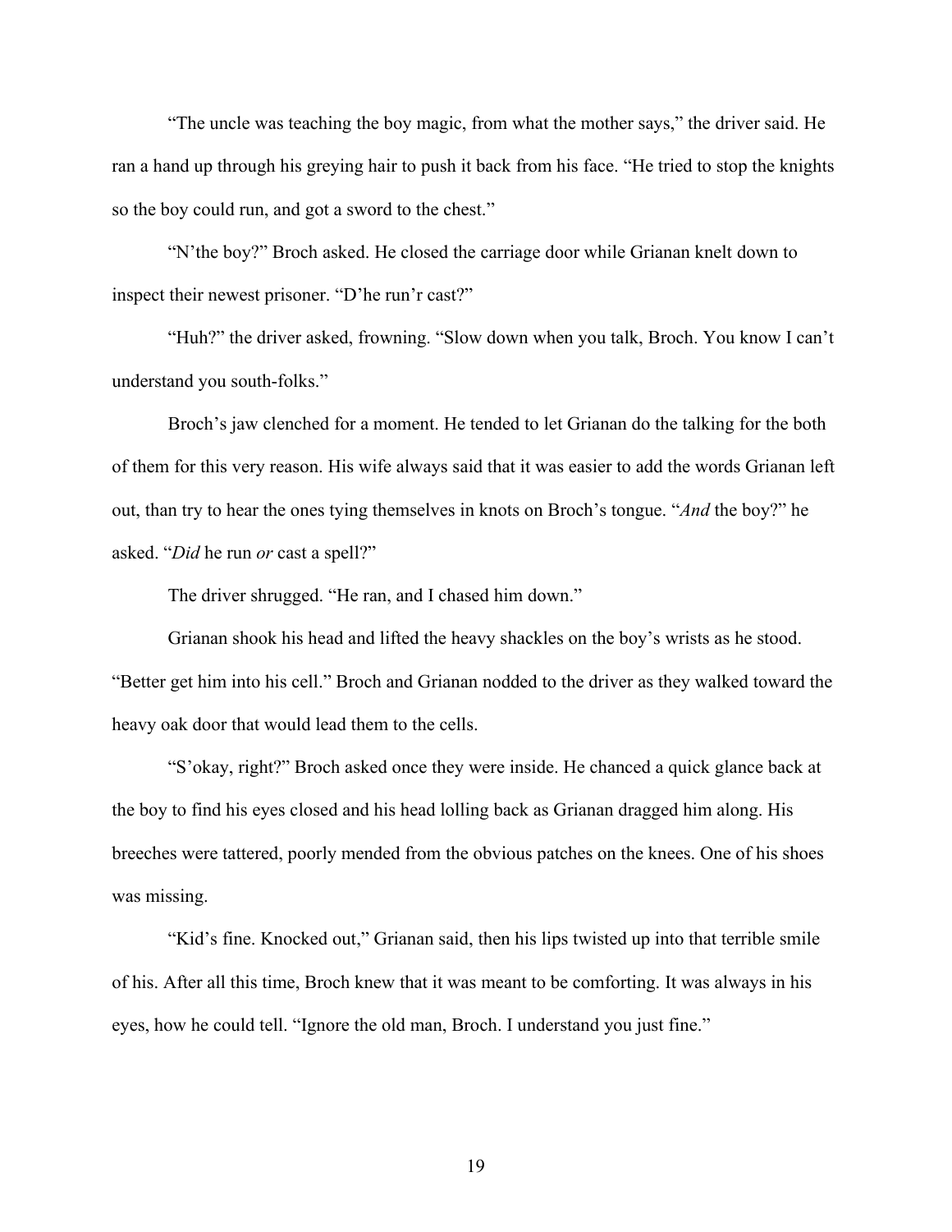"The uncle was teaching the boy magic, from what the mother says," the driver said. He ran a hand up through his greying hair to push it back from his face. "He tried to stop the knights so the boy could run, and got a sword to the chest."

"N'the boy?" Broch asked. He closed the carriage door while Grianan knelt down to inspect their newest prisoner. "D'he run'r cast?"

"Huh?" the driver asked, frowning. "Slow down when you talk, Broch. You know I can't understand you south-folks."

Broch's jaw clenched for a moment. He tended to let Grianan do the talking for the both of them for this very reason. His wife always said that it was easier to add the words Grianan left out, than try to hear the ones tying themselves in knots on Broch's tongue. "*And* the boy?" he asked. "*Did* he run *or* cast a spell?"

The driver shrugged. "He ran, and I chased him down."

Grianan shook his head and lifted the heavy shackles on the boy's wrists as he stood. "Better get him into his cell." Broch and Grianan nodded to the driver as they walked toward the heavy oak door that would lead them to the cells.

"S'okay, right?" Broch asked once they were inside. He chanced a quick glance back at the boy to find his eyes closed and his head lolling back as Grianan dragged him along. His breeches were tattered, poorly mended from the obvious patches on the knees. One of his shoes was missing.

"Kid's fine. Knocked out," Grianan said, then his lips twisted up into that terrible smile of his. After all this time, Broch knew that it was meant to be comforting. It was always in his eyes, how he could tell. "Ignore the old man, Broch. I understand you just fine."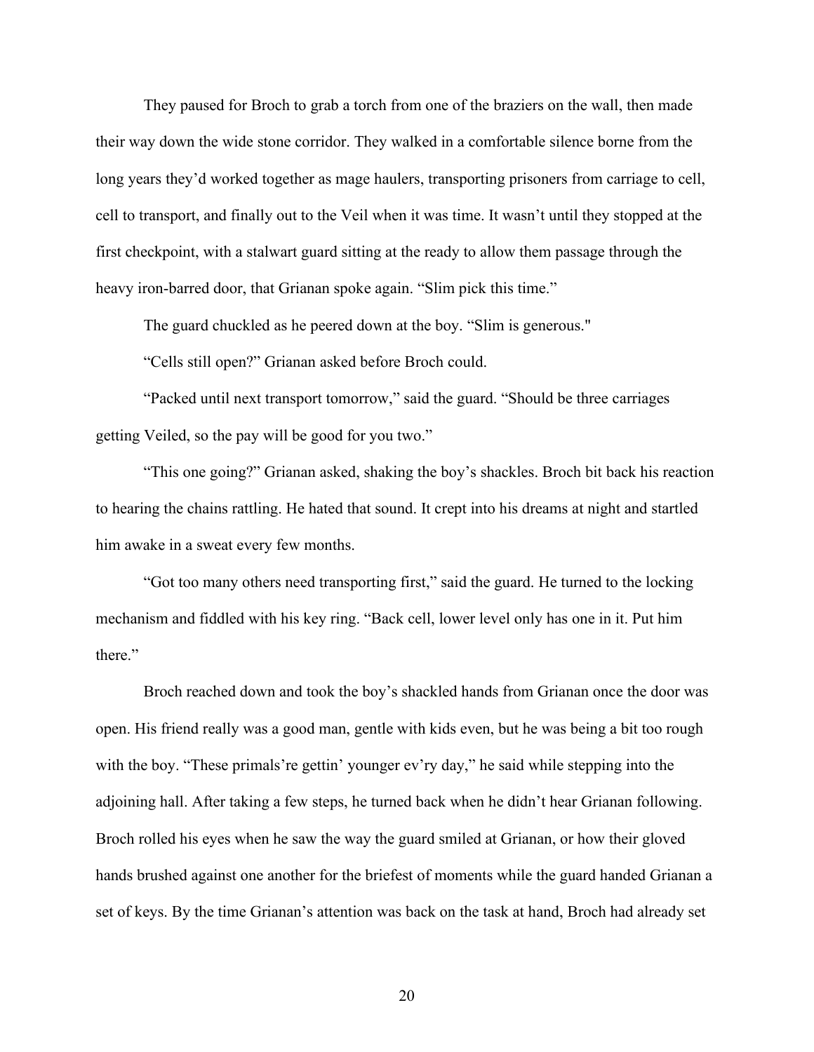They paused for Broch to grab a torch from one of the braziers on the wall, then made their way down the wide stone corridor. They walked in a comfortable silence borne from the long years they'd worked together as mage haulers, transporting prisoners from carriage to cell, cell to transport, and finally out to the Veil when it was time. It wasn't until they stopped at the first checkpoint, with a stalwart guard sitting at the ready to allow them passage through the heavy iron-barred door, that Grianan spoke again. "Slim pick this time."

The guard chuckled as he peered down at the boy. "Slim is generous."

"Cells still open?" Grianan asked before Broch could.

"Packed until next transport tomorrow," said the guard. "Should be three carriages getting Veiled, so the pay will be good for you two."

"This one going?" Grianan asked, shaking the boy's shackles. Broch bit back his reaction to hearing the chains rattling. He hated that sound. It crept into his dreams at night and startled him awake in a sweat every few months.

"Got too many others need transporting first," said the guard. He turned to the locking mechanism and fiddled with his key ring. "Back cell, lower level only has one in it. Put him there."

Broch reached down and took the boy's shackled hands from Grianan once the door was open. His friend really was a good man, gentle with kids even, but he was being a bit too rough with the boy. "These primals're gettin' younger ev'ry day," he said while stepping into the adjoining hall. After taking a few steps, he turned back when he didn't hear Grianan following. Broch rolled his eyes when he saw the way the guard smiled at Grianan, or how their gloved hands brushed against one another for the briefest of moments while the guard handed Grianan a set of keys. By the time Grianan's attention was back on the task at hand, Broch had already set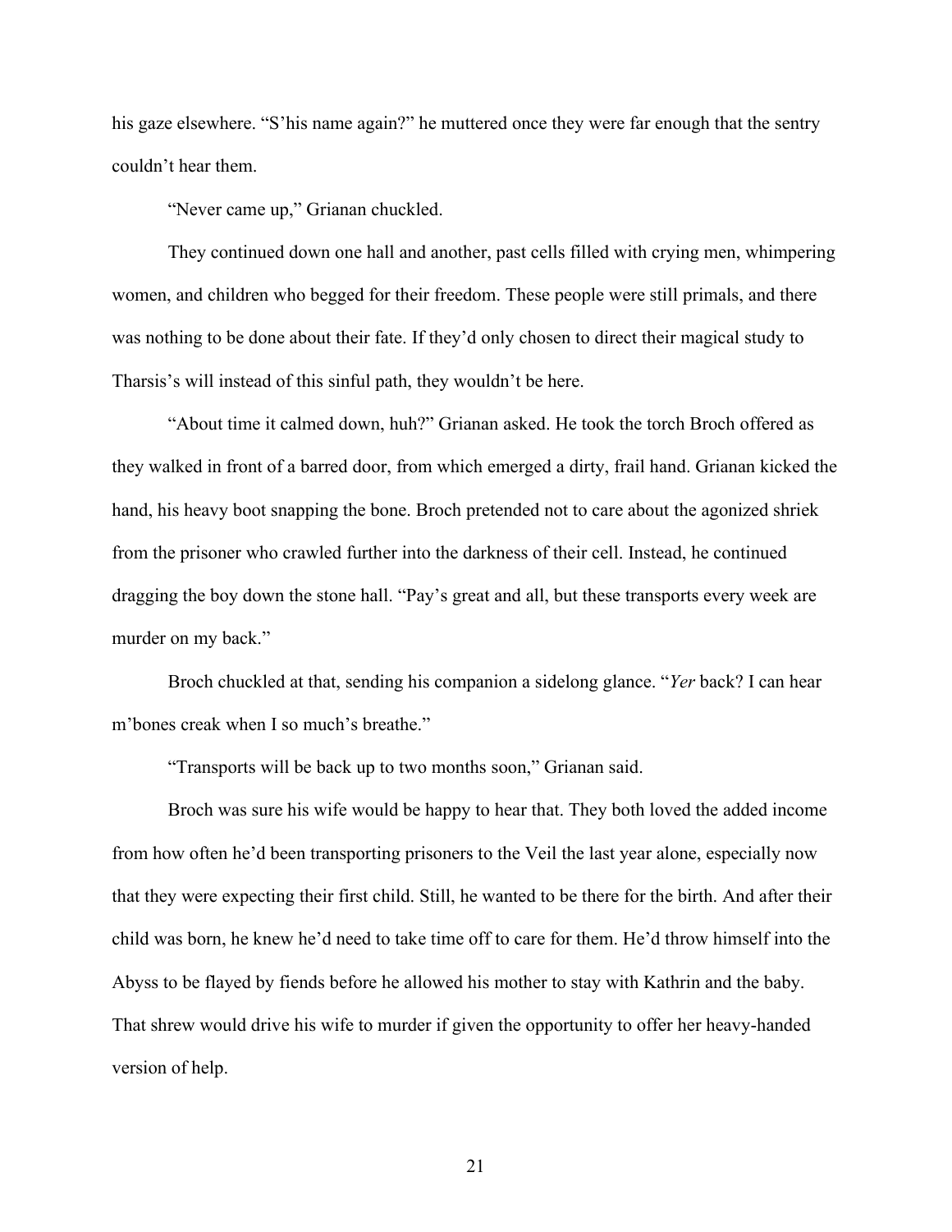his gaze elsewhere. "S'his name again?" he muttered once they were far enough that the sentry couldn't hear them.

"Never came up," Grianan chuckled.

They continued down one hall and another, past cells filled with crying men, whimpering women, and children who begged for their freedom. These people were still primals, and there was nothing to be done about their fate. If they'd only chosen to direct their magical study to Tharsis's will instead of this sinful path, they wouldn't be here.

"About time it calmed down, huh?" Grianan asked. He took the torch Broch offered as they walked in front of a barred door, from which emerged a dirty, frail hand. Grianan kicked the hand, his heavy boot snapping the bone. Broch pretended not to care about the agonized shriek from the prisoner who crawled further into the darkness of their cell. Instead, he continued dragging the boy down the stone hall. "Pay's great and all, but these transports every week are murder on my back."

Broch chuckled at that, sending his companion a sidelong glance. "*Yer* back? I can hear m'bones creak when I so much's breathe."

"Transports will be back up to two months soon," Grianan said.

Broch was sure his wife would be happy to hear that. They both loved the added income from how often he'd been transporting prisoners to the Veil the last year alone, especially now that they were expecting their first child. Still, he wanted to be there for the birth. And after their child was born, he knew he'd need to take time off to care for them. He'd throw himself into the Abyss to be flayed by fiends before he allowed his mother to stay with Kathrin and the baby. That shrew would drive his wife to murder if given the opportunity to offer her heavy-handed version of help.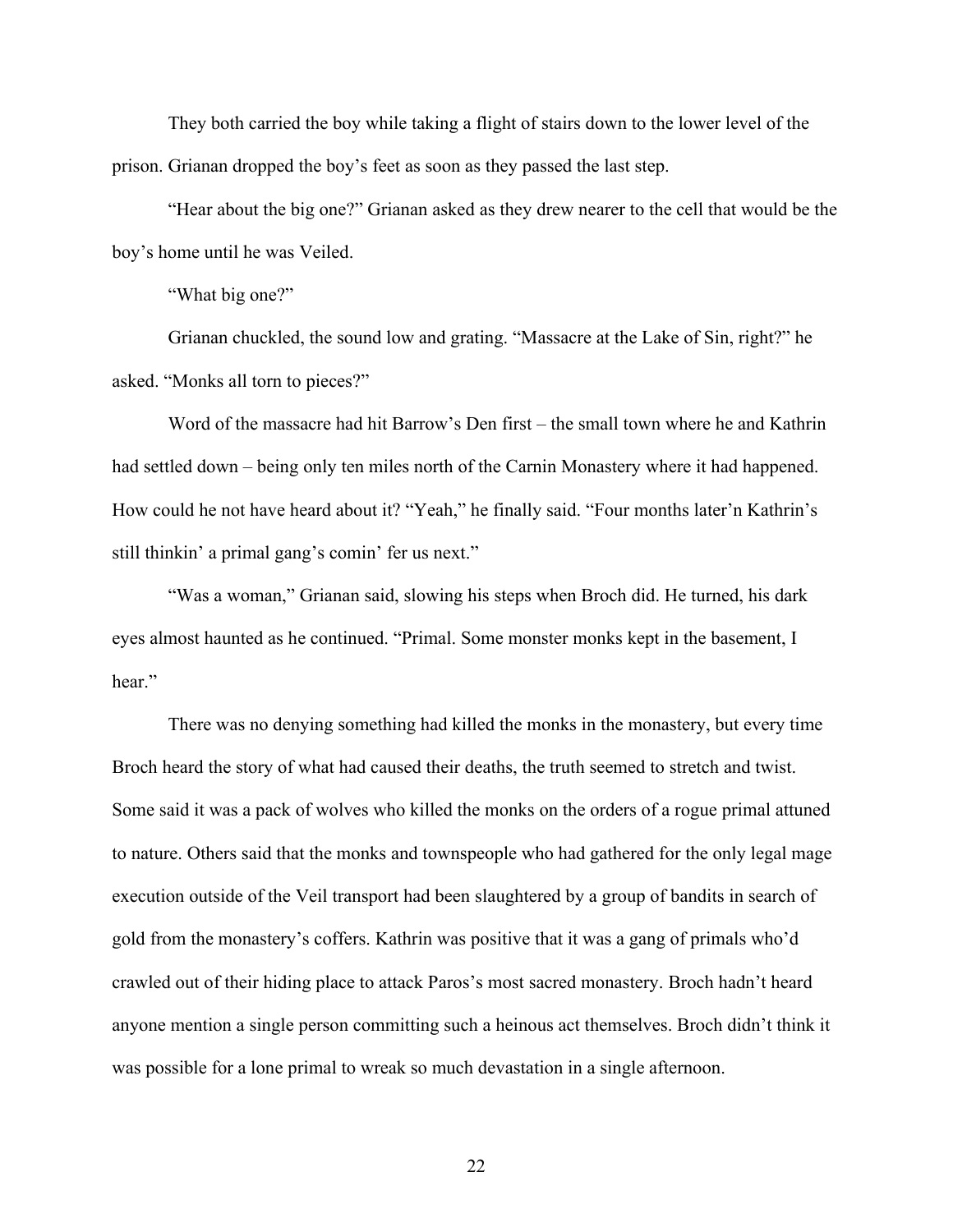They both carried the boy while taking a flight of stairs down to the lower level of the prison. Grianan dropped the boy's feet as soon as they passed the last step.

"Hear about the big one?" Grianan asked as they drew nearer to the cell that would be the boy's home until he was Veiled.

"What big one?"

Grianan chuckled, the sound low and grating. "Massacre at the Lake of Sin, right?" he asked. "Monks all torn to pieces?"

Word of the massacre had hit Barrow's Den first – the small town where he and Kathrin had settled down – being only ten miles north of the Carnin Monastery where it had happened. How could he not have heard about it? "Yeah," he finally said. "Four months later'n Kathrin's still thinkin' a primal gang's comin' fer us next."

"Was a woman," Grianan said, slowing his steps when Broch did. He turned, his dark eyes almost haunted as he continued. "Primal. Some monster monks kept in the basement, I hear."

There was no denying something had killed the monks in the monastery, but every time Broch heard the story of what had caused their deaths, the truth seemed to stretch and twist. Some said it was a pack of wolves who killed the monks on the orders of a rogue primal attuned to nature. Others said that the monks and townspeople who had gathered for the only legal mage execution outside of the Veil transport had been slaughtered by a group of bandits in search of gold from the monastery's coffers. Kathrin was positive that it was a gang of primals who'd crawled out of their hiding place to attack Paros's most sacred monastery. Broch hadn't heard anyone mention a single person committing such a heinous act themselves. Broch didn't think it was possible for a lone primal to wreak so much devastation in a single afternoon.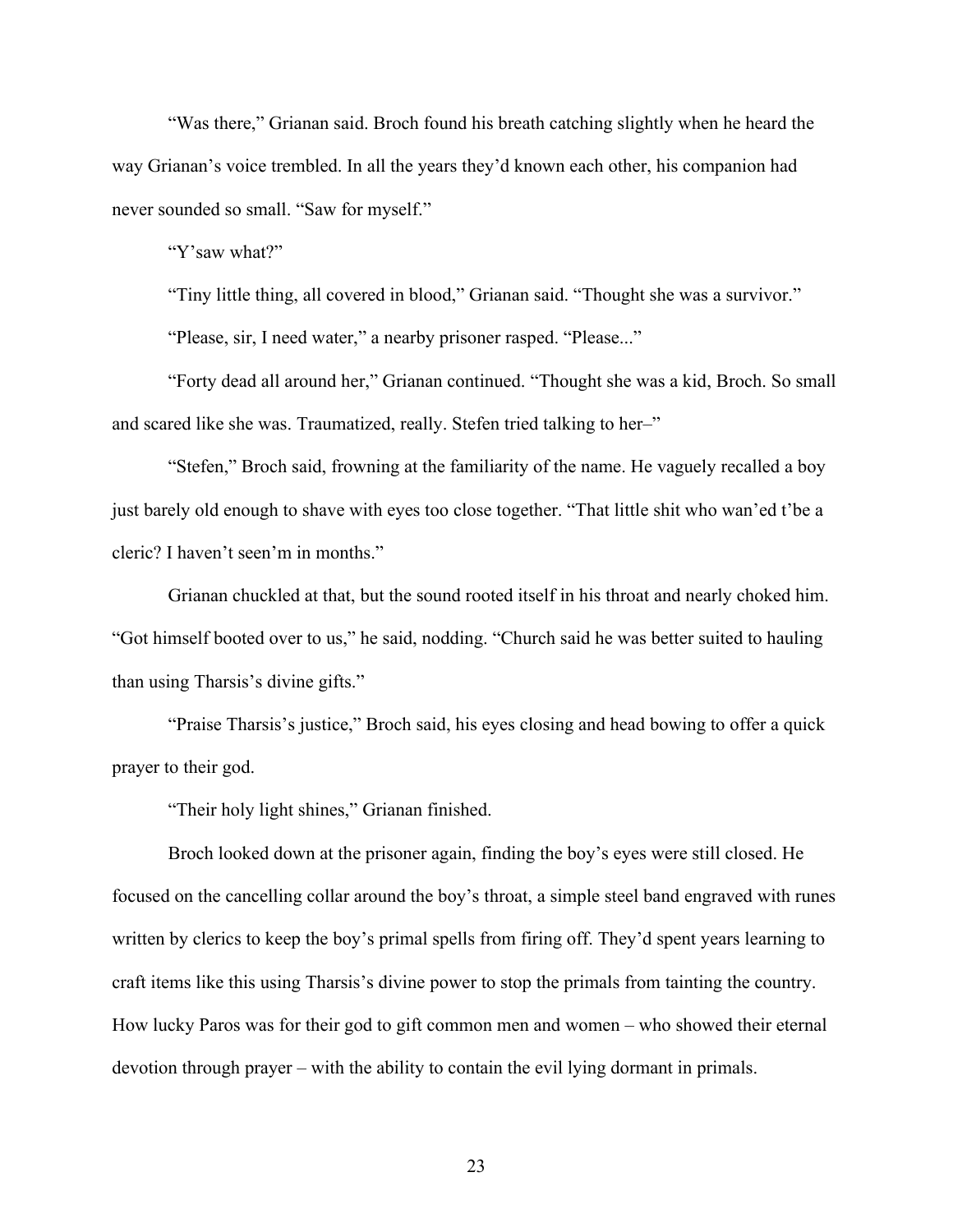"Was there," Grianan said. Broch found his breath catching slightly when he heard the way Grianan's voice trembled. In all the years they'd known each other, his companion had never sounded so small. "Saw for myself."

"Y'saw what?"

"Tiny little thing, all covered in blood," Grianan said. "Thought she was a survivor."

"Please, sir, I need water," a nearby prisoner rasped. "Please..."

"Forty dead all around her," Grianan continued. "Thought she was a kid, Broch. So small and scared like she was. Traumatized, really. Stefen tried talking to her–"

"Stefen," Broch said, frowning at the familiarity of the name. He vaguely recalled a boy just barely old enough to shave with eyes too close together. "That little shit who wan'ed t'be a cleric? I haven't seen'm in months."

Grianan chuckled at that, but the sound rooted itself in his throat and nearly choked him. "Got himself booted over to us," he said, nodding. "Church said he was better suited to hauling than using Tharsis's divine gifts."

"Praise Tharsis's justice," Broch said, his eyes closing and head bowing to offer a quick prayer to their god.

"Their holy light shines," Grianan finished.

Broch looked down at the prisoner again, finding the boy's eyes were still closed. He focused on the cancelling collar around the boy's throat, a simple steel band engraved with runes written by clerics to keep the boy's primal spells from firing off. They'd spent years learning to craft items like this using Tharsis's divine power to stop the primals from tainting the country. How lucky Paros was for their god to gift common men and women – who showed their eternal devotion through prayer – with the ability to contain the evil lying dormant in primals.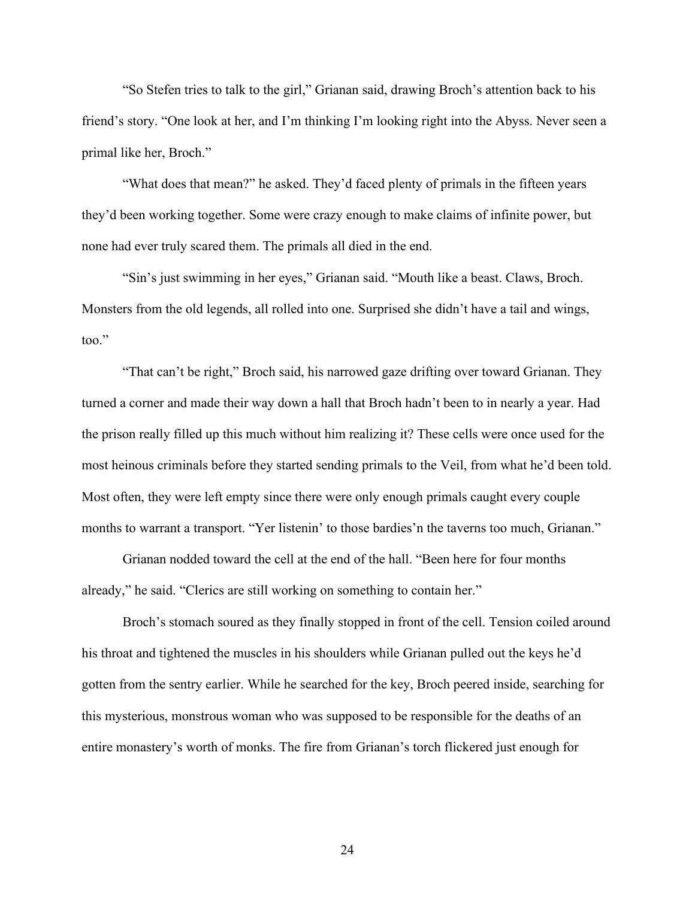"So Stefen tries to talk to the girl," Grianan said, drawing Broch's attention back to his friend's story. "One look at her, and I'm thinking I'm looking right into the Abyss. Never seen a primal like her, Broch."

"What does that mean?" he asked. They'd faced plenty of primals in the fifteen years they'd been working together. Some were crazy enough to make claims of infinite power, but none had ever truly scared them. The primals all died in the end.

"Sin's just swimming in her eyes," Grianan said. "Mouth like a beast. Claws, Broch. Monsters from the old legends, all rolled into one. Surprised she didn't have a tail and wings, too."

"That can't be right," Broch said, his narrowed gaze drifting over toward Grianan. They turned a corner and made their way down a hall that Broch hadn't been to in nearly a year. Had the prison really filled up this much without him realizing it? These cells were once used for the most heinous criminals before they started sending primals to the Veil, from what he'd been told. Most often, they were left empty since there were only enough primals caught every couple months to warrant a transport. "Yer listenin' to those bardies'n the taverns too much, Grianan."

Grianan nodded toward the cell at the end of the hall. "Been here for four months already," he said. "Clerics are still working on something to contain her."

Broch's stomach soured as they finally stopped in front of the cell. Tension coiled around his throat and tightened the muscles in his shoulders while Grianan pulled out the keys he'd gotten from the sentry earlier. While he searched for the key, Broch peered inside, searching for this mysterious, monstrous woman who was supposed to be responsible for the deaths of an entire monastery's worth of monks. The fire from Grianan's torch flickered just enough for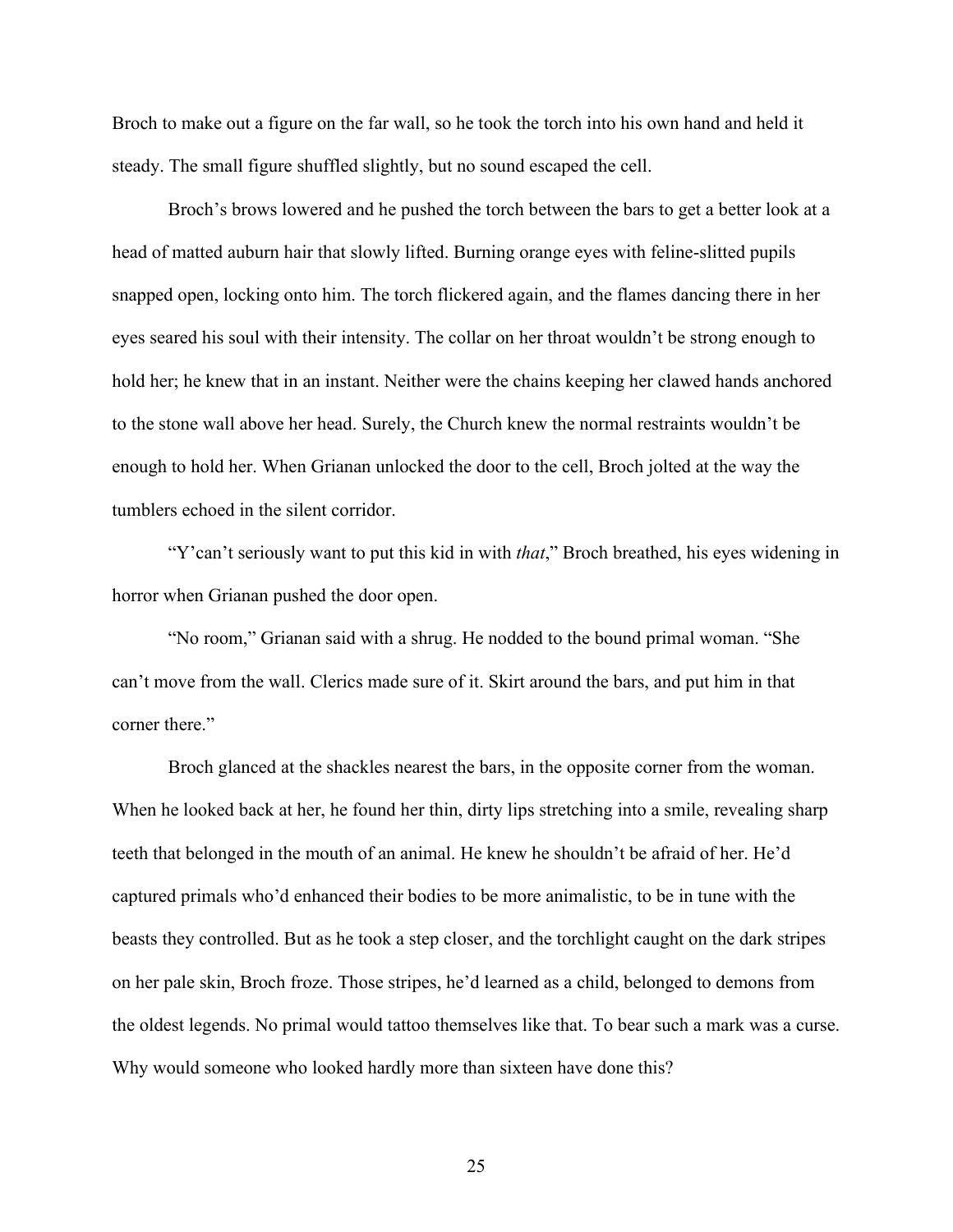Broch to make out a figure on the far wall, so he took the torch into his own hand and held it steady. The small figure shuffled slightly, but no sound escaped the cell.

Broch's brows lowered and he pushed the torch between the bars to get a better look at a head of matted auburn hair that slowly lifted. Burning orange eyes with feline-slitted pupils snapped open, locking onto him. The torch flickered again, and the flames dancing there in her eyes seared his soul with their intensity. The collar on her throat wouldn't be strong enough to hold her; he knew that in an instant. Neither were the chains keeping her clawed hands anchored to the stone wall above her head. Surely, the Church knew the normal restraints wouldn't be enough to hold her. When Grianan unlocked the door to the cell, Broch jolted at the way the tumblers echoed in the silent corridor.

"Y'can't seriously want to put this kid in with *that*," Broch breathed, his eyes widening in horror when Grianan pushed the door open.

"No room," Grianan said with a shrug. He nodded to the bound primal woman. "She can't move from the wall. Clerics made sure of it. Skirt around the bars, and put him in that corner there."

Broch glanced at the shackles nearest the bars, in the opposite corner from the woman. When he looked back at her, he found her thin, dirty lips stretching into a smile, revealing sharp teeth that belonged in the mouth of an animal. He knew he shouldn't be afraid of her. He'd captured primals who'd enhanced their bodies to be more animalistic, to be in tune with the beasts they controlled. But as he took a step closer, and the torchlight caught on the dark stripes on her pale skin, Broch froze. Those stripes, he'd learned as a child, belonged to demons from the oldest legends. No primal would tattoo themselves like that. To bear such a mark was a curse. Why would someone who looked hardly more than sixteen have done this?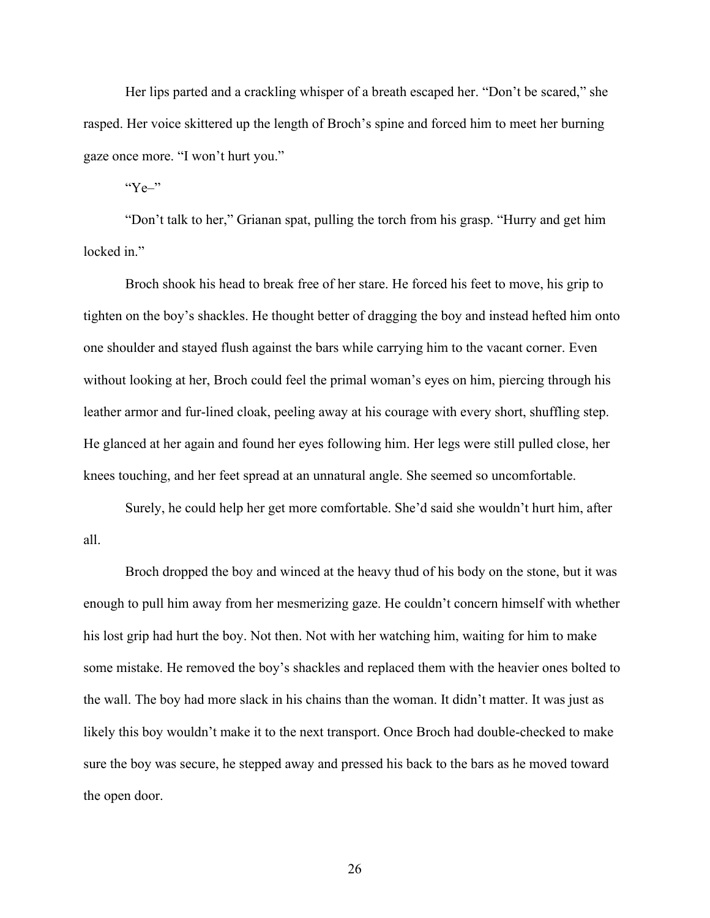Her lips parted and a crackling whisper of a breath escaped her. “Don’t be scared,” she rasped. Her voice skittered up the length of Broch’s spine and forced him to meet her burning gaze once more. “I won’t hurt you.”

“Ye–”

“Don’t talk to her,” Grianan spat, pulling the torch from his grasp. “Hurry and get him locked in.”

Broch shook his head to break free of her stare. He forced his feet to move, his grip to tighten on the boy’s shackles. He thought better of dragging the boy and instead hefted him onto one shoulder and stayed flush against the bars while carrying him to the vacant corner. Even without looking at her, Broch could feel the primal woman’s eyes on him, piercing through his leather armor and fur-lined cloak, peeling away at his courage with every short, shuffling step. He glanced at her again and found her eyes following him. Her legs were still pulled close, her knees touching, and her feet spread at an unnatural angle. She seemed so uncomfortable.

Surely, he could help her get more comfortable. She’d said she wouldn’t hurt him, after all.

Broch dropped the boy and winced at the heavy thud of his body on the stone, but it was enough to pull him away from her mesmerizing gaze. He couldn’t concern himself with whether his lost grip had hurt the boy. Not then. Not with her watching him, waiting for him to make some mistake. He removed the boy’s shackles and replaced them with the heavier ones bolted to the wall. The boy had more slack in his chains than the woman. It didn’t matter. It was just as likely this boy wouldn’t make it to the next transport. Once Broch had double-checked to make sure the boy was secure, he stepped away and pressed his back to the bars as he moved toward the open door.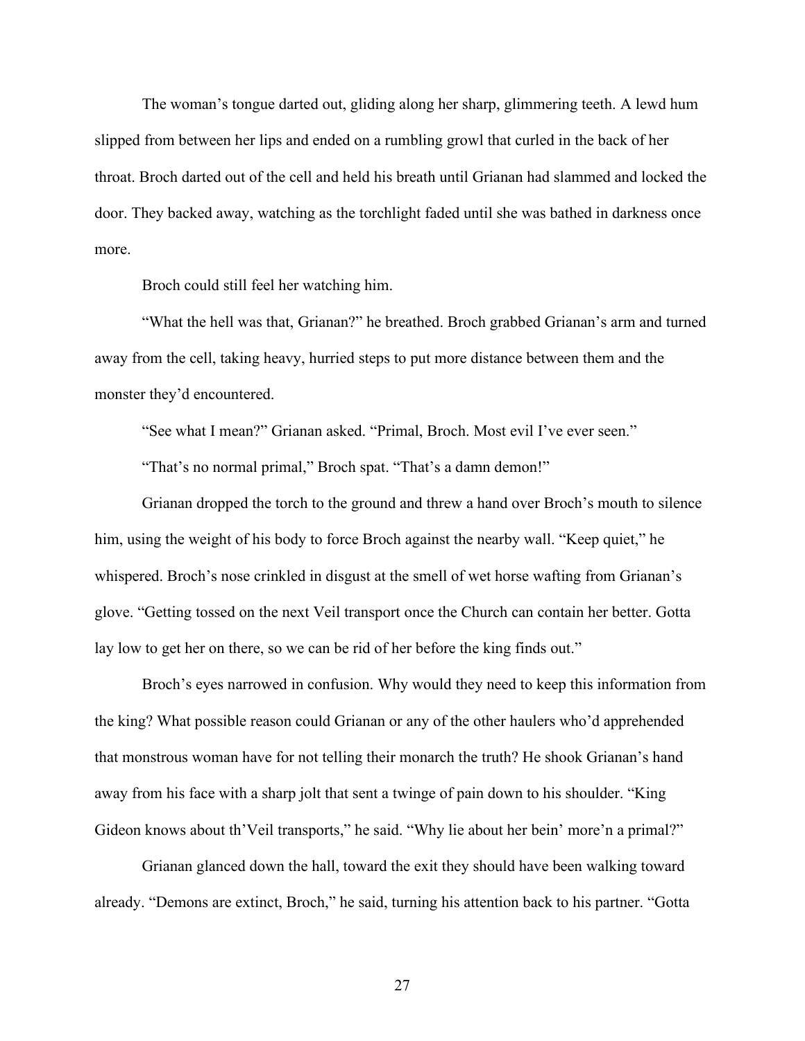The woman's tongue darted out, gliding along her sharp, glimmering teeth. A lewd hum slipped from between her lips and ended on a rumbling growl that curled in the back of her throat. Broch darted out of the cell and held his breath until Grianan had slammed and locked the door. They backed away, watching as the torchlight faded until she was bathed in darkness once more.

Broch could still feel her watching him.

"What the hell was that, Grianan?" he breathed. Broch grabbed Grianan's arm and turned away from the cell, taking heavy, hurried steps to put more distance between them and the monster they'd encountered.

"See what I mean?" Grianan asked. "Primal, Broch. Most evil I've ever seen."

"That's no normal primal," Broch spat. "That's a damn demon!"

Grianan dropped the torch to the ground and threw a hand over Broch's mouth to silence him, using the weight of his body to force Broch against the nearby wall. "Keep quiet," he whispered. Broch's nose crinkled in disgust at the smell of wet horse wafting from Grianan's glove. "Getting tossed on the next Veil transport once the Church can contain her better. Gotta lay low to get her on there, so we can be rid of her before the king finds out."

Broch's eyes narrowed in confusion. Why would they need to keep this information from the king? What possible reason could Grianan or any of the other haulers who'd apprehended that monstrous woman have for not telling their monarch the truth? He shook Grianan's hand away from his face with a sharp jolt that sent a twinge of pain down to his shoulder. "King Gideon knows about th'Veil transports," he said. "Why lie about her bein' more'n a primal?"

Grianan glanced down the hall, toward the exit they should have been walking toward already. "Demons are extinct, Broch," he said, turning his attention back to his partner. "Gotta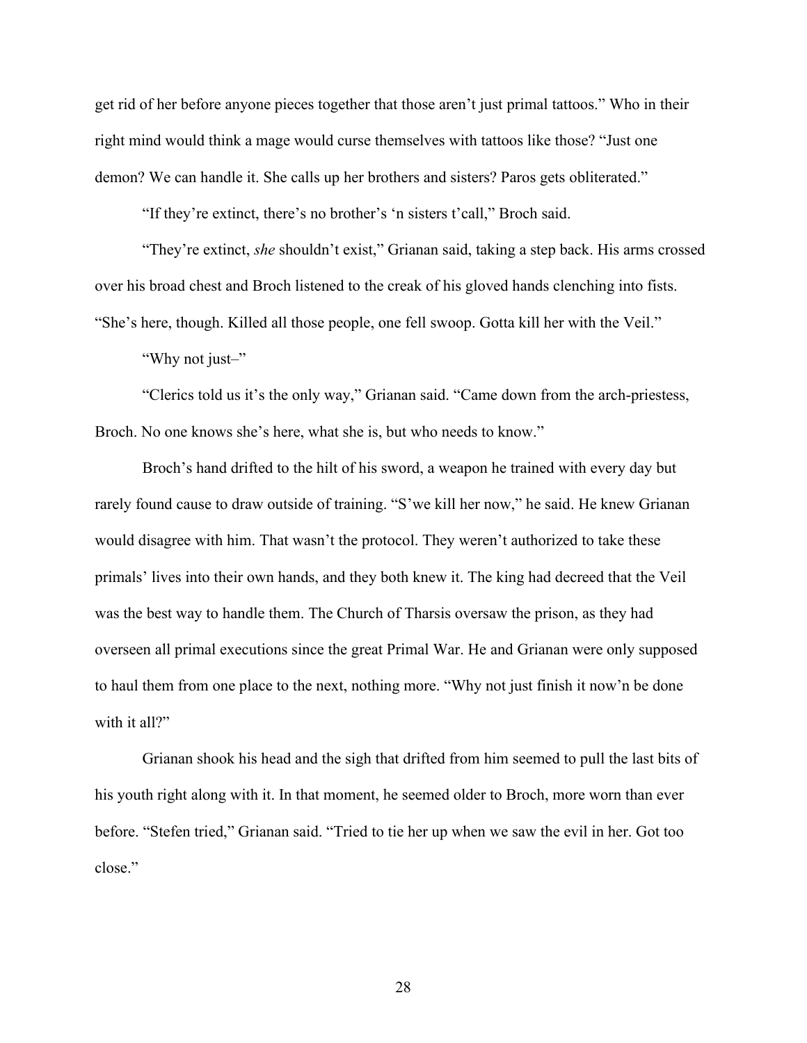get rid of her before anyone pieces together that those aren't just primal tattoos." Who in their right mind would think a mage would curse themselves with tattoos like those? "Just one demon? We can handle it. She calls up her brothers and sisters? Paros gets obliterated."

"If they're extinct, there's no brother's 'n sisters t'call," Broch said.

"They're extinct, *she* shouldn't exist," Grianan said, taking a step back. His arms crossed over his broad chest and Broch listened to the creak of his gloved hands clenching into fists. "She's here, though. Killed all those people, one fell swoop. Gotta kill her with the Veil."

"Why not just–"

"Clerics told us it's the only way," Grianan said. "Came down from the arch-priestess, Broch. No one knows she's here, what she is, but who needs to know."

Broch's hand drifted to the hilt of his sword, a weapon he trained with every day but rarely found cause to draw outside of training. "S'we kill her now," he said. He knew Grianan would disagree with him. That wasn't the protocol. They weren't authorized to take these primals' lives into their own hands, and they both knew it. The king had decreed that the Veil was the best way to handle them. The Church of Tharsis oversaw the prison, as they had overseen all primal executions since the great Primal War. He and Grianan were only supposed to haul them from one place to the next, nothing more. "Why not just finish it now'n be done with it all?"

Grianan shook his head and the sigh that drifted from him seemed to pull the last bits of his youth right along with it. In that moment, he seemed older to Broch, more worn than ever before. "Stefen tried," Grianan said. "Tried to tie her up when we saw the evil in her. Got too close."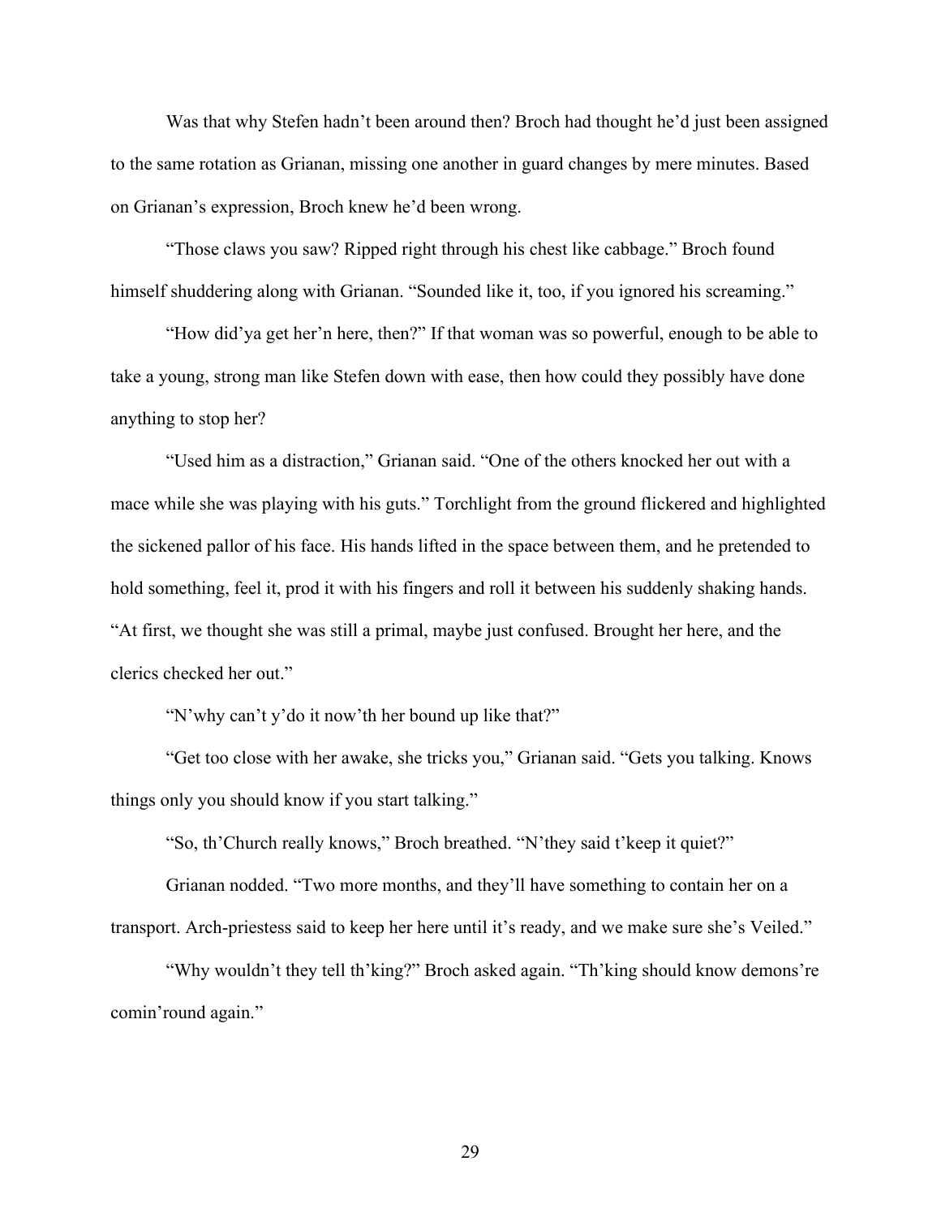Was that why Stefen hadn’t been around then? Broch had thought he’d just been assigned to the same rotation as Grianan, missing one another in guard changes by mere minutes. Based on Grianan’s expression, Broch knew he’d been wrong.

“Those claws you saw? Ripped right through his chest like cabbage.” Broch found himself shuddering along with Grianan. “Sounded like it, too, if you ignored his screaming.”

“How did’ya get her’n here, then?” If that woman was so powerful, enough to be able to take a young, strong man like Stefen down with ease, then how could they possibly have done anything to stop her?

“Used him as a distraction,” Grianan said. “One of the others knocked her out with a mace while she was playing with his guts.” Torchlight from the ground flickered and highlighted the sickened pallor of his face. His hands lifted in the space between them, and he pretended to hold something, feel it, prod it with his fingers and roll it between his suddenly shaking hands. “At first, we thought she was still a primal, maybe just confused. Brought her here, and the clerics checked her out.”

“N’why can’t y’do it now’th her bound up like that?”

“Get too close with her awake, she tricks you,” Grianan said. “Gets you talking. Knows things only you should know if you start talking.”

“So, th’Church really knows,” Broch breathed. “N’they said t’keep it quiet?”

Grianan nodded. “Two more months, and they’ll have something to contain her on a transport. Arch-priestess said to keep her here until it’s ready, and we make sure she’s Veiled.”

“Why wouldn’t they tell th’king?” Broch asked again. “Th’king should know demons’re comin’round again.”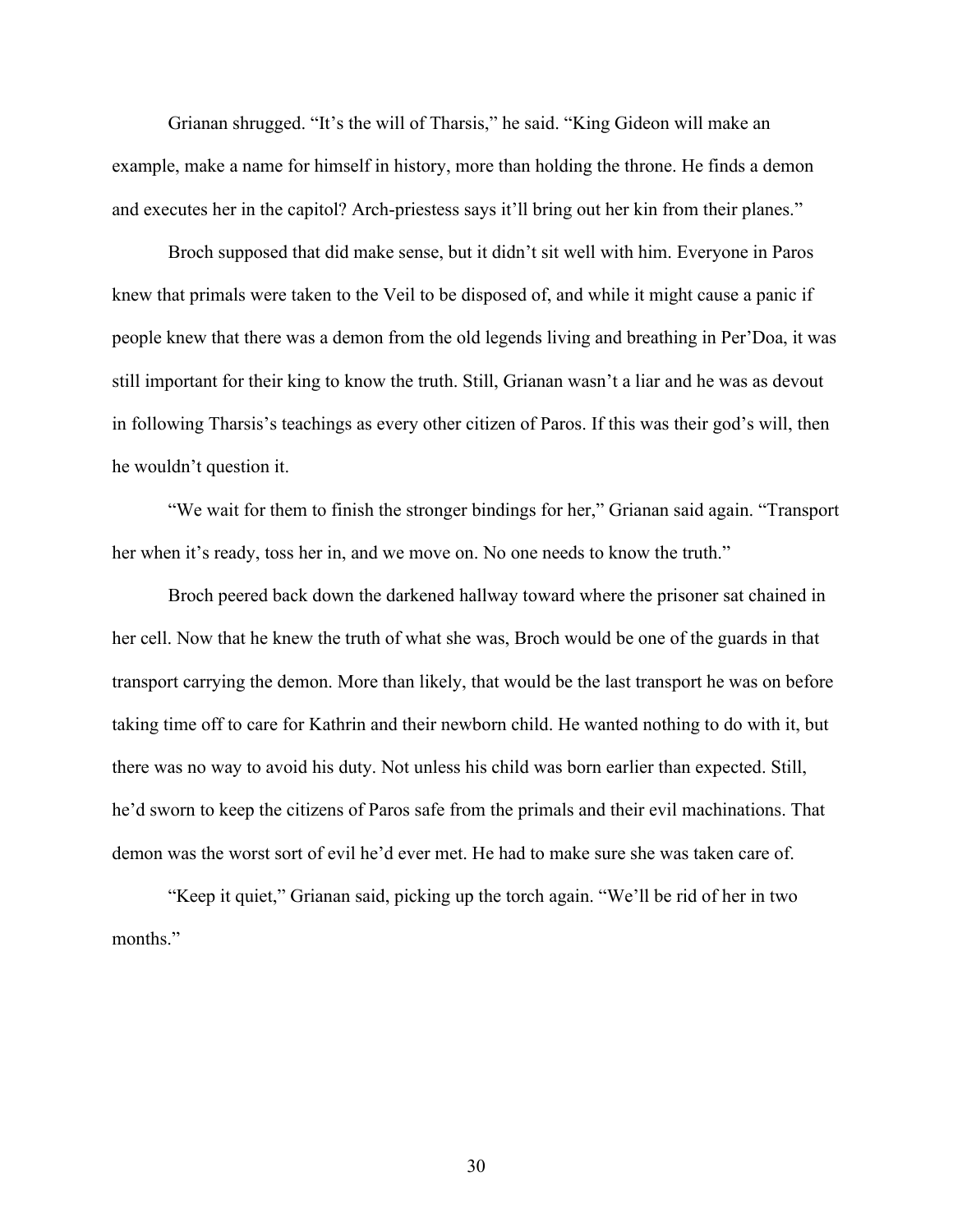Grianan shrugged. "It's the will of Tharsis," he said. "King Gideon will make an example, make a name for himself in history, more than holding the throne. He finds a demon and executes her in the capitol? Arch-priestess says it'll bring out her kin from their planes."

Broch supposed that did make sense, but it didn't sit well with him. Everyone in Paros knew that primals were taken to the Veil to be disposed of, and while it might cause a panic if people knew that there was a demon from the old legends living and breathing in Per'Doa, it was still important for their king to know the truth. Still, Grianan wasn't a liar and he was as devout in following Tharsis's teachings as every other citizen of Paros. If this was their god's will, then he wouldn't question it.

"We wait for them to finish the stronger bindings for her," Grianan said again. "Transport her when it's ready, toss her in, and we move on. No one needs to know the truth."

Broch peered back down the darkened hallway toward where the prisoner sat chained in her cell. Now that he knew the truth of what she was, Broch would be one of the guards in that transport carrying the demon. More than likely, that would be the last transport he was on before taking time off to care for Kathrin and their newborn child. He wanted nothing to do with it, but there was no way to avoid his duty. Not unless his child was born earlier than expected. Still, he'd sworn to keep the citizens of Paros safe from the primals and their evil machinations. That demon was the worst sort of evil he'd ever met. He had to make sure she was taken care of.

"Keep it quiet," Grianan said, picking up the torch again. "We'll be rid of her in two months."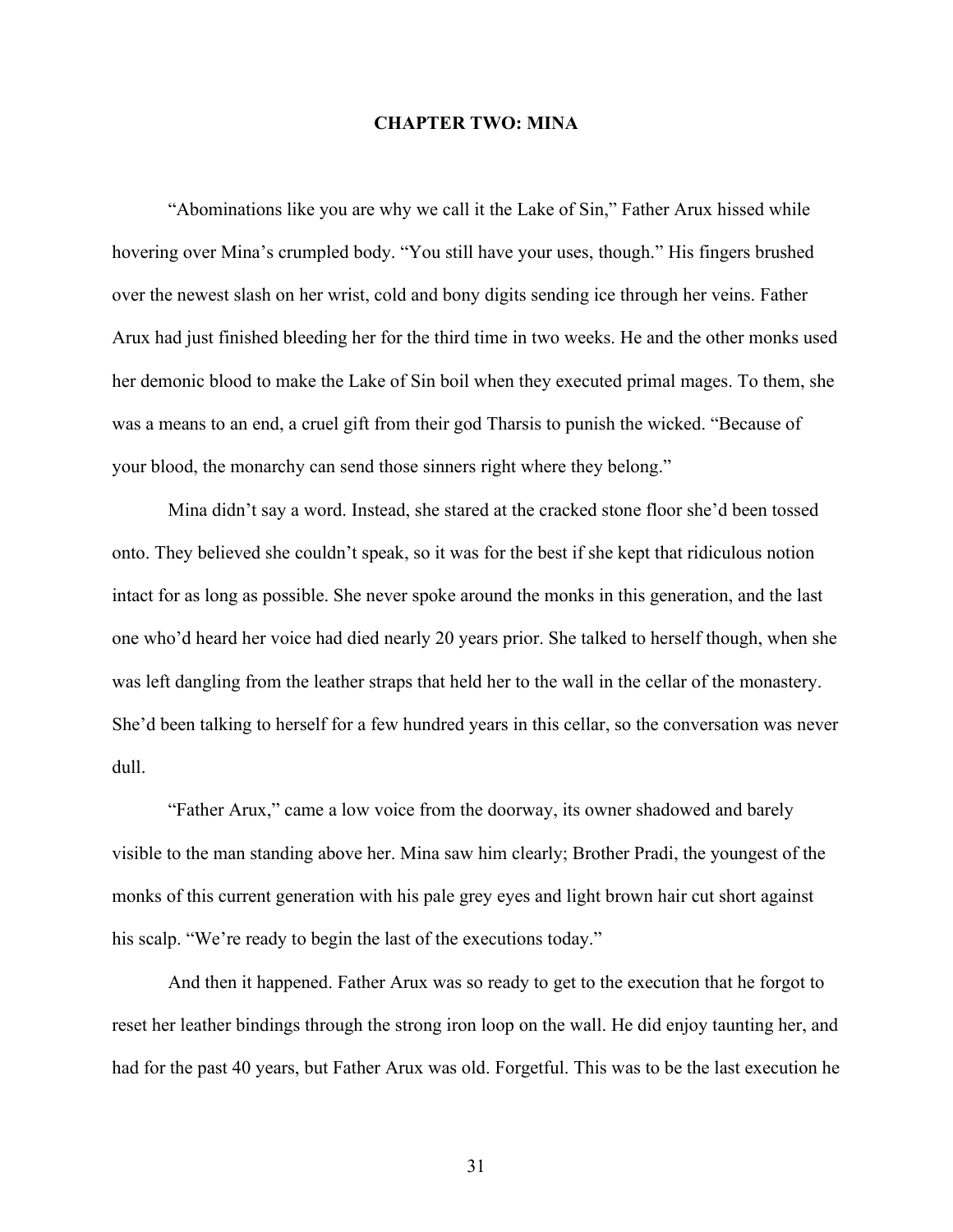## CHAPTER TWO: MINA

"Abominations like you are why we call it the Lake of Sin," Father Arux hissed while hovering over Mina's crumpled body. "You still have your uses, though." His fingers brushed over the newest slash on her wrist, cold and bony digits sending ice through her veins. Father Arux had just finished bleeding her for the third time in two weeks. He and the other monks used her demonic blood to make the Lake of Sin boil when they executed primal mages. To them, she was a means to an end, a cruel gift from their god Tharsis to punish the wicked. "Because of your blood, the monarchy can send those sinners right where they belong."

Mina didn't say a word. Instead, she stared at the cracked stone floor she'd been tossed onto. They believed she couldn't speak, so it was for the best if she kept that ridiculous notion intact for as long as possible. She never spoke around the monks in this generation, and the last one who'd heard her voice had died nearly 20 years prior. She talked to herself though, when she was left dangling from the leather straps that held her to the wall in the cellar of the monastery. She'd been talking to herself for a few hundred years in this cellar, so the conversation was never dull.

"Father Arux," came a low voice from the doorway, its owner shadowed and barely visible to the man standing above her. Mina saw him clearly; Brother Pradi, the youngest of the monks of this current generation with his pale grey eyes and light brown hair cut short against his scalp. "We're ready to begin the last of the executions today."

And then it happened. Father Arux was so ready to get to the execution that he forgot to reset her leather bindings through the strong iron loop on the wall. He did enjoy taunting her, and had for the past 40 years, but Father Arux was old. Forgetful. This was to be the last execution he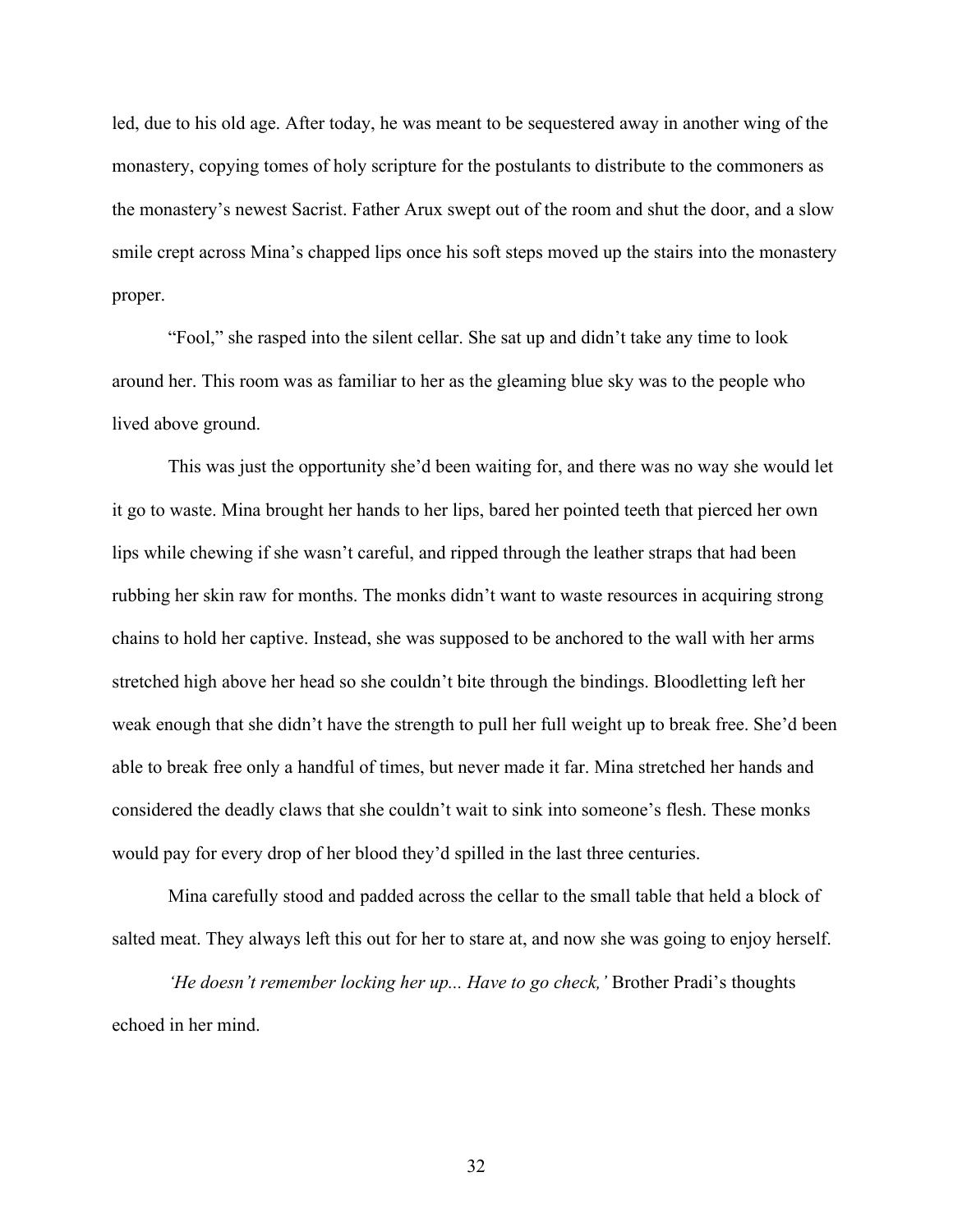led, due to his old age. After today, he was meant to be sequestered away in another wing of the monastery, copying tomes of holy scripture for the postulants to distribute to the commoners as the monastery's newest Sacrist. Father Arux swept out of the room and shut the door, and a slow smile crept across Mina's chapped lips once his soft steps moved up the stairs into the monastery proper.

"Fool," she rasped into the silent cellar. She sat up and didn't take any time to look around her. This room was as familiar to her as the gleaming blue sky was to the people who lived above ground.

This was just the opportunity she'd been waiting for, and there was no way she would let it go to waste. Mina brought her hands to her lips, bared her pointed teeth that pierced her own lips while chewing if she wasn't careful, and ripped through the leather straps that had been rubbing her skin raw for months. The monks didn't want to waste resources in acquiring strong chains to hold her captive. Instead, she was supposed to be anchored to the wall with her arms stretched high above her head so she couldn't bite through the bindings. Bloodletting left her weak enough that she didn't have the strength to pull her full weight up to break free. She'd been able to break free only a handful of times, but never made it far. Mina stretched her hands and considered the deadly claws that she couldn't wait to sink into someone's flesh. These monks would pay for every drop of her blood they'd spilled in the last three centuries.

Mina carefully stood and padded across the cellar to the small table that held a block of salted meat. They always left this out for her to stare at, and now she was going to enjoy herself.

*'He doesn't remember locking her up... Have to go check,'* Brother Pradi's thoughts echoed in her mind.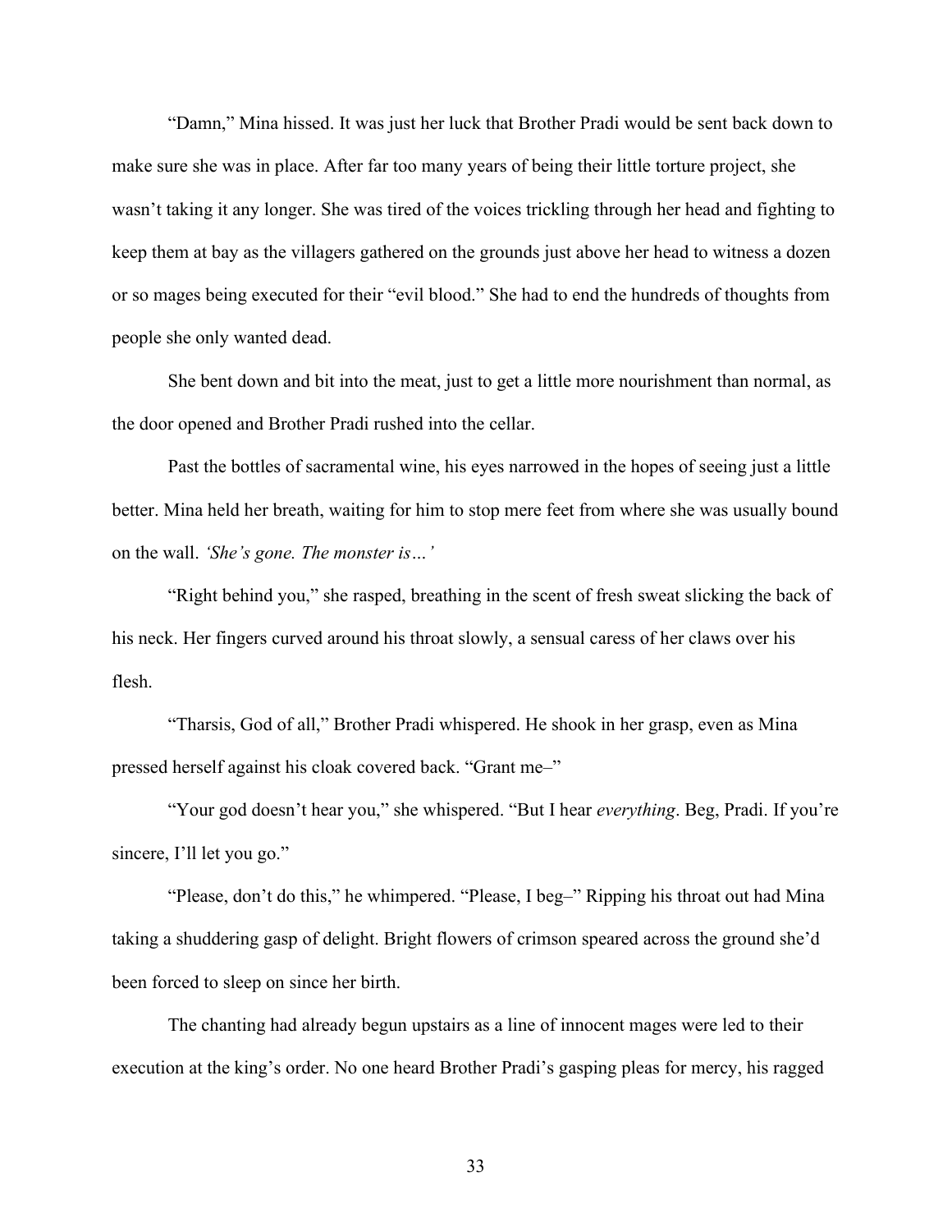"Damn," Mina hissed. It was just her luck that Brother Pradi would be sent back down to make sure she was in place. After far too many years of being their little torture project, she wasn't taking it any longer. She was tired of the voices trickling through her head and fighting to keep them at bay as the villagers gathered on the grounds just above her head to witness a dozen or so mages being executed for their "evil blood." She had to end the hundreds of thoughts from people she only wanted dead.

She bent down and bit into the meat, just to get a little more nourishment than normal, as the door opened and Brother Pradi rushed into the cellar.

Past the bottles of sacramental wine, his eyes narrowed in the hopes of seeing just a little better. Mina held her breath, waiting for him to stop mere feet from where she was usually bound on the wall. *'She's gone. The monster is…'*

"Right behind you," she rasped, breathing in the scent of fresh sweat slicking the back of his neck. Her fingers curved around his throat slowly, a sensual caress of her claws over his flesh.

"Tharsis, God of all," Brother Pradi whispered. He shook in her grasp, even as Mina pressed herself against his cloak covered back. "Grant me–"

"Your god doesn't hear you," she whispered. "But I hear *everything*. Beg, Pradi. If you're sincere, I'll let you go."

"Please, don't do this," he whimpered. "Please, I beg–" Ripping his throat out had Mina taking a shuddering gasp of delight. Bright flowers of crimson speared across the ground she'd been forced to sleep on since her birth.

The chanting had already begun upstairs as a line of innocent mages were led to their execution at the king's order. No one heard Brother Pradi's gasping pleas for mercy, his ragged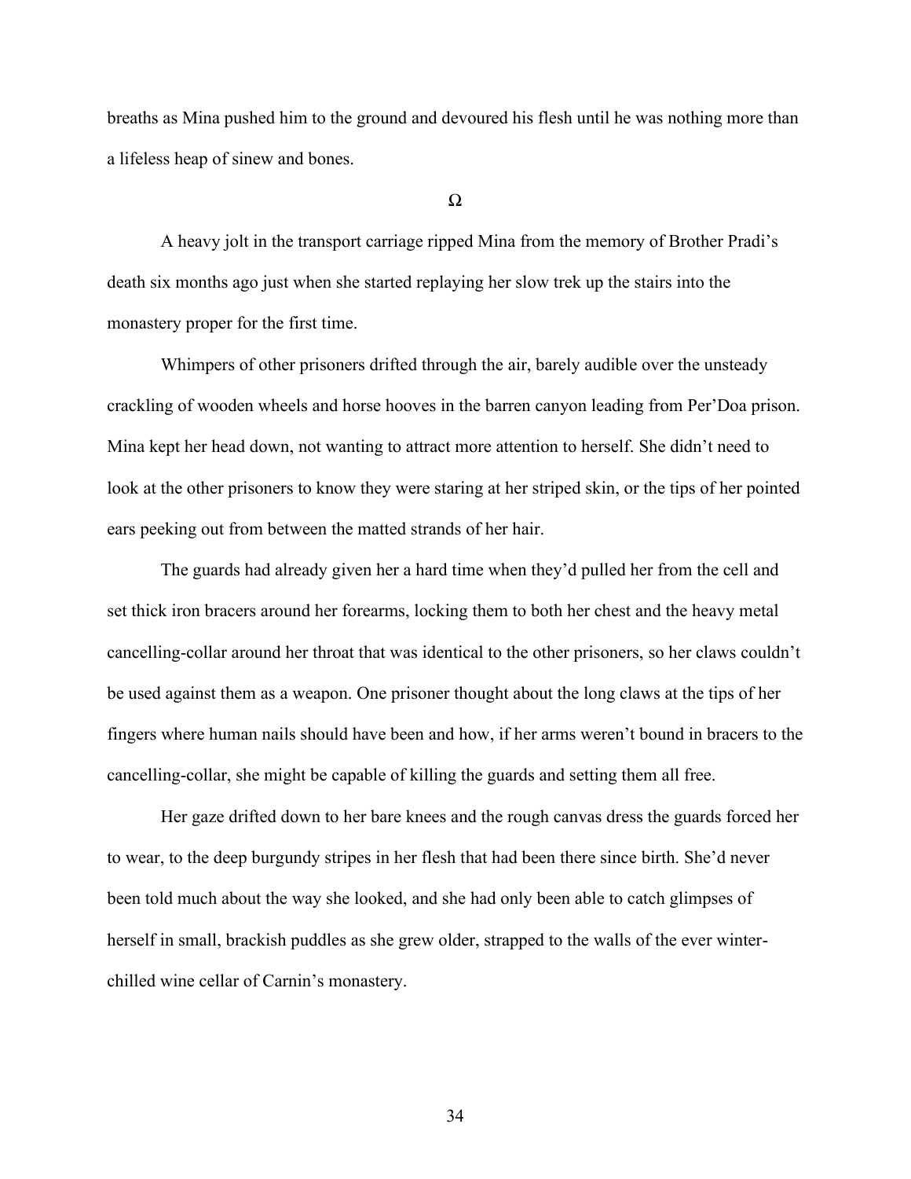breaths as Mina pushed him to the ground and devoured his flesh until he was nothing more than a lifeless heap of sinew and bones.

Ω

A heavy jolt in the transport carriage ripped Mina from the memory of Brother Pradi's death six months ago just when she started replaying her slow trek up the stairs into the monastery proper for the first time.

Whimpers of other prisoners drifted through the air, barely audible over the unsteady crackling of wooden wheels and horse hooves in the barren canyon leading from Per'Doa prison. Mina kept her head down, not wanting to attract more attention to herself. She didn't need to look at the other prisoners to know they were staring at her striped skin, or the tips of her pointed ears peeking out from between the matted strands of her hair.

The guards had already given her a hard time when they'd pulled her from the cell and set thick iron bracers around her forearms, locking them to both her chest and the heavy metal cancelling-collar around her throat that was identical to the other prisoners, so her claws couldn't be used against them as a weapon. One prisoner thought about the long claws at the tips of her fingers where human nails should have been and how, if her arms weren't bound in bracers to the cancelling-collar, she might be capable of killing the guards and setting them all free.

Her gaze drifted down to her bare knees and the rough canvas dress the guards forced her to wear, to the deep burgundy stripes in her flesh that had been there since birth. She'd never been told much about the way she looked, and she had only been able to catch glimpses of herself in small, brackish puddles as she grew older, strapped to the walls of the ever winter-chilled wine cellar of Carnin's monastery.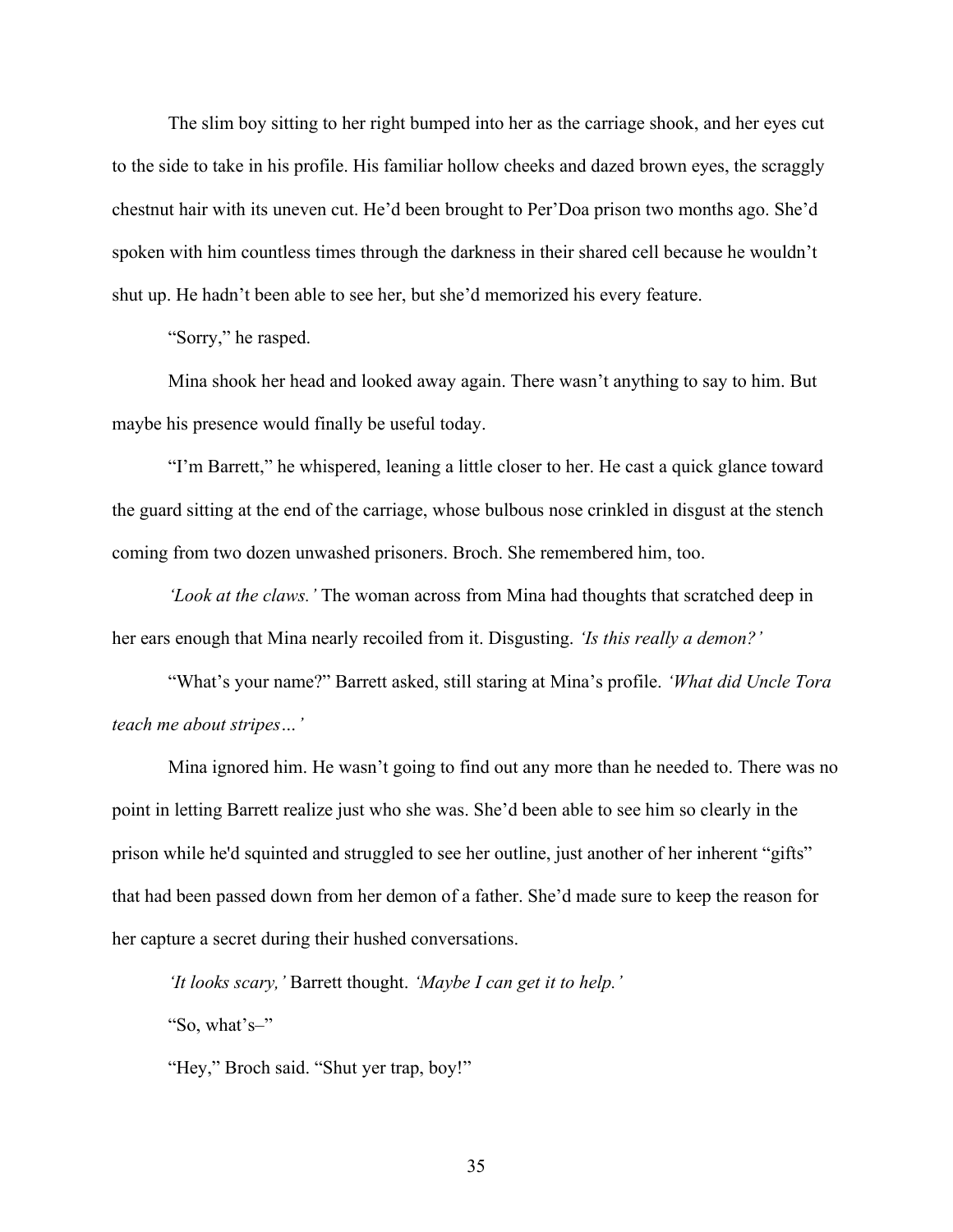The slim boy sitting to her right bumped into her as the carriage shook, and her eyes cut to the side to take in his profile. His familiar hollow cheeks and dazed brown eyes, the scraggly chestnut hair with its uneven cut. He'd been brought to Per'Doa prison two months ago. She'd spoken with him countless times through the darkness in their shared cell because he wouldn't shut up. He hadn't been able to see her, but she'd memorized his every feature.

"Sorry," he rasped.

Mina shook her head and looked away again. There wasn't anything to say to him. But maybe his presence would finally be useful today.

"I'm Barrett," he whispered, leaning a little closer to her. He cast a quick glance toward the guard sitting at the end of the carriage, whose bulbous nose crinkled in disgust at the stench coming from two dozen unwashed prisoners. Broch. She remembered him, too.

*'Look at the claws.'* The woman across from Mina had thoughts that scratched deep in her ears enough that Mina nearly recoiled from it. Disgusting. *'Is this really a demon?'*

"What's your name?" Barrett asked, still staring at Mina's profile. *'What did Uncle Tora teach me about stripes…'*

Mina ignored him. He wasn't going to find out any more than he needed to. There was no point in letting Barrett realize just who she was. She'd been able to see him so clearly in the prison while he'd squinted and struggled to see her outline, just another of her inherent "gifts" that had been passed down from her demon of a father. She'd made sure to keep the reason for her capture a secret during their hushed conversations.

*'It looks scary,'* Barrett thought. *'Maybe I can get it to help.'*

"So, what's–"

"Hey," Broch said. "Shut yer trap, boy!"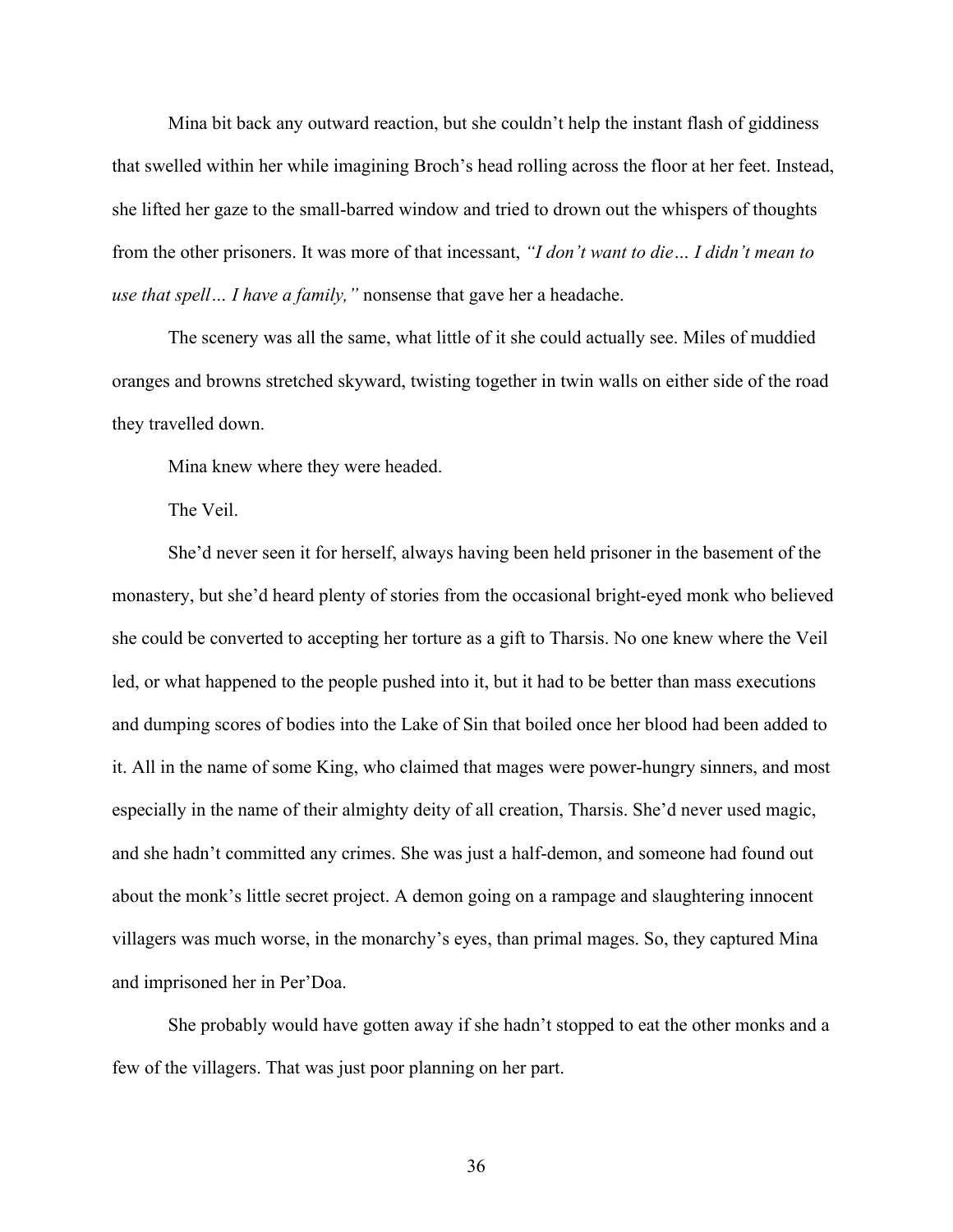Mina bit back any outward reaction, but she couldn't help the instant flash of giddiness that swelled within her while imagining Broch's head rolling across the floor at her feet. Instead, she lifted her gaze to the small-barred window and tried to drown out the whispers of thoughts from the other prisoners. It was more of that incessant, *"I don't want to die… I didn't mean to use that spell… I have a family,"* nonsense that gave her a headache.

The scenery was all the same, what little of it she could actually see. Miles of muddied oranges and browns stretched skyward, twisting together in twin walls on either side of the road they travelled down.

Mina knew where they were headed.

The Veil.

She'd never seen it for herself, always having been held prisoner in the basement of the monastery, but she'd heard plenty of stories from the occasional bright-eyed monk who believed she could be converted to accepting her torture as a gift to Tharsis. No one knew where the Veil led, or what happened to the people pushed into it, but it had to be better than mass executions and dumping scores of bodies into the Lake of Sin that boiled once her blood had been added to it. All in the name of some King, who claimed that mages were power-hungry sinners, and most especially in the name of their almighty deity of all creation, Tharsis. She'd never used magic, and she hadn't committed any crimes. She was just a half-demon, and someone had found out about the monk's little secret project. A demon going on a rampage and slaughtering innocent villagers was much worse, in the monarchy's eyes, than primal mages. So, they captured Mina and imprisoned her in Per'Doa.

She probably would have gotten away if she hadn't stopped to eat the other monks and a few of the villagers. That was just poor planning on her part.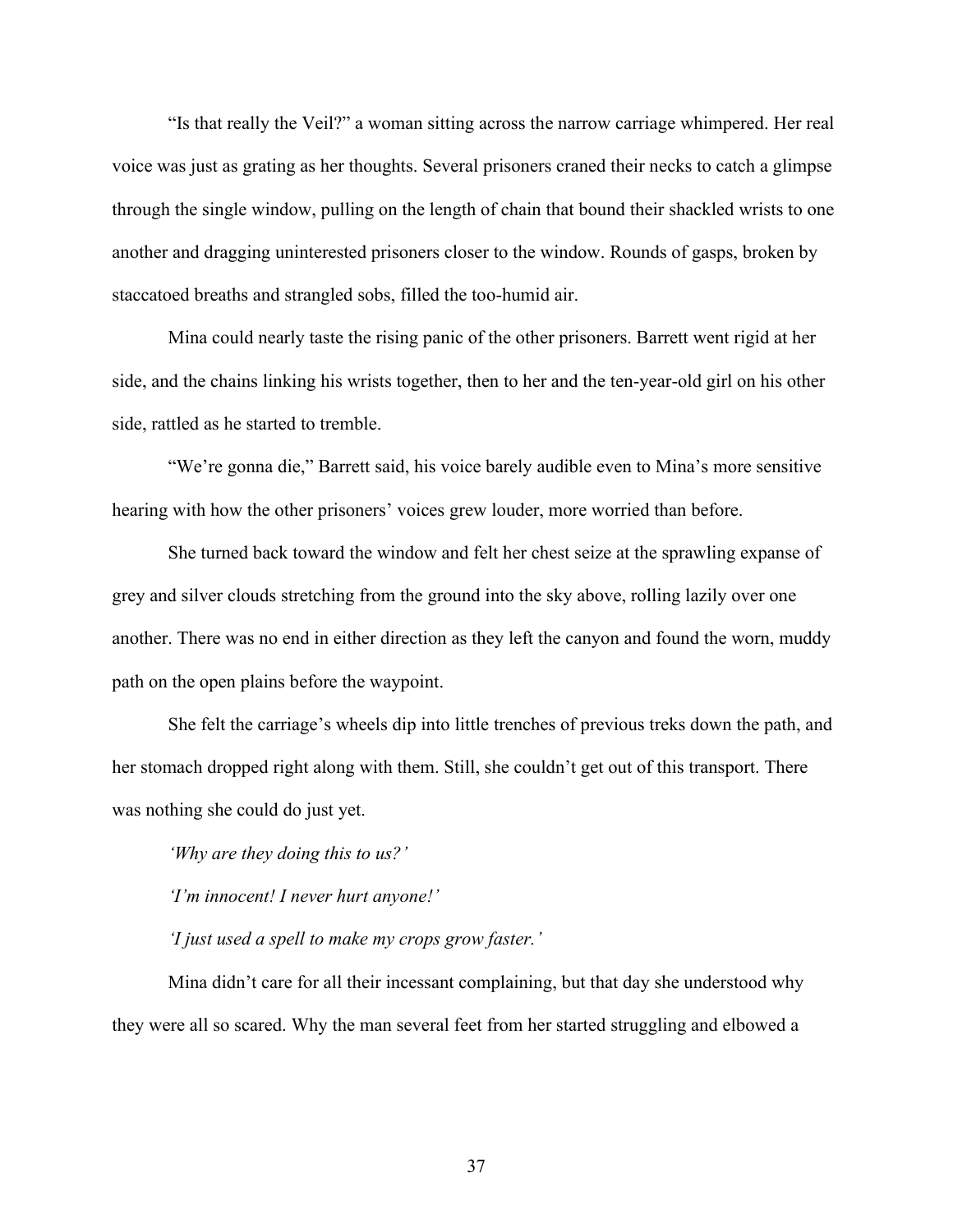"Is that really the Veil?" a woman sitting across the narrow carriage whimpered. Her real voice was just as grating as her thoughts. Several prisoners craned their necks to catch a glimpse through the single window, pulling on the length of chain that bound their shackled wrists to one another and dragging uninterested prisoners closer to the window. Rounds of gasps, broken by staccatoed breaths and strangled sobs, filled the too-humid air.

Mina could nearly taste the rising panic of the other prisoners. Barrett went rigid at her side, and the chains linking his wrists together, then to her and the ten-year-old girl on his other side, rattled as he started to tremble.

"We're gonna die," Barrett said, his voice barely audible even to Mina's more sensitive hearing with how the other prisoners' voices grew louder, more worried than before.

She turned back toward the window and felt her chest seize at the sprawling expanse of grey and silver clouds stretching from the ground into the sky above, rolling lazily over one another. There was no end in either direction as they left the canyon and found the worn, muddy path on the open plains before the waypoint.

She felt the carriage's wheels dip into little trenches of previous treks down the path, and her stomach dropped right along with them. Still, she couldn't get out of this transport. There was nothing she could do just yet.

*'Why are they doing this to us?'*

*'I'm innocent! I never hurt anyone!'*

*'I just used a spell to make my crops grow faster.'*

Mina didn't care for all their incessant complaining, but that day she understood why they were all so scared. Why the man several feet from her started struggling and elbowed a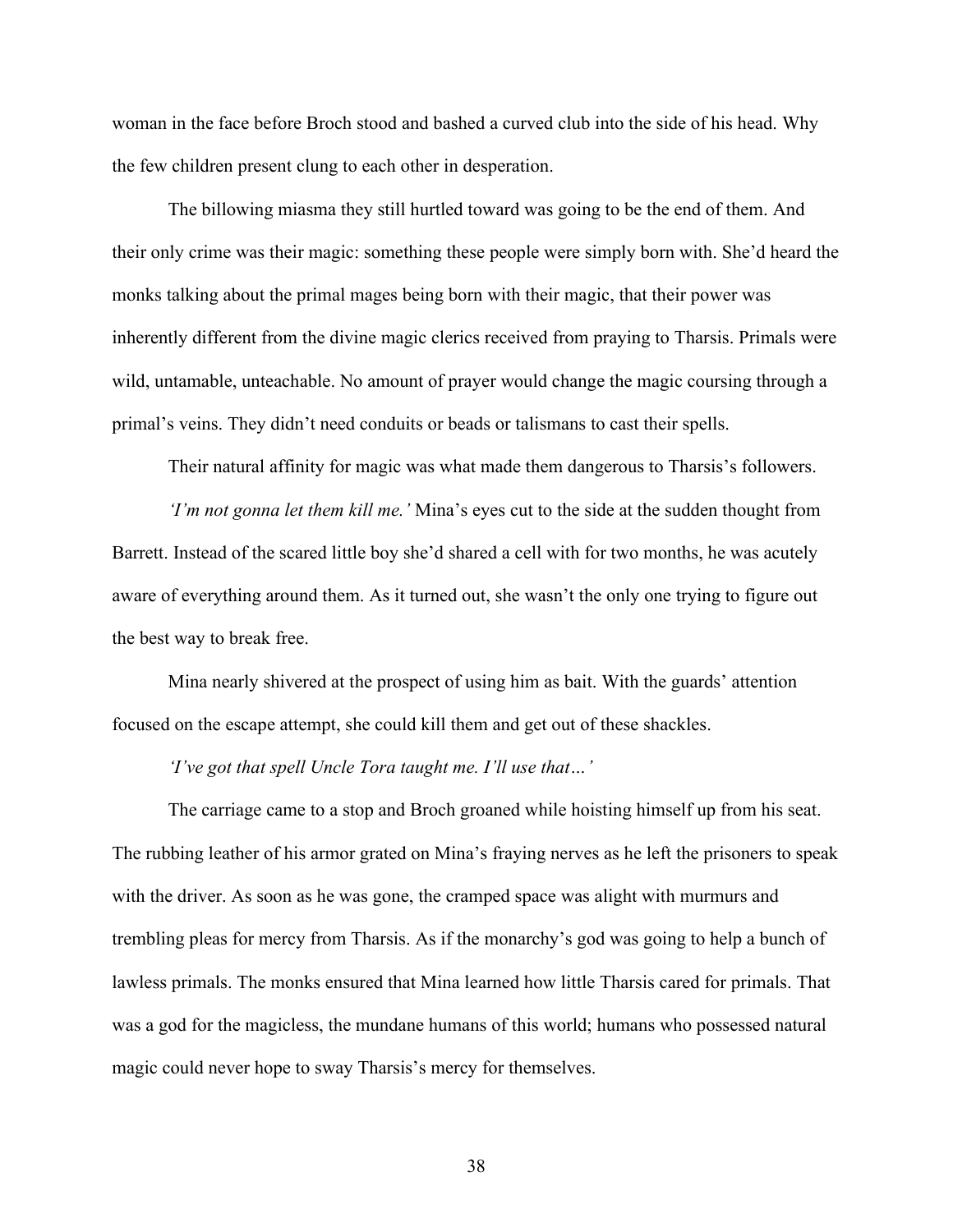woman in the face before Broch stood and bashed a curved club into the side of his head. Why the few children present clung to each other in desperation.

The billowing miasma they still hurtled toward was going to be the end of them. And their only crime was their magic: something these people were simply born with. She'd heard the monks talking about the primal mages being born with their magic, that their power was inherently different from the divine magic clerics received from praying to Tharsis. Primals were wild, untamable, unteachable. No amount of prayer would change the magic coursing through a primal's veins. They didn't need conduits or beads or talismans to cast their spells.

Their natural affinity for magic was what made them dangerous to Tharsis's followers.

*'I'm not gonna let them kill me.'* Mina's eyes cut to the side at the sudden thought from Barrett. Instead of the scared little boy she'd shared a cell with for two months, he was acutely aware of everything around them. As it turned out, she wasn't the only one trying to figure out the best way to break free.

Mina nearly shivered at the prospect of using him as bait. With the guards' attention focused on the escape attempt, she could kill them and get out of these shackles.

*'I've got that spell Uncle Tora taught me. I'll use that…'*

The carriage came to a stop and Broch groaned while hoisting himself up from his seat. The rubbing leather of his armor grated on Mina's fraying nerves as he left the prisoners to speak with the driver. As soon as he was gone, the cramped space was alight with murmurs and trembling pleas for mercy from Tharsis. As if the monarchy's god was going to help a bunch of lawless primals. The monks ensured that Mina learned how little Tharsis cared for primals. That was a god for the magicless, the mundane humans of this world; humans who possessed natural magic could never hope to sway Tharsis's mercy for themselves.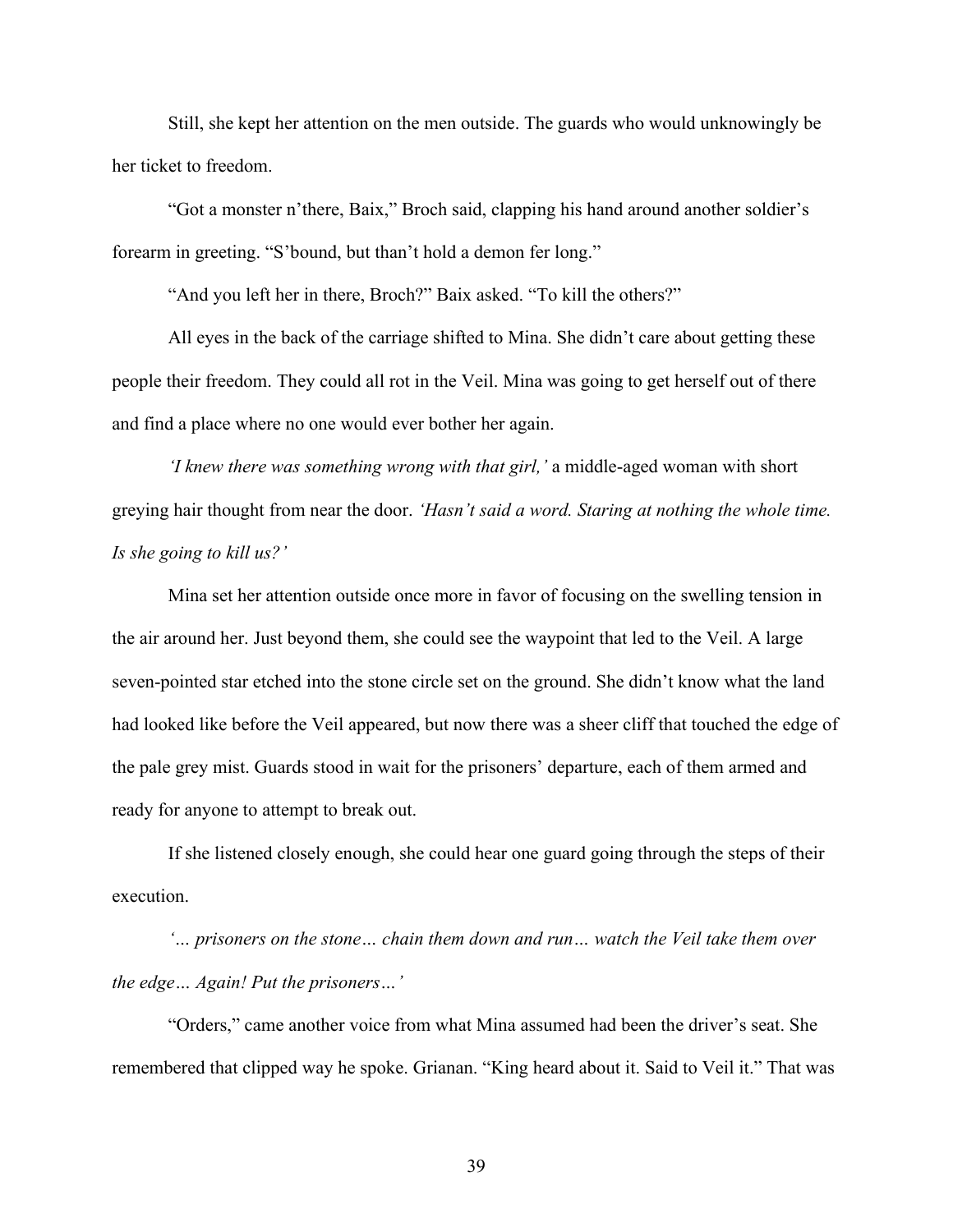Still, she kept her attention on the men outside. The guards who would unknowingly be her ticket to freedom.

"Got a monster n'there, Baix," Broch said, clapping his hand around another soldier's forearm in greeting. "S'bound, but than't hold a demon fer long."

"And you left her in there, Broch?" Baix asked. "To kill the others?"

All eyes in the back of the carriage shifted to Mina. She didn't care about getting these people their freedom. They could all rot in the Veil. Mina was going to get herself out of there and find a place where no one would ever bother her again.

*'I knew there was something wrong with that girl,'* a middle-aged woman with short greying hair thought from near the door. *'Hasn't said a word. Staring at nothing the whole time. Is she going to kill us?'*

Mina set her attention outside once more in favor of focusing on the swelling tension in the air around her. Just beyond them, she could see the waypoint that led to the Veil. A large seven-pointed star etched into the stone circle set on the ground. She didn't know what the land had looked like before the Veil appeared, but now there was a sheer cliff that touched the edge of the pale grey mist. Guards stood in wait for the prisoners' departure, each of them armed and ready for anyone to attempt to break out.

If she listened closely enough, she could hear one guard going through the steps of their execution.

*'… prisoners on the stone… chain them down and run… watch the Veil take them over the edge… Again! Put the prisoners…'*

"Orders," came another voice from what Mina assumed had been the driver's seat. She remembered that clipped way he spoke. Grianan. "King heard about it. Said to Veil it." That was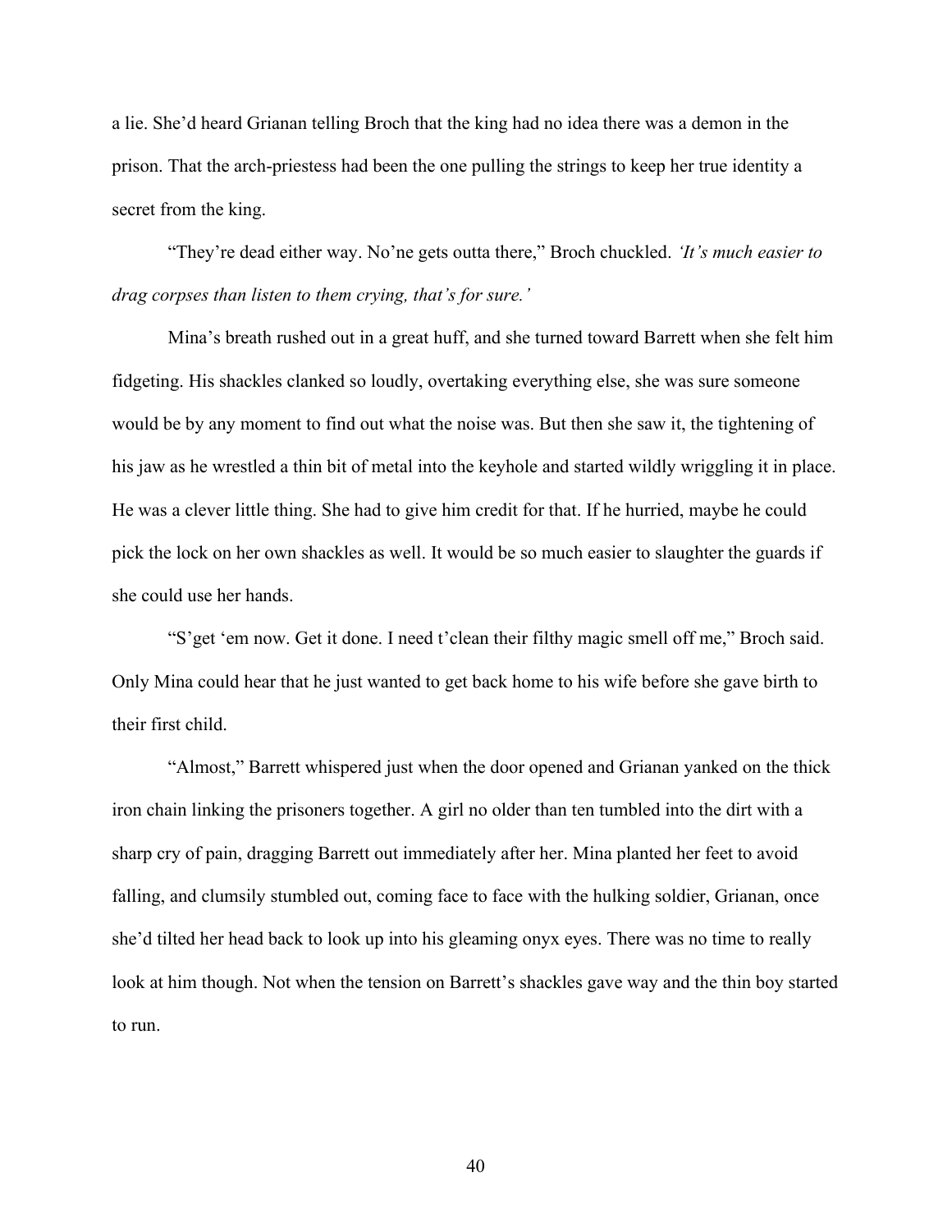a lie. She'd heard Grianan telling Broch that the king had no idea there was a demon in the prison. That the arch-priestess had been the one pulling the strings to keep her true identity a secret from the king.

"They're dead either way. No'ne gets outta there," Broch chuckled. *'It's much easier to drag corpses than listen to them crying, that's for sure.'*

Mina's breath rushed out in a great huff, and she turned toward Barrett when she felt him fidgeting. His shackles clanked so loudly, overtaking everything else, she was sure someone would be by any moment to find out what the noise was. But then she saw it, the tightening of his jaw as he wrestled a thin bit of metal into the keyhole and started wildly wriggling it in place. He was a clever little thing. She had to give him credit for that. If he hurried, maybe he could pick the lock on her own shackles as well. It would be so much easier to slaughter the guards if she could use her hands.

"S'get 'em now. Get it done. I need t'clean their filthy magic smell off me," Broch said. Only Mina could hear that he just wanted to get back home to his wife before she gave birth to their first child.

"Almost," Barrett whispered just when the door opened and Grianan yanked on the thick iron chain linking the prisoners together. A girl no older than ten tumbled into the dirt with a sharp cry of pain, dragging Barrett out immediately after her. Mina planted her feet to avoid falling, and clumsily stumbled out, coming face to face with the hulking soldier, Grianan, once she'd tilted her head back to look up into his gleaming onyx eyes. There was no time to really look at him though. Not when the tension on Barrett's shackles gave way and the thin boy started to run.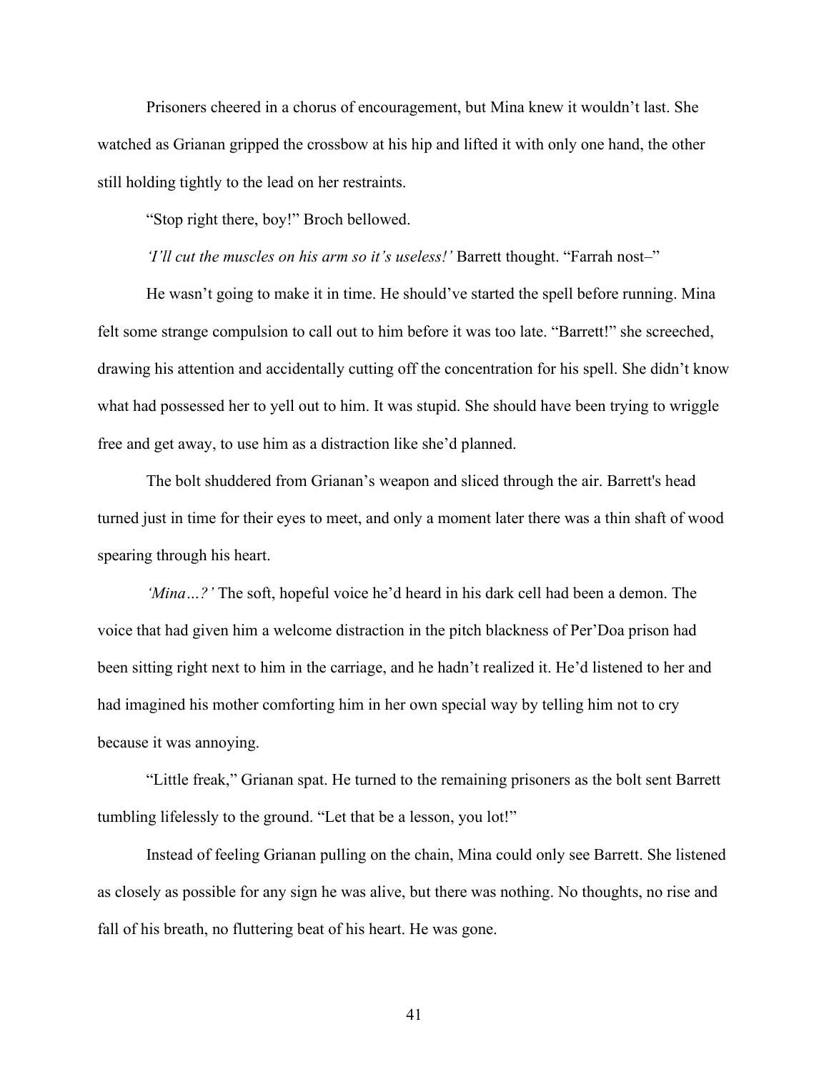Prisoners cheered in a chorus of encouragement, but Mina knew it wouldn't last. She watched as Grianan gripped the crossbow at his hip and lifted it with only one hand, the other still holding tightly to the lead on her restraints.

"Stop right there, boy!" Broch bellowed.

*'I'll cut the muscles on his arm so it's useless!'* Barrett thought. "Farrah nost–"

He wasn't going to make it in time. He should've started the spell before running. Mina felt some strange compulsion to call out to him before it was too late. "Barrett!" she screeched, drawing his attention and accidentally cutting off the concentration for his spell. She didn't know what had possessed her to yell out to him. It was stupid. She should have been trying to wriggle free and get away, to use him as a distraction like she'd planned.

The bolt shuddered from Grianan's weapon and sliced through the air. Barrett's head turned just in time for their eyes to meet, and only a moment later there was a thin shaft of wood spearing through his heart.

*'Mina…?'* The soft, hopeful voice he'd heard in his dark cell had been a demon. The voice that had given him a welcome distraction in the pitch blackness of Per'Doa prison had been sitting right next to him in the carriage, and he hadn't realized it. He'd listened to her and had imagined his mother comforting him in her own special way by telling him not to cry because it was annoying.

"Little freak," Grianan spat. He turned to the remaining prisoners as the bolt sent Barrett tumbling lifelessly to the ground. "Let that be a lesson, you lot!"

Instead of feeling Grianan pulling on the chain, Mina could only see Barrett. She listened as closely as possible for any sign he was alive, but there was nothing. No thoughts, no rise and fall of his breath, no fluttering beat of his heart. He was gone.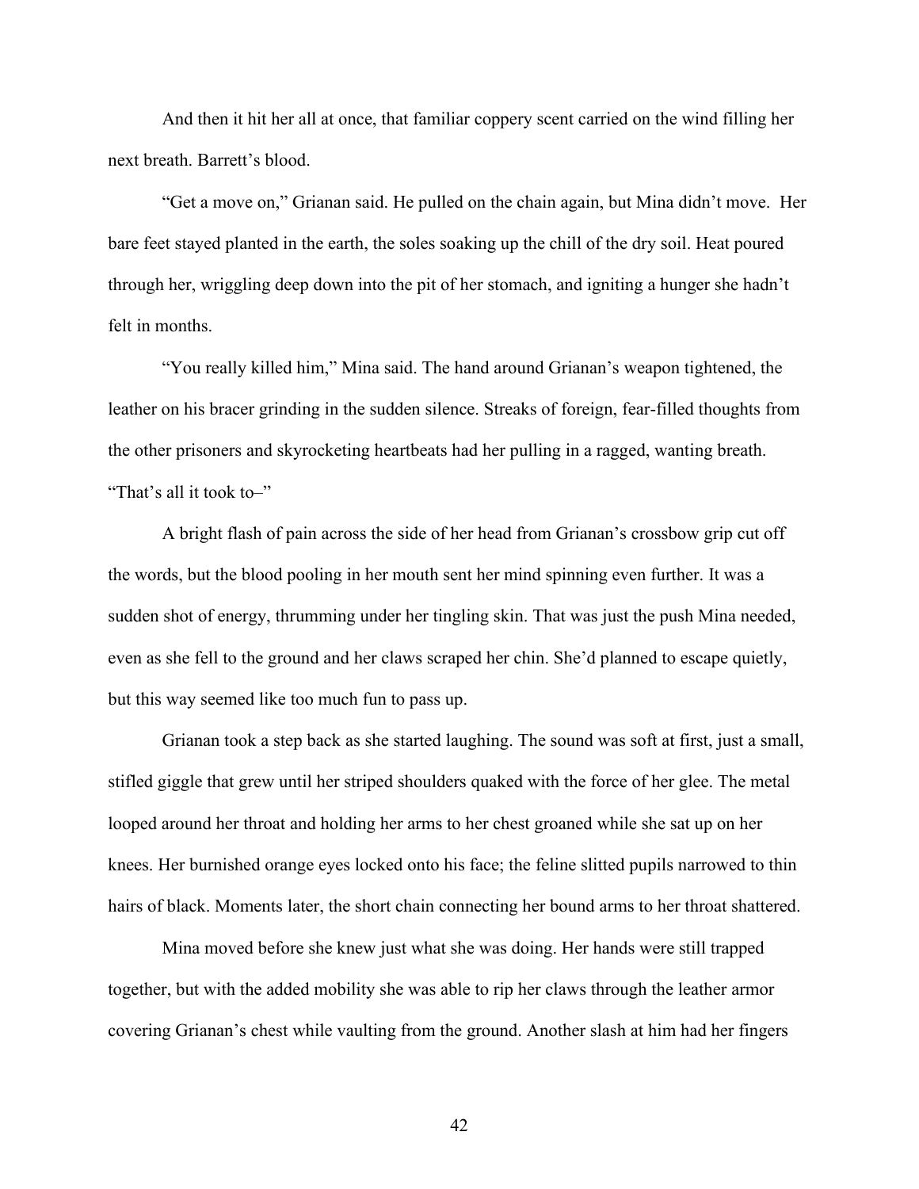And then it hit her all at once, that familiar coppery scent carried on the wind filling her next breath. Barrett's blood.

"Get a move on," Grianan said. He pulled on the chain again, but Mina didn't move. Her bare feet stayed planted in the earth, the soles soaking up the chill of the dry soil. Heat poured through her, wriggling deep down into the pit of her stomach, and igniting a hunger she hadn't felt in months.

"You really killed him," Mina said. The hand around Grianan's weapon tightened, the leather on his bracer grinding in the sudden silence. Streaks of foreign, fear-filled thoughts from the other prisoners and skyrocketing heartbeats had her pulling in a ragged, wanting breath. "That's all it took to–"

A bright flash of pain across the side of her head from Grianan's crossbow grip cut off the words, but the blood pooling in her mouth sent her mind spinning even further. It was a sudden shot of energy, thrumming under her tingling skin. That was just the push Mina needed, even as she fell to the ground and her claws scraped her chin. She'd planned to escape quietly, but this way seemed like too much fun to pass up.

Grianan took a step back as she started laughing. The sound was soft at first, just a small, stifled giggle that grew until her striped shoulders quaked with the force of her glee. The metal looped around her throat and holding her arms to her chest groaned while she sat up on her knees. Her burnished orange eyes locked onto his face; the feline slitted pupils narrowed to thin hairs of black. Moments later, the short chain connecting her bound arms to her throat shattered.

Mina moved before she knew just what she was doing. Her hands were still trapped together, but with the added mobility she was able to rip her claws through the leather armor covering Grianan's chest while vaulting from the ground. Another slash at him had her fingers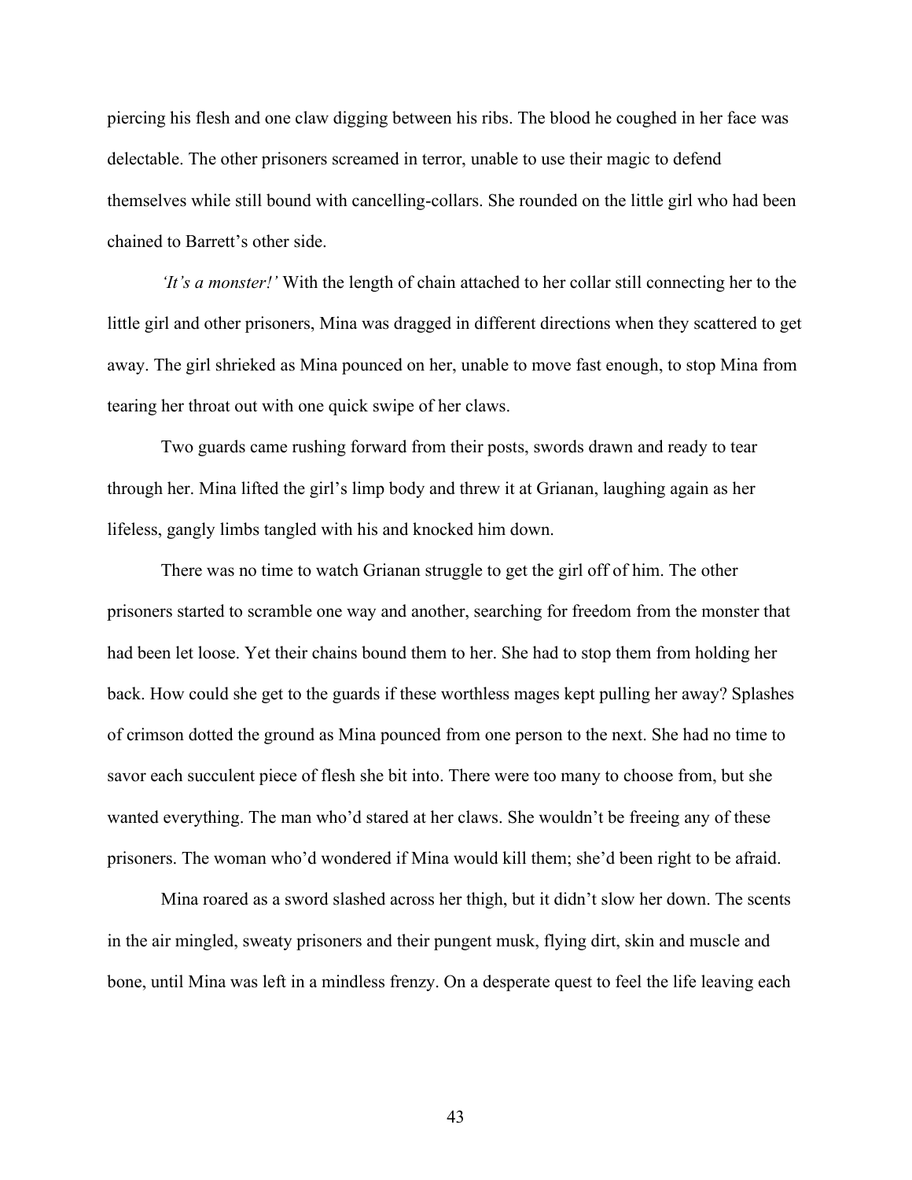piercing his flesh and one claw digging between his ribs. The blood he coughed in her face was delectable. The other prisoners screamed in terror, unable to use their magic to defend themselves while still bound with cancelling-collars. She rounded on the little girl who had been chained to Barrett's other side.

*'It's a monster!'* With the length of chain attached to her collar still connecting her to the little girl and other prisoners, Mina was dragged in different directions when they scattered to get away. The girl shrieked as Mina pounced on her, unable to move fast enough, to stop Mina from tearing her throat out with one quick swipe of her claws.

Two guards came rushing forward from their posts, swords drawn and ready to tear through her. Mina lifted the girl's limp body and threw it at Grianan, laughing again as her lifeless, gangly limbs tangled with his and knocked him down.

There was no time to watch Grianan struggle to get the girl off of him. The other prisoners started to scramble one way and another, searching for freedom from the monster that had been let loose. Yet their chains bound them to her. She had to stop them from holding her back. How could she get to the guards if these worthless mages kept pulling her away? Splashes of crimson dotted the ground as Mina pounced from one person to the next. She had no time to savor each succulent piece of flesh she bit into. There were too many to choose from, but she wanted everything. The man who'd stared at her claws. She wouldn't be freeing any of these prisoners. The woman who'd wondered if Mina would kill them; she'd been right to be afraid.

Mina roared as a sword slashed across her thigh, but it didn't slow her down. The scents in the air mingled, sweaty prisoners and their pungent musk, flying dirt, skin and muscle and bone, until Mina was left in a mindless frenzy. On a desperate quest to feel the life leaving each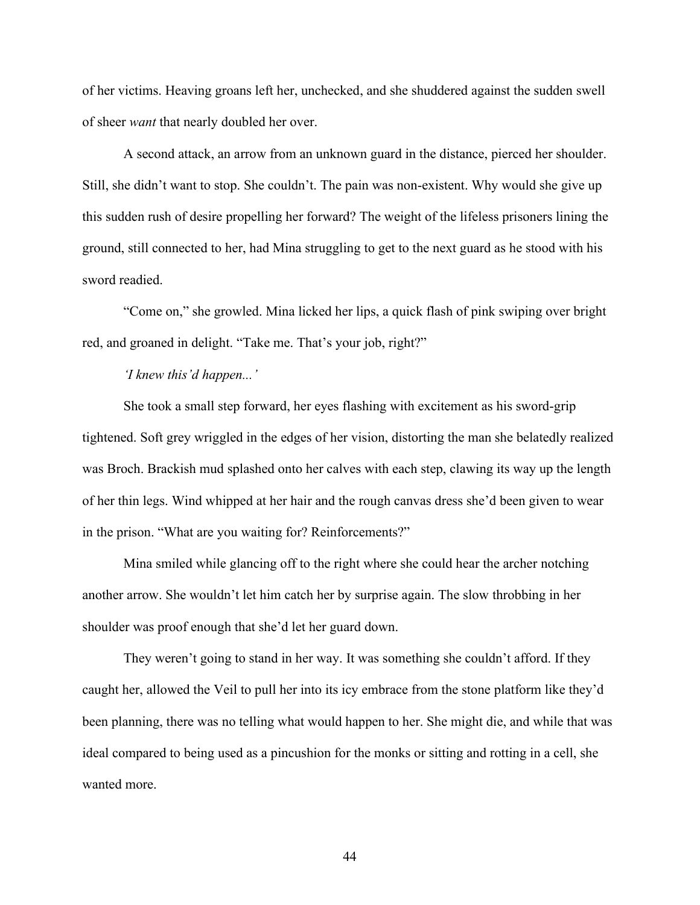of her victims. Heaving groans left her, unchecked, and she shuddered against the sudden swell of sheer *want* that nearly doubled her over.

A second attack, an arrow from an unknown guard in the distance, pierced her shoulder. Still, she didn't want to stop. She couldn't. The pain was non-existent. Why would she give up this sudden rush of desire propelling her forward? The weight of the lifeless prisoners lining the ground, still connected to her, had Mina struggling to get to the next guard as he stood with his sword readied.

"Come on," she growled. Mina licked her lips, a quick flash of pink swiping over bright red, and groaned in delight. "Take me. That's your job, right?"

*'I knew this'd happen...'*

She took a small step forward, her eyes flashing with excitement as his sword-grip tightened. Soft grey wriggled in the edges of her vision, distorting the man she belatedly realized was Broch. Brackish mud splashed onto her calves with each step, clawing its way up the length of her thin legs. Wind whipped at her hair and the rough canvas dress she'd been given to wear in the prison. "What are you waiting for? Reinforcements?"

Mina smiled while glancing off to the right where she could hear the archer notching another arrow. She wouldn't let him catch her by surprise again. The slow throbbing in her shoulder was proof enough that she'd let her guard down.

They weren't going to stand in her way. It was something she couldn't afford. If they caught her, allowed the Veil to pull her into its icy embrace from the stone platform like they'd been planning, there was no telling what would happen to her. She might die, and while that was ideal compared to being used as a pincushion for the monks or sitting and rotting in a cell, she wanted more.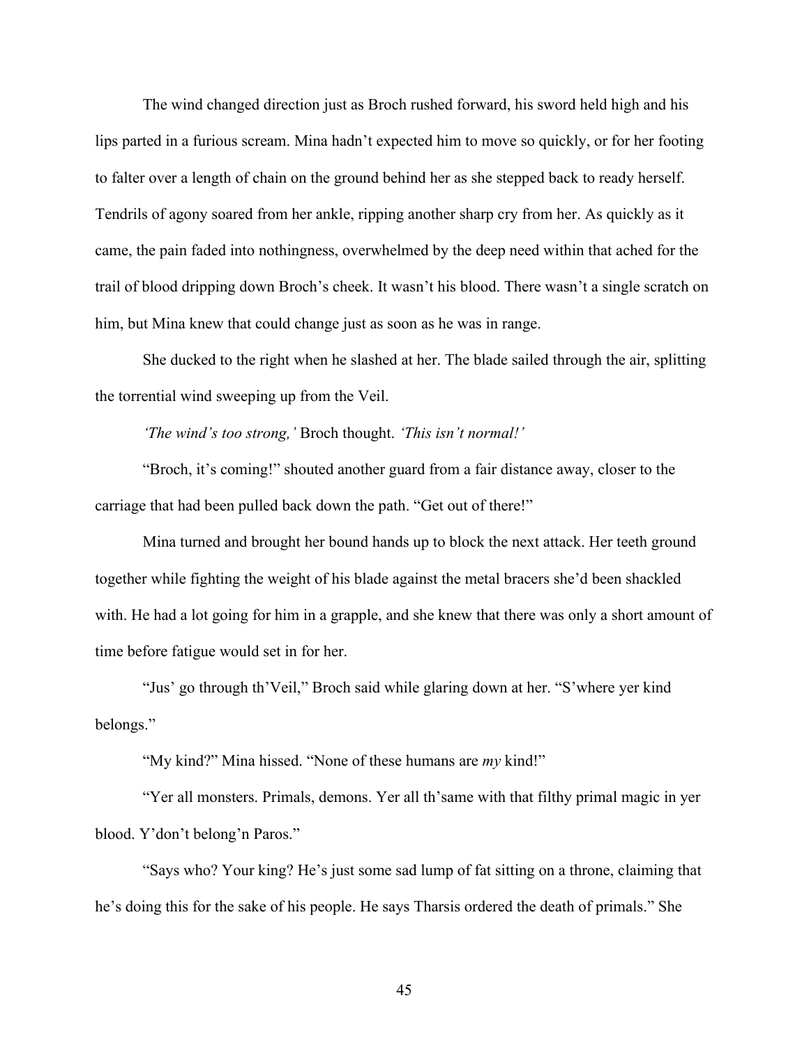The wind changed direction just as Broch rushed forward, his sword held high and his lips parted in a furious scream. Mina hadn't expected him to move so quickly, or for her footing to falter over a length of chain on the ground behind her as she stepped back to ready herself. Tendrils of agony soared from her ankle, ripping another sharp cry from her. As quickly as it came, the pain faded into nothingness, overwhelmed by the deep need within that ached for the trail of blood dripping down Broch's cheek. It wasn't his blood. There wasn't a single scratch on him, but Mina knew that could change just as soon as he was in range.

She ducked to the right when he slashed at her. The blade sailed through the air, splitting the torrential wind sweeping up from the Veil.

*'The wind's too strong,'* Broch thought. *'This isn't normal!'*

"Broch, it's coming!" shouted another guard from a fair distance away, closer to the carriage that had been pulled back down the path. "Get out of there!"

Mina turned and brought her bound hands up to block the next attack. Her teeth ground together while fighting the weight of his blade against the metal bracers she'd been shackled with. He had a lot going for him in a grapple, and she knew that there was only a short amount of time before fatigue would set in for her.

"Jus' go through th'Veil," Broch said while glaring down at her. "S'where yer kind belongs."

"My kind?" Mina hissed. "None of these humans are *my* kind!"

"Yer all monsters. Primals, demons. Yer all th'same with that filthy primal magic in yer blood. Y'don't belong'n Paros."

"Says who? Your king? He's just some sad lump of fat sitting on a throne, claiming that he's doing this for the sake of his people. He says Tharsis ordered the death of primals." She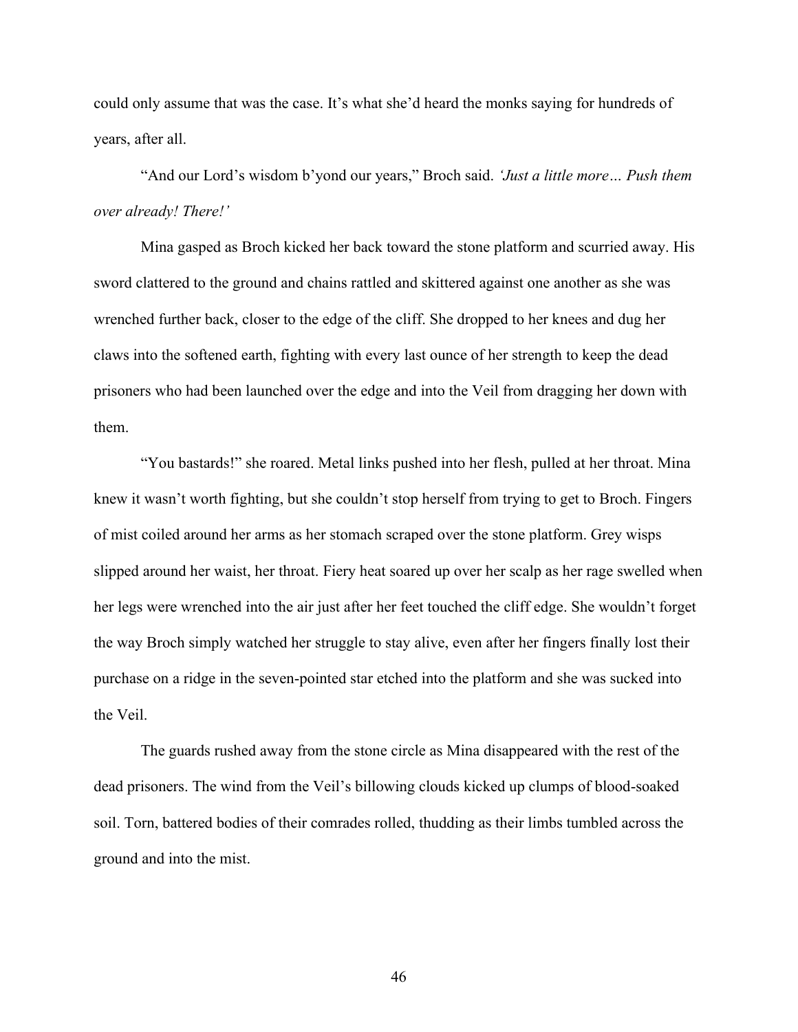could only assume that was the case. It's what she'd heard the monks saying for hundreds of years, after all.

"And our Lord's wisdom b'yond our years," Broch said. *'Just a little more… Push them over already! There!'*

Mina gasped as Broch kicked her back toward the stone platform and scurried away. His sword clattered to the ground and chains rattled and skittered against one another as she was wrenched further back, closer to the edge of the cliff. She dropped to her knees and dug her claws into the softened earth, fighting with every last ounce of her strength to keep the dead prisoners who had been launched over the edge and into the Veil from dragging her down with them.

"You bastards!" she roared. Metal links pushed into her flesh, pulled at her throat. Mina knew it wasn't worth fighting, but she couldn't stop herself from trying to get to Broch. Fingers of mist coiled around her arms as her stomach scraped over the stone platform. Grey wisps slipped around her waist, her throat. Fiery heat soared up over her scalp as her rage swelled when her legs were wrenched into the air just after her feet touched the cliff edge. She wouldn't forget the way Broch simply watched her struggle to stay alive, even after her fingers finally lost their purchase on a ridge in the seven-pointed star etched into the platform and she was sucked into the Veil.

The guards rushed away from the stone circle as Mina disappeared with the rest of the dead prisoners. The wind from the Veil's billowing clouds kicked up clumps of blood-soaked soil. Torn, battered bodies of their comrades rolled, thudding as their limbs tumbled across the ground and into the mist.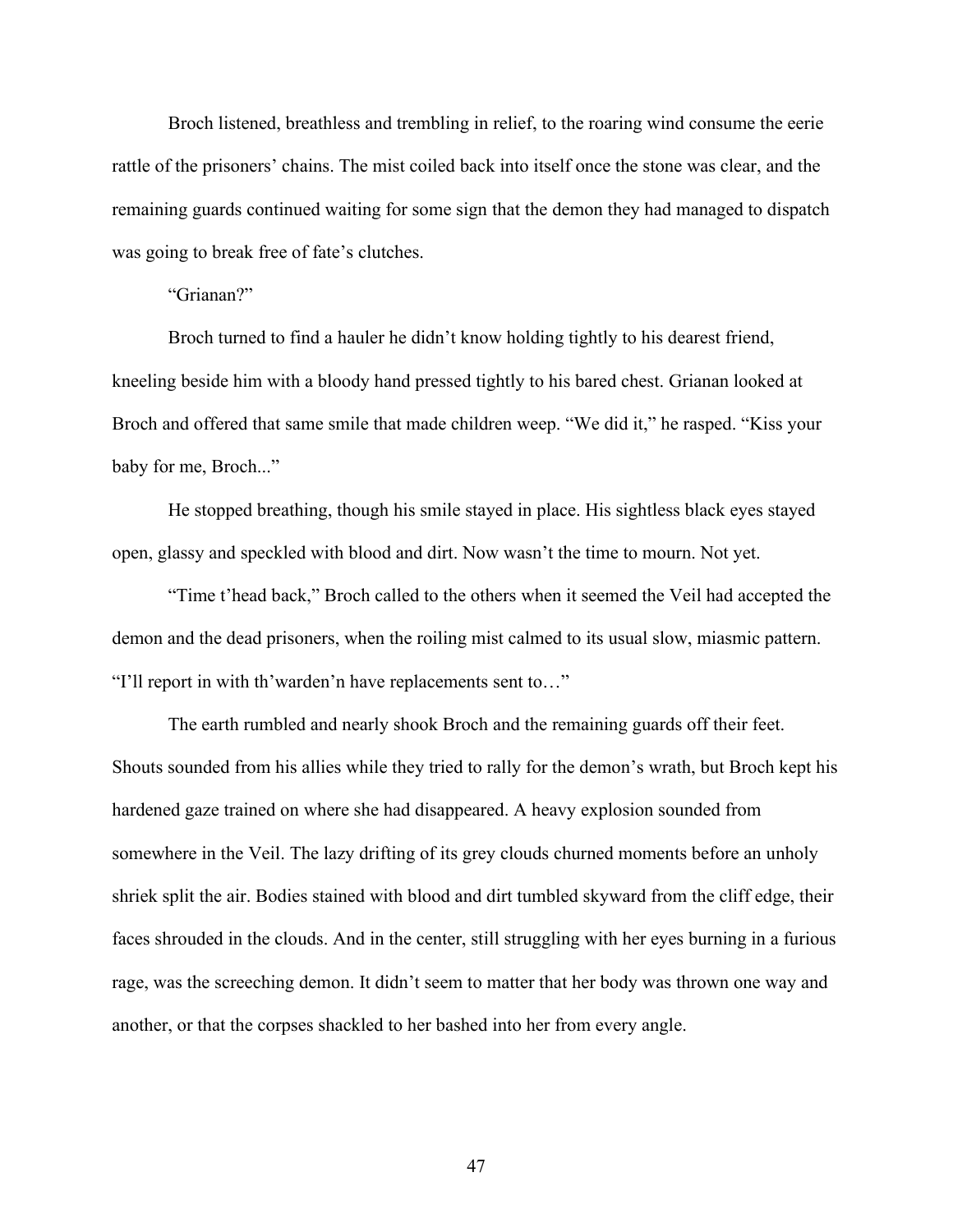Broch listened, breathless and trembling in relief, to the roaring wind consume the eerie rattle of the prisoners' chains. The mist coiled back into itself once the stone was clear, and the remaining guards continued waiting for some sign that the demon they had managed to dispatch was going to break free of fate's clutches.

"Grianan?"

Broch turned to find a hauler he didn't know holding tightly to his dearest friend, kneeling beside him with a bloody hand pressed tightly to his bared chest. Grianan looked at Broch and offered that same smile that made children weep. "We did it," he rasped. "Kiss your baby for me, Broch..."

He stopped breathing, though his smile stayed in place. His sightless black eyes stayed open, glassy and speckled with blood and dirt. Now wasn't the time to mourn. Not yet.

"Time t'head back," Broch called to the others when it seemed the Veil had accepted the demon and the dead prisoners, when the roiling mist calmed to its usual slow, miasmic pattern. "I'll report in with th'warden'n have replacements sent to…"

The earth rumbled and nearly shook Broch and the remaining guards off their feet. Shouts sounded from his allies while they tried to rally for the demon's wrath, but Broch kept his hardened gaze trained on where she had disappeared. A heavy explosion sounded from somewhere in the Veil. The lazy drifting of its grey clouds churned moments before an unholy shriek split the air. Bodies stained with blood and dirt tumbled skyward from the cliff edge, their faces shrouded in the clouds. And in the center, still struggling with her eyes burning in a furious rage, was the screeching demon. It didn't seem to matter that her body was thrown one way and another, or that the corpses shackled to her bashed into her from every angle.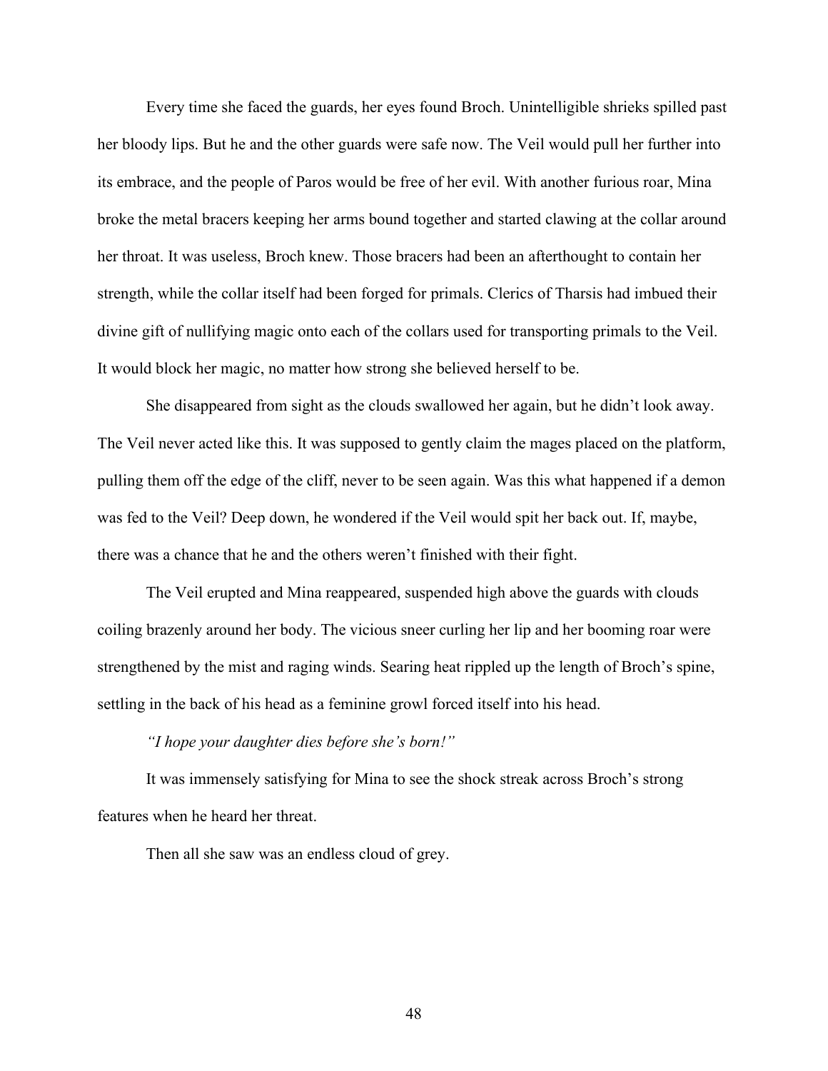Every time she faced the guards, her eyes found Broch. Unintelligible shrieks spilled past her bloody lips. But he and the other guards were safe now. The Veil would pull her further into its embrace, and the people of Paros would be free of her evil. With another furious roar, Mina broke the metal bracers keeping her arms bound together and started clawing at the collar around her throat. It was useless, Broch knew. Those bracers had been an afterthought to contain her strength, while the collar itself had been forged for primals. Clerics of Tharsis had imbued their divine gift of nullifying magic onto each of the collars used for transporting primals to the Veil. It would block her magic, no matter how strong she believed herself to be.

She disappeared from sight as the clouds swallowed her again, but he didn't look away. The Veil never acted like this. It was supposed to gently claim the mages placed on the platform, pulling them off the edge of the cliff, never to be seen again. Was this what happened if a demon was fed to the Veil? Deep down, he wondered if the Veil would spit her back out. If, maybe, there was a chance that he and the others weren't finished with their fight.

The Veil erupted and Mina reappeared, suspended high above the guards with clouds coiling brazenly around her body. The vicious sneer curling her lip and her booming roar were strengthened by the mist and raging winds. Searing heat rippled up the length of Broch's spine, settling in the back of his head as a feminine growl forced itself into his head.

*"I hope your daughter dies before she's born!"*

It was immensely satisfying for Mina to see the shock streak across Broch's strong features when he heard her threat.

Then all she saw was an endless cloud of grey.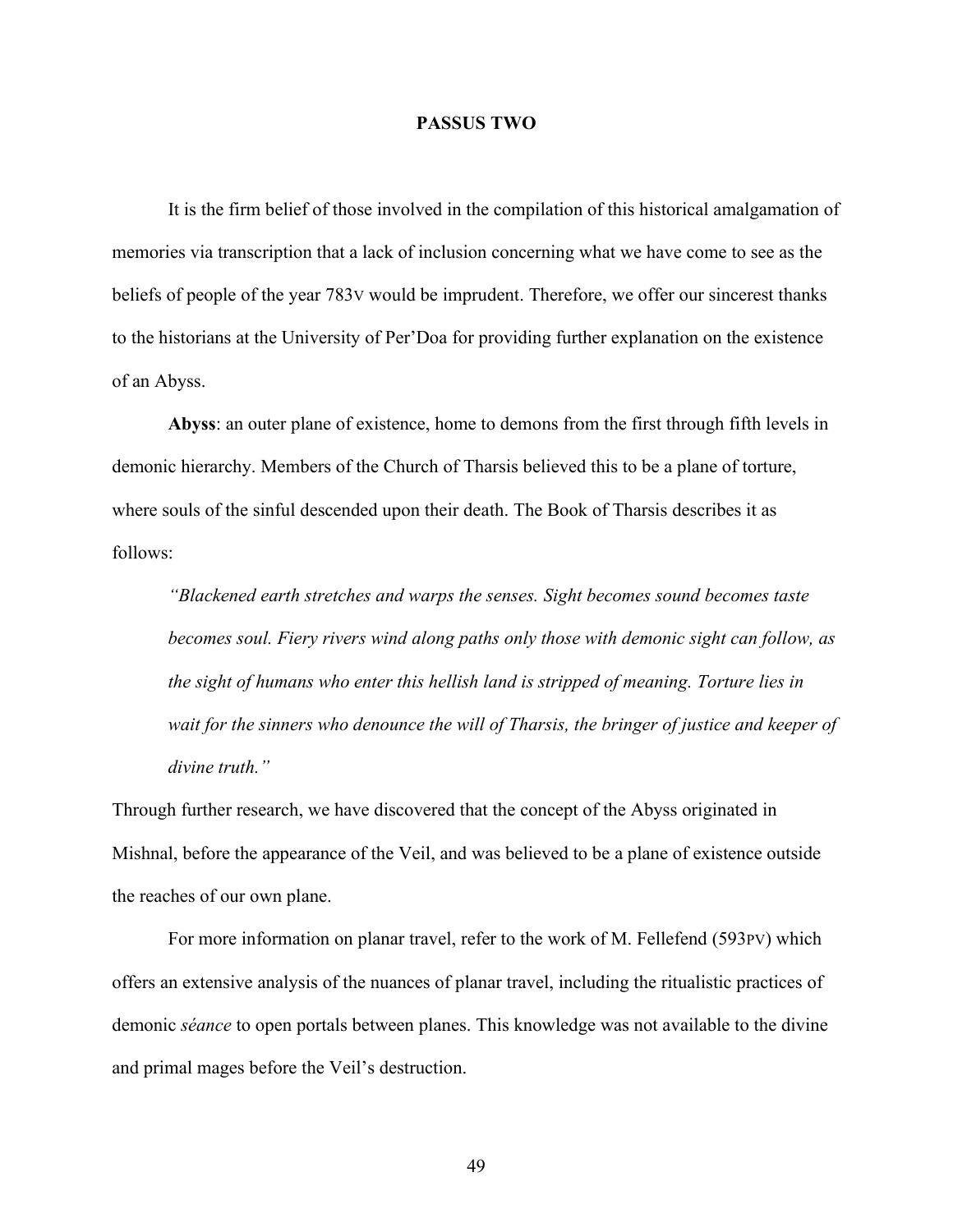**PASSUS TWO**

It is the firm belief of those involved in the compilation of this historical amalgamation of memories via transcription that a lack of inclusion concerning what we have come to see as the beliefs of people of the year 783V would be imprudent. Therefore, we offer our sincerest thanks to the historians at the University of Per'Doa for providing further explanation on the existence of an Abyss.

**Abyss**: an outer plane of existence, home to demons from the first through fifth levels in demonic hierarchy. Members of the Church of Tharsis believed this to be a plane of torture, where souls of the sinful descended upon their death. The Book of Tharsis describes it as follows:

> *"Blackened earth stretches and warps the senses. Sight becomes sound becomes taste becomes soul. Fiery rivers wind along paths only those with demonic sight can follow, as the sight of humans who enter this hellish land is stripped of meaning. Torture lies in wait for the sinners who denounce the will of Tharsis, the bringer of justice and keeper of divine truth."*

Through further research, we have discovered that the concept of the Abyss originated in Mishnal, before the appearance of the Veil, and was believed to be a plane of existence outside the reaches of our own plane.

For more information on planar travel, refer to the work of M. Fellefend (593PV) which offers an extensive analysis of the nuances of planar travel, including the ritualistic practices of demonic *séance* to open portals between planes. This knowledge was not available to the divine and primal mages before the Veil's destruction.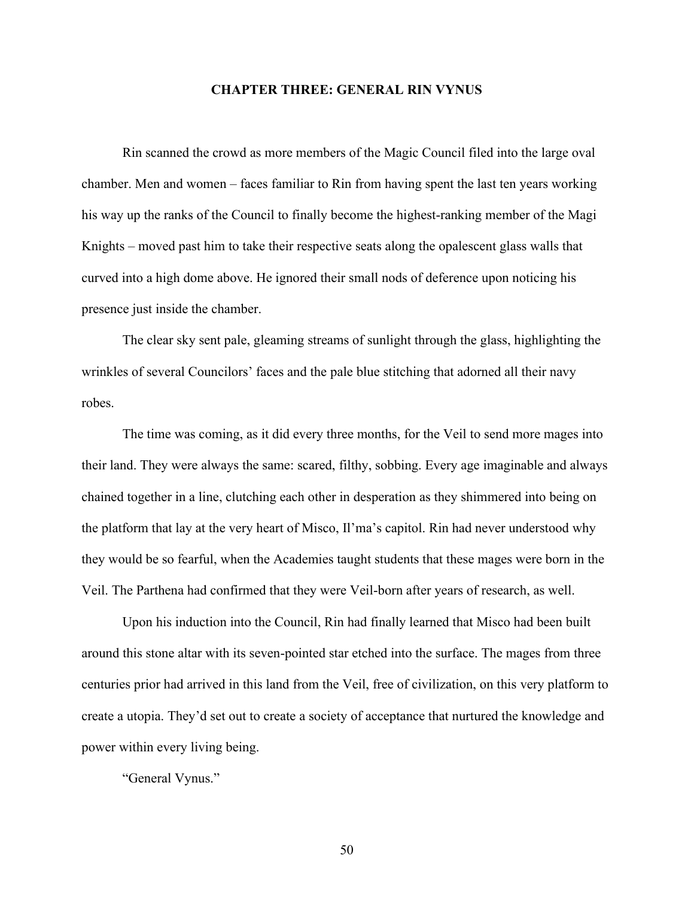## CHAPTER THREE: GENERAL RIN VYNUS

Rin scanned the crowd as more members of the Magic Council filed into the large oval chamber. Men and women – faces familiar to Rin from having spent the last ten years working his way up the ranks of the Council to finally become the highest-ranking member of the Magi Knights – moved past him to take their respective seats along the opalescent glass walls that curved into a high dome above. He ignored their small nods of deference upon noticing his presence just inside the chamber.

The clear sky sent pale, gleaming streams of sunlight through the glass, highlighting the wrinkles of several Councilors' faces and the pale blue stitching that adorned all their navy robes.

The time was coming, as it did every three months, for the Veil to send more mages into their land. They were always the same: scared, filthy, sobbing. Every age imaginable and always chained together in a line, clutching each other in desperation as they shimmered into being on the platform that lay at the very heart of Misco, Il'ma's capitol. Rin had never understood why they would be so fearful, when the Academies taught students that these mages were born in the Veil. The Parthena had confirmed that they were Veil-born after years of research, as well.

Upon his induction into the Council, Rin had finally learned that Misco had been built around this stone altar with its seven-pointed star etched into the surface. The mages from three centuries prior had arrived in this land from the Veil, free of civilization, on this very platform to create a utopia. They'd set out to create a society of acceptance that nurtured the knowledge and power within every living being.

"General Vynus."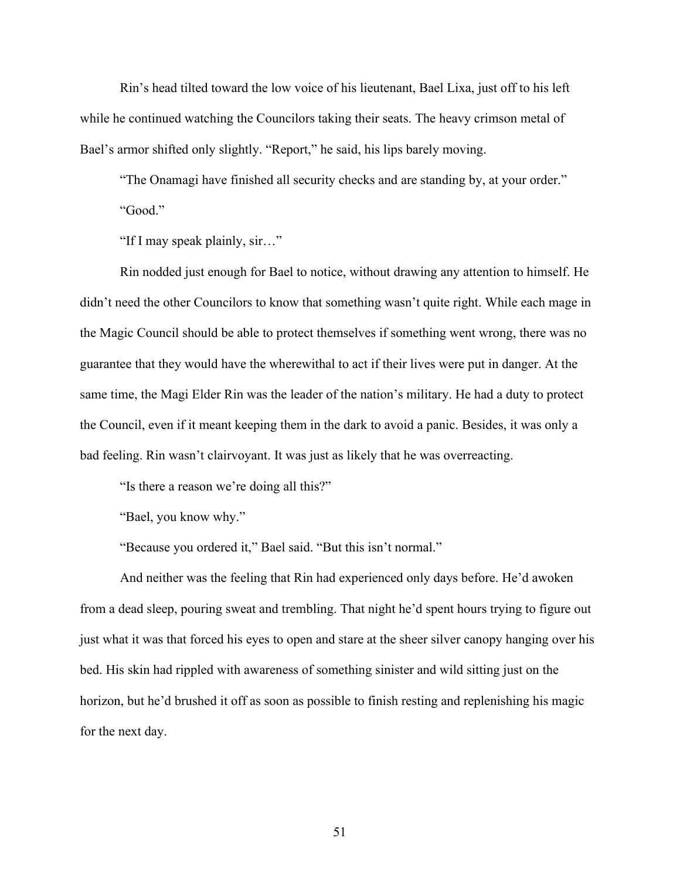Rin's head tilted toward the low voice of his lieutenant, Bael Lixa, just off to his left while he continued watching the Councilors taking their seats. The heavy crimson metal of Bael's armor shifted only slightly. "Report," he said, his lips barely moving.

"The Onamagi have finished all security checks and are standing by, at your order."

"Good."

"If I may speak plainly, sir…"

Rin nodded just enough for Bael to notice, without drawing any attention to himself. He didn't need the other Councilors to know that something wasn't quite right. While each mage in the Magic Council should be able to protect themselves if something went wrong, there was no guarantee that they would have the wherewithal to act if their lives were put in danger. At the same time, the Magi Elder Rin was the leader of the nation's military. He had a duty to protect the Council, even if it meant keeping them in the dark to avoid a panic. Besides, it was only a bad feeling. Rin wasn't clairvoyant. It was just as likely that he was overreacting.

"Is there a reason we're doing all this?"

"Bael, you know why."

"Because you ordered it," Bael said. "But this isn't normal."

And neither was the feeling that Rin had experienced only days before. He'd awoken from a dead sleep, pouring sweat and trembling. That night he'd spent hours trying to figure out just what it was that forced his eyes to open and stare at the sheer silver canopy hanging over his bed. His skin had rippled with awareness of something sinister and wild sitting just on the horizon, but he'd brushed it off as soon as possible to finish resting and replenishing his magic for the next day.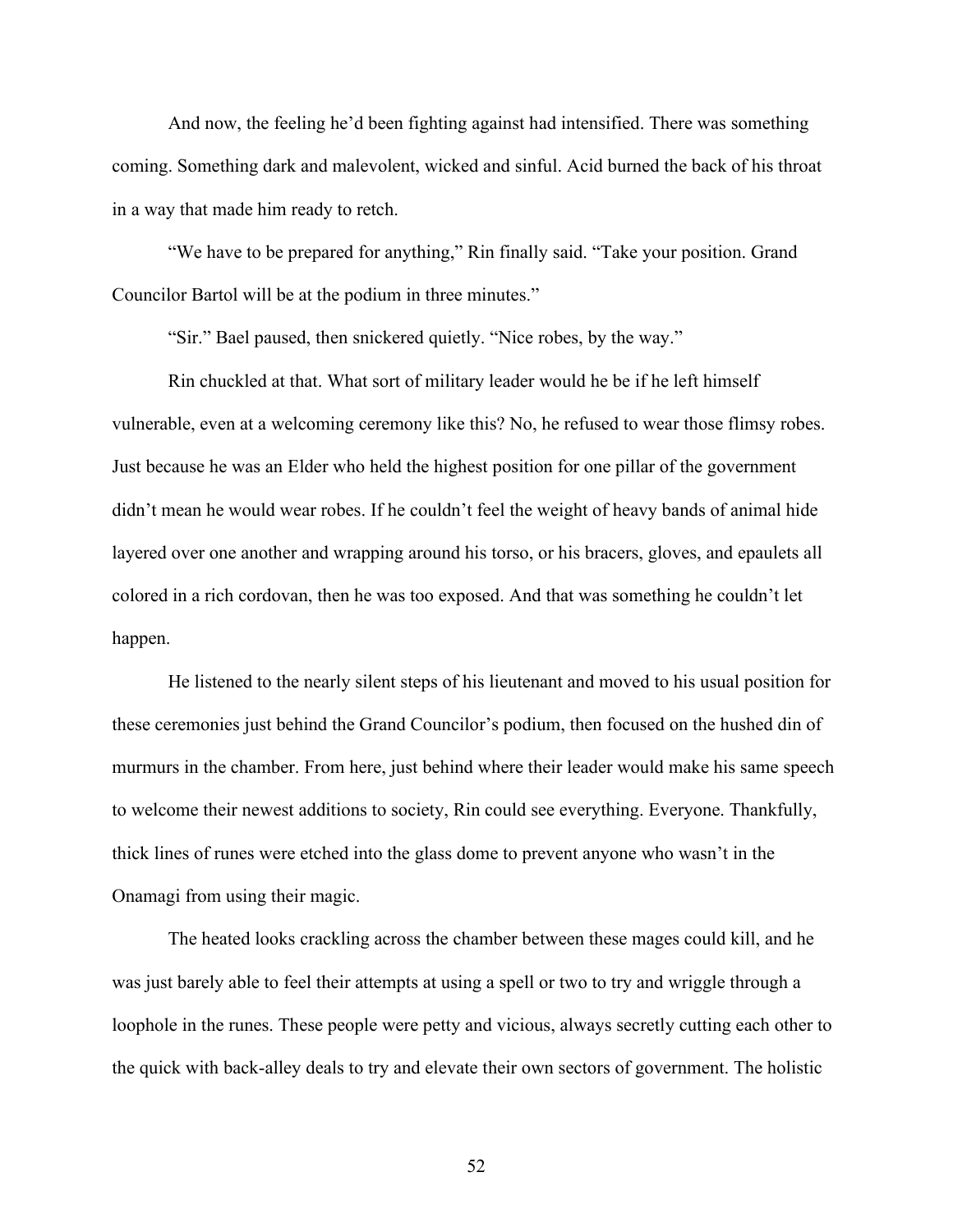And now, the feeling he'd been fighting against had intensified. There was something coming. Something dark and malevolent, wicked and sinful. Acid burned the back of his throat in a way that made him ready to retch.

"We have to be prepared for anything," Rin finally said. "Take your position. Grand Councilor Bartol will be at the podium in three minutes."

"Sir." Bael paused, then snickered quietly. "Nice robes, by the way."

Rin chuckled at that. What sort of military leader would he be if he left himself vulnerable, even at a welcoming ceremony like this? No, he refused to wear those flimsy robes. Just because he was an Elder who held the highest position for one pillar of the government didn't mean he would wear robes. If he couldn't feel the weight of heavy bands of animal hide layered over one another and wrapping around his torso, or his bracers, gloves, and epaulets all colored in a rich cordovan, then he was too exposed. And that was something he couldn't let happen.

He listened to the nearly silent steps of his lieutenant and moved to his usual position for these ceremonies just behind the Grand Councilor's podium, then focused on the hushed din of murmurs in the chamber. From here, just behind where their leader would make his same speech to welcome their newest additions to society, Rin could see everything. Everyone. Thankfully, thick lines of runes were etched into the glass dome to prevent anyone who wasn't in the Onamagi from using their magic.

The heated looks crackling across the chamber between these mages could kill, and he was just barely able to feel their attempts at using a spell or two to try and wriggle through a loophole in the runes. These people were petty and vicious, always secretly cutting each other to the quick with back-alley deals to try and elevate their own sectors of government. The holistic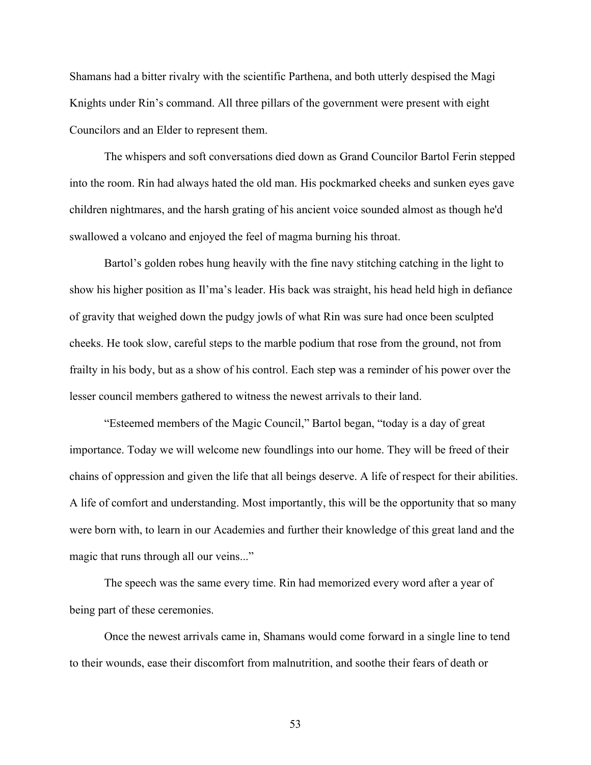Shamans had a bitter rivalry with the scientific Parthena, and both utterly despised the Magi Knights under Rin's command. All three pillars of the government were present with eight Councilors and an Elder to represent them.

The whispers and soft conversations died down as Grand Councilor Bartol Ferin stepped into the room. Rin had always hated the old man. His pockmarked cheeks and sunken eyes gave children nightmares, and the harsh grating of his ancient voice sounded almost as though he'd swallowed a volcano and enjoyed the feel of magma burning his throat.

Bartol's golden robes hung heavily with the fine navy stitching catching in the light to show his higher position as Il'ma's leader. His back was straight, his head held high in defiance of gravity that weighed down the pudgy jowls of what Rin was sure had once been sculpted cheeks. He took slow, careful steps to the marble podium that rose from the ground, not from frailty in his body, but as a show of his control. Each step was a reminder of his power over the lesser council members gathered to witness the newest arrivals to their land.

"Esteemed members of the Magic Council," Bartol began, "today is a day of great importance. Today we will welcome new foundlings into our home. They will be freed of their chains of oppression and given the life that all beings deserve. A life of respect for their abilities. A life of comfort and understanding. Most importantly, this will be the opportunity that so many were born with, to learn in our Academies and further their knowledge of this great land and the magic that runs through all our veins..."

The speech was the same every time. Rin had memorized every word after a year of being part of these ceremonies.

Once the newest arrivals came in, Shamans would come forward in a single line to tend to their wounds, ease their discomfort from malnutrition, and soothe their fears of death or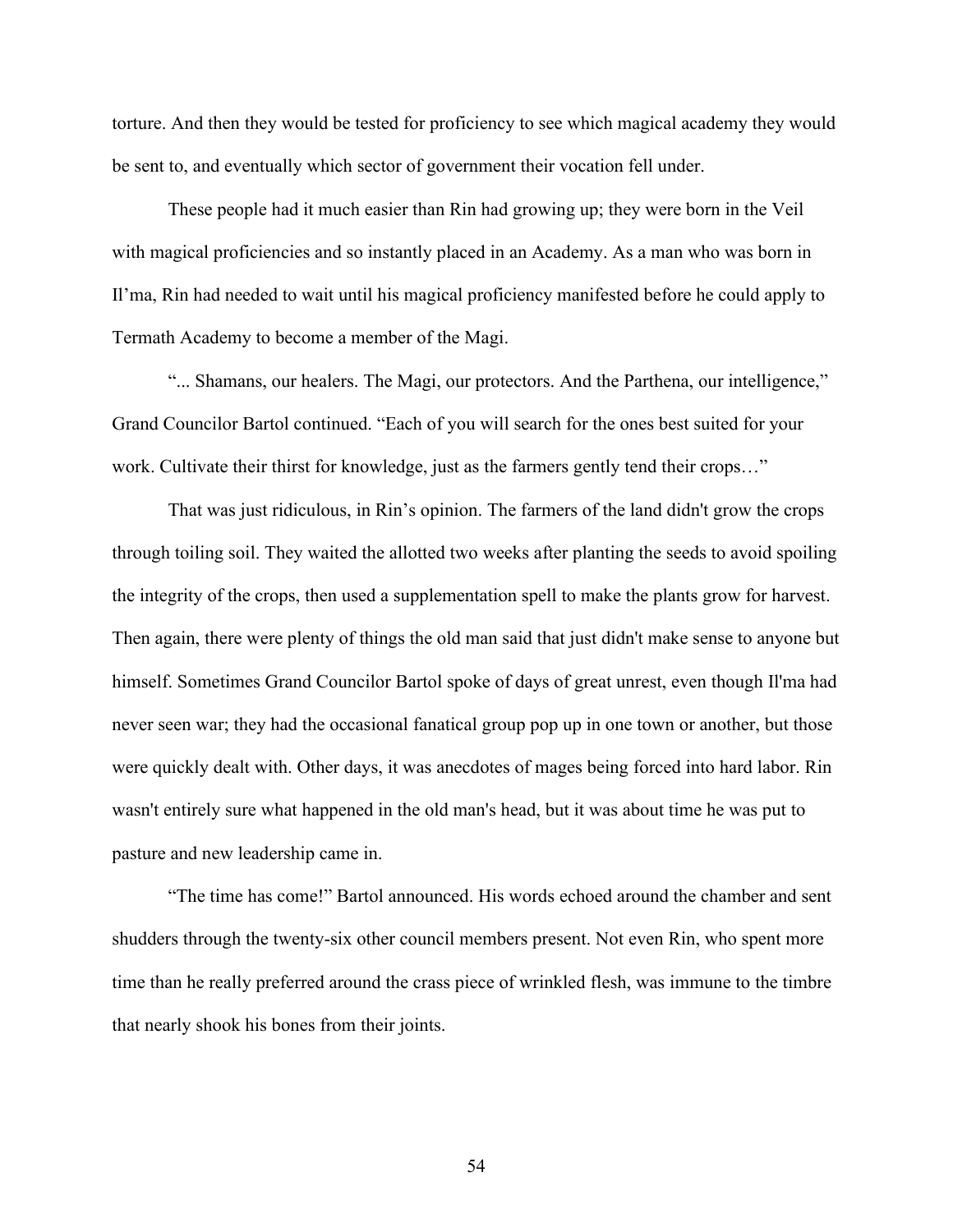torture. And then they would be tested for proficiency to see which magical academy they would be sent to, and eventually which sector of government their vocation fell under.

These people had it much easier than Rin had growing up; they were born in the Veil with magical proficiencies and so instantly placed in an Academy. As a man who was born in Il'ma, Rin had needed to wait until his magical proficiency manifested before he could apply to Termath Academy to become a member of the Magi.

"... Shamans, our healers. The Magi, our protectors. And the Parthena, our intelligence," Grand Councilor Bartol continued. "Each of you will search for the ones best suited for your work. Cultivate their thirst for knowledge, just as the farmers gently tend their crops…"

That was just ridiculous, in Rin's opinion. The farmers of the land didn't grow the crops through toiling soil. They waited the allotted two weeks after planting the seeds to avoid spoiling the integrity of the crops, then used a supplementation spell to make the plants grow for harvest. Then again, there were plenty of things the old man said that just didn't make sense to anyone but himself. Sometimes Grand Councilor Bartol spoke of days of great unrest, even though Il'ma had never seen war; they had the occasional fanatical group pop up in one town or another, but those were quickly dealt with. Other days, it was anecdotes of mages being forced into hard labor. Rin wasn't entirely sure what happened in the old man's head, but it was about time he was put to pasture and new leadership came in.

"The time has come!" Bartol announced. His words echoed around the chamber and sent shudders through the twenty-six other council members present. Not even Rin, who spent more time than he really preferred around the crass piece of wrinkled flesh, was immune to the timbre that nearly shook his bones from their joints.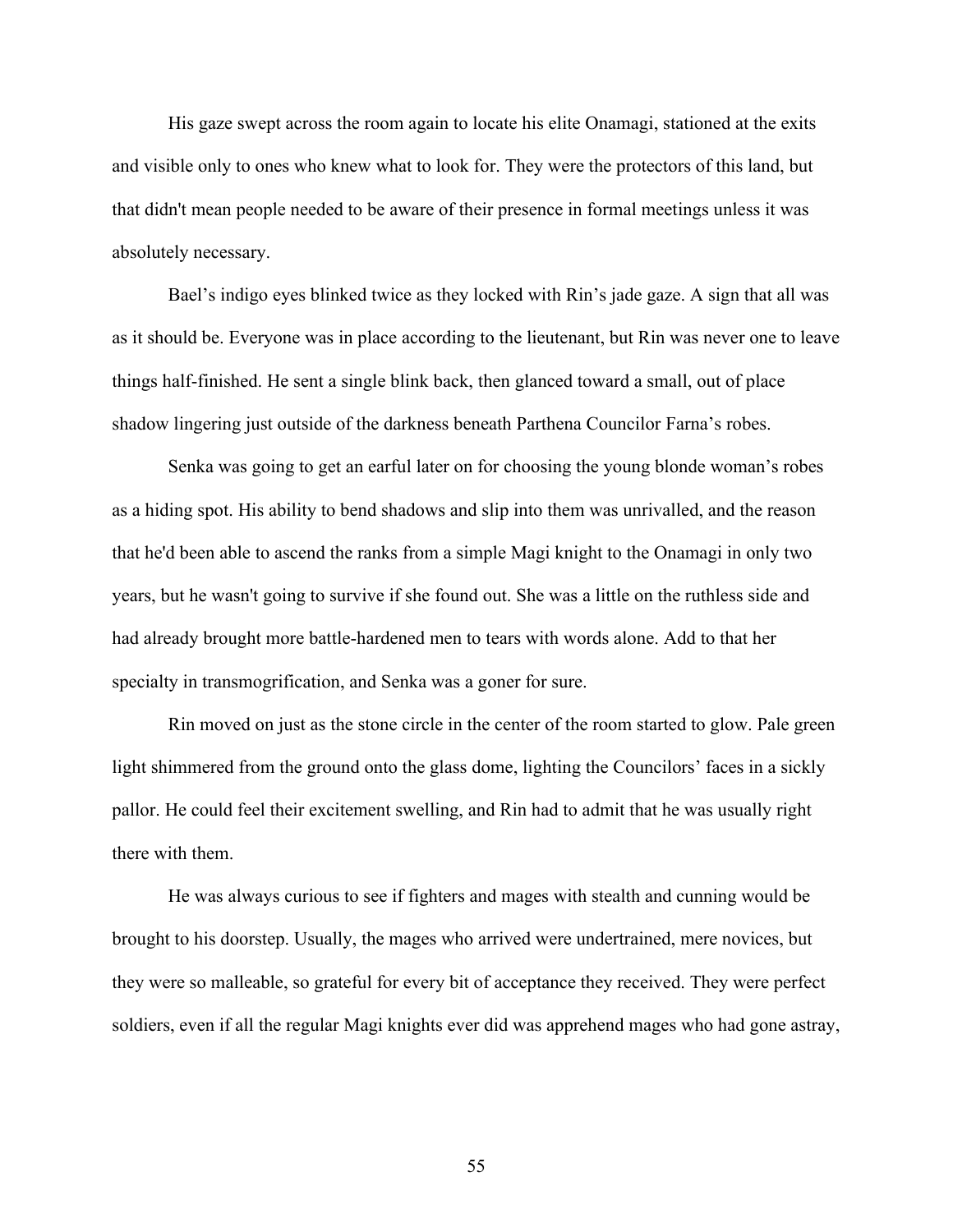His gaze swept across the room again to locate his elite Onamagi, stationed at the exits and visible only to ones who knew what to look for. They were the protectors of this land, but that didn't mean people needed to be aware of their presence in formal meetings unless it was absolutely necessary.

Bael's indigo eyes blinked twice as they locked with Rin's jade gaze. A sign that all was as it should be. Everyone was in place according to the lieutenant, but Rin was never one to leave things half-finished. He sent a single blink back, then glanced toward a small, out of place shadow lingering just outside of the darkness beneath Parthena Councilor Farna's robes.

Senka was going to get an earful later on for choosing the young blonde woman's robes as a hiding spot. His ability to bend shadows and slip into them was unrivalled, and the reason that he'd been able to ascend the ranks from a simple Magi knight to the Onamagi in only two years, but he wasn't going to survive if she found out. She was a little on the ruthless side and had already brought more battle-hardened men to tears with words alone. Add to that her specialty in transmogrification, and Senka was a goner for sure.

Rin moved on just as the stone circle in the center of the room started to glow. Pale green light shimmered from the ground onto the glass dome, lighting the Councilors' faces in a sickly pallor. He could feel their excitement swelling, and Rin had to admit that he was usually right there with them.

He was always curious to see if fighters and mages with stealth and cunning would be brought to his doorstep. Usually, the mages who arrived were undertrained, mere novices, but they were so malleable, so grateful for every bit of acceptance they received. They were perfect soldiers, even if all the regular Magi knights ever did was apprehend mages who had gone astray,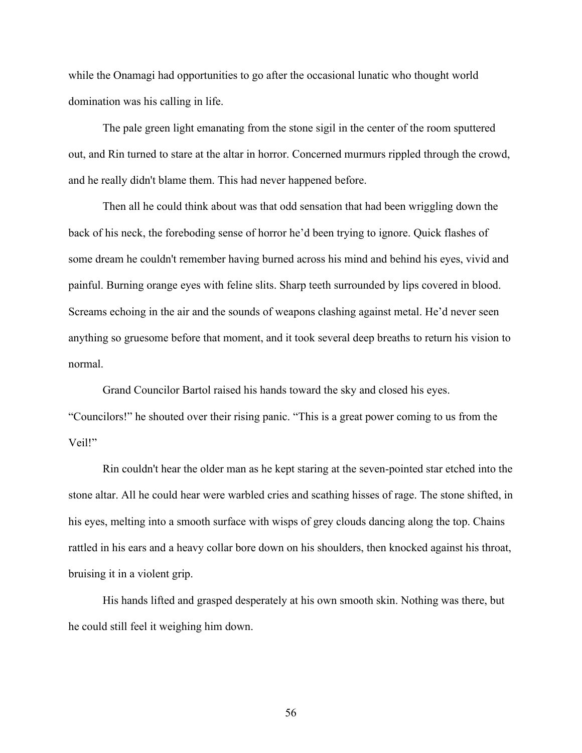while the Onamagi had opportunities to go after the occasional lunatic who thought world domination was his calling in life.

The pale green light emanating from the stone sigil in the center of the room sputtered out, and Rin turned to stare at the altar in horror. Concerned murmurs rippled through the crowd, and he really didn't blame them. This had never happened before.

Then all he could think about was that odd sensation that had been wriggling down the back of his neck, the foreboding sense of horror he'd been trying to ignore. Quick flashes of some dream he couldn't remember having burned across his mind and behind his eyes, vivid and painful. Burning orange eyes with feline slits. Sharp teeth surrounded by lips covered in blood. Screams echoing in the air and the sounds of weapons clashing against metal. He'd never seen anything so gruesome before that moment, and it took several deep breaths to return his vision to normal.

Grand Councilor Bartol raised his hands toward the sky and closed his eyes. "Councilors!" he shouted over their rising panic. "This is a great power coming to us from the Veil!"

Rin couldn't hear the older man as he kept staring at the seven-pointed star etched into the stone altar. All he could hear were warbled cries and scathing hisses of rage. The stone shifted, in his eyes, melting into a smooth surface with wisps of grey clouds dancing along the top. Chains rattled in his ears and a heavy collar bore down on his shoulders, then knocked against his throat, bruising it in a violent grip.

His hands lifted and grasped desperately at his own smooth skin. Nothing was there, but he could still feel it weighing him down.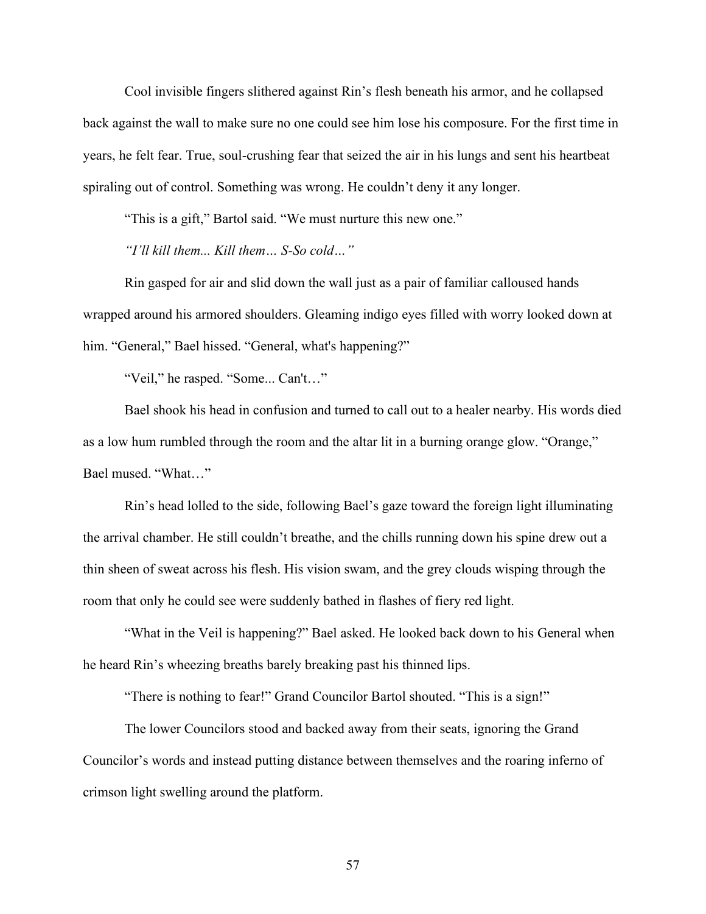Cool invisible fingers slithered against Rin's flesh beneath his armor, and he collapsed back against the wall to make sure no one could see him lose his composure. For the first time in years, he felt fear. True, soul-crushing fear that seized the air in his lungs and sent his heartbeat spiraling out of control. Something was wrong. He couldn't deny it any longer.

"This is a gift," Bartol said. "We must nurture this new one."

*"I'll kill them... Kill them… S-So cold…"*

Rin gasped for air and slid down the wall just as a pair of familiar calloused hands wrapped around his armored shoulders. Gleaming indigo eyes filled with worry looked down at him. "General," Bael hissed. "General, what's happening?"

"Veil," he rasped. "Some... Can't…"

Bael shook his head in confusion and turned to call out to a healer nearby. His words died as a low hum rumbled through the room and the altar lit in a burning orange glow. "Orange," Bael mused. "What…"

Rin's head lolled to the side, following Bael's gaze toward the foreign light illuminating the arrival chamber. He still couldn't breathe, and the chills running down his spine drew out a thin sheen of sweat across his flesh. His vision swam, and the grey clouds wisping through the room that only he could see were suddenly bathed in flashes of fiery red light.

"What in the Veil is happening?" Bael asked. He looked back down to his General when he heard Rin's wheezing breaths barely breaking past his thinned lips.

"There is nothing to fear!" Grand Councilor Bartol shouted. "This is a sign!"

The lower Councilors stood and backed away from their seats, ignoring the Grand Councilor's words and instead putting distance between themselves and the roaring inferno of crimson light swelling around the platform.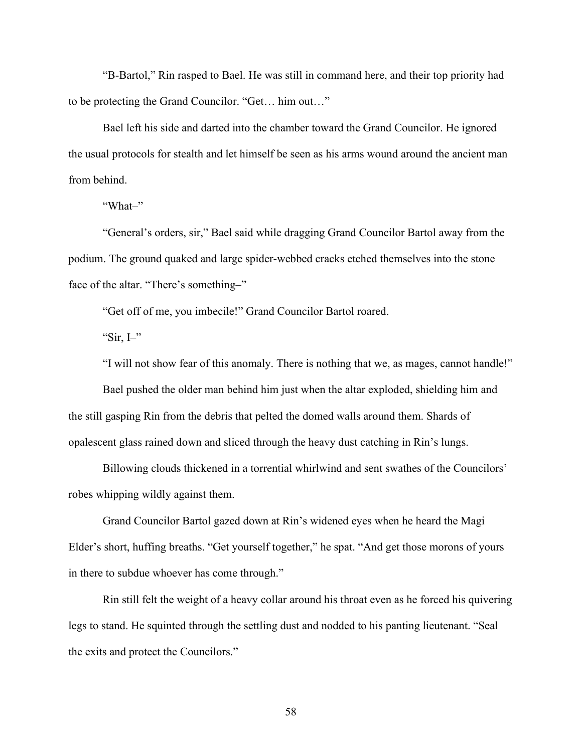"B-Bartol," Rin rasped to Bael. He was still in command here, and their top priority had to be protecting the Grand Councilor. "Get… him out…"

Bael left his side and darted into the chamber toward the Grand Councilor. He ignored the usual protocols for stealth and let himself be seen as his arms wound around the ancient man from behind.

"What–"

"General's orders, sir," Bael said while dragging Grand Councilor Bartol away from the podium. The ground quaked and large spider-webbed cracks etched themselves into the stone face of the altar. "There's something–"

"Get off of me, you imbecile!" Grand Councilor Bartol roared.

"Sir, I–"

"I will not show fear of this anomaly. There is nothing that we, as mages, cannot handle!"

Bael pushed the older man behind him just when the altar exploded, shielding him and the still gasping Rin from the debris that pelted the domed walls around them. Shards of opalescent glass rained down and sliced through the heavy dust catching in Rin's lungs.

Billowing clouds thickened in a torrential whirlwind and sent swathes of the Councilors' robes whipping wildly against them.

Grand Councilor Bartol gazed down at Rin's widened eyes when he heard the Magi Elder's short, huffing breaths. "Get yourself together," he spat. "And get those morons of yours in there to subdue whoever has come through."

Rin still felt the weight of a heavy collar around his throat even as he forced his quivering legs to stand. He squinted through the settling dust and nodded to his panting lieutenant. "Seal the exits and protect the Councilors."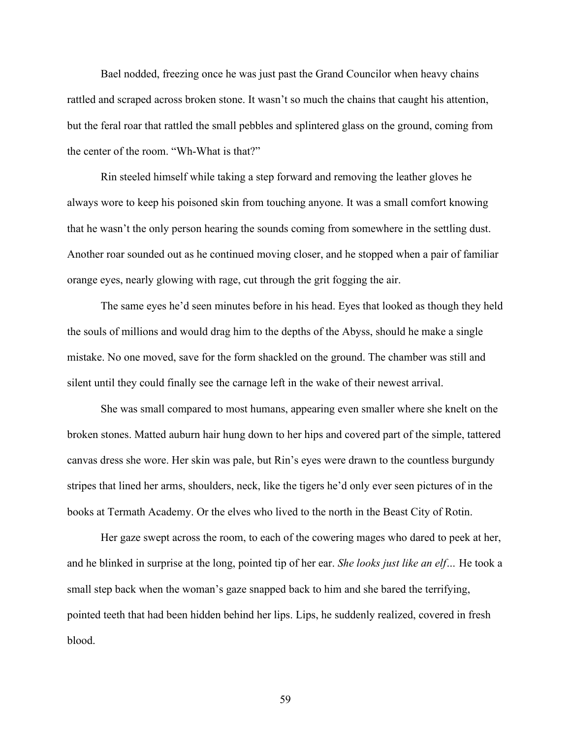Bael nodded, freezing once he was just past the Grand Councilor when heavy chains rattled and scraped across broken stone. It wasn't so much the chains that caught his attention, but the feral roar that rattled the small pebbles and splintered glass on the ground, coming from the center of the room. "Wh-What is that?"

Rin steeled himself while taking a step forward and removing the leather gloves he always wore to keep his poisoned skin from touching anyone. It was a small comfort knowing that he wasn't the only person hearing the sounds coming from somewhere in the settling dust. Another roar sounded out as he continued moving closer, and he stopped when a pair of familiar orange eyes, nearly glowing with rage, cut through the grit fogging the air.

The same eyes he'd seen minutes before in his head. Eyes that looked as though they held the souls of millions and would drag him to the depths of the Abyss, should he make a single mistake. No one moved, save for the form shackled on the ground. The chamber was still and silent until they could finally see the carnage left in the wake of their newest arrival.

She was small compared to most humans, appearing even smaller where she knelt on the broken stones. Matted auburn hair hung down to her hips and covered part of the simple, tattered canvas dress she wore. Her skin was pale, but Rin's eyes were drawn to the countless burgundy stripes that lined her arms, shoulders, neck, like the tigers he'd only ever seen pictures of in the books at Termath Academy. Or the elves who lived to the north in the Beast City of Rotin.

Her gaze swept across the room, to each of the cowering mages who dared to peek at her, and he blinked in surprise at the long, pointed tip of her ear. *She looks just like an elf…* He took a small step back when the woman's gaze snapped back to him and she bared the terrifying, pointed teeth that had been hidden behind her lips. Lips, he suddenly realized, covered in fresh blood.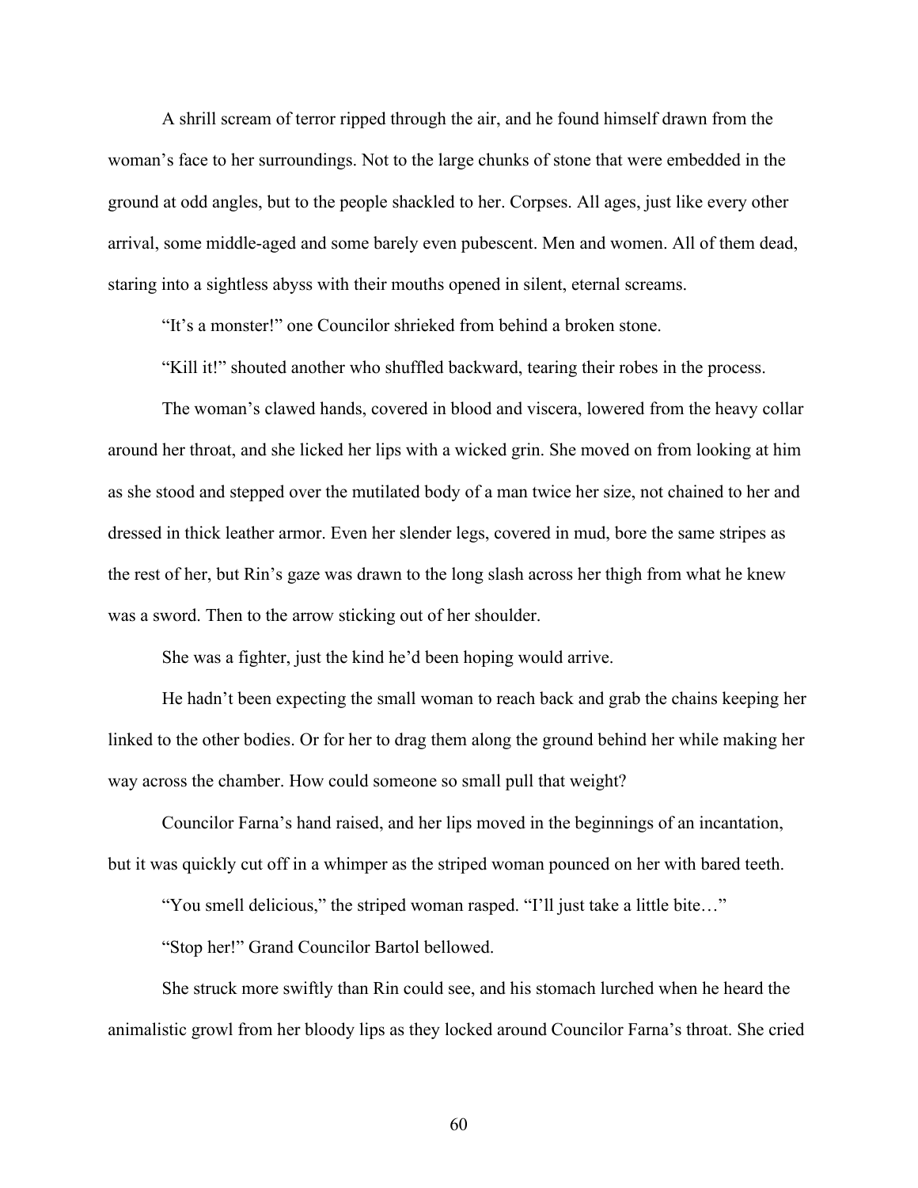A shrill scream of terror ripped through the air, and he found himself drawn from the woman's face to her surroundings. Not to the large chunks of stone that were embedded in the ground at odd angles, but to the people shackled to her. Corpses. All ages, just like every other arrival, some middle-aged and some barely even pubescent. Men and women. All of them dead, staring into a sightless abyss with their mouths opened in silent, eternal screams.

"It's a monster!" one Councilor shrieked from behind a broken stone.

"Kill it!" shouted another who shuffled backward, tearing their robes in the process.

The woman's clawed hands, covered in blood and viscera, lowered from the heavy collar around her throat, and she licked her lips with a wicked grin. She moved on from looking at him as she stood and stepped over the mutilated body of a man twice her size, not chained to her and dressed in thick leather armor. Even her slender legs, covered in mud, bore the same stripes as the rest of her, but Rin's gaze was drawn to the long slash across her thigh from what he knew was a sword. Then to the arrow sticking out of her shoulder.

She was a fighter, just the kind he'd been hoping would arrive.

He hadn't been expecting the small woman to reach back and grab the chains keeping her linked to the other bodies. Or for her to drag them along the ground behind her while making her way across the chamber. How could someone so small pull that weight?

Councilor Farna's hand raised, and her lips moved in the beginnings of an incantation, but it was quickly cut off in a whimper as the striped woman pounced on her with bared teeth.

"You smell delicious," the striped woman rasped. "I'll just take a little bite…"

"Stop her!" Grand Councilor Bartol bellowed.

She struck more swiftly than Rin could see, and his stomach lurched when he heard the animalistic growl from her bloody lips as they locked around Councilor Farna's throat. She cried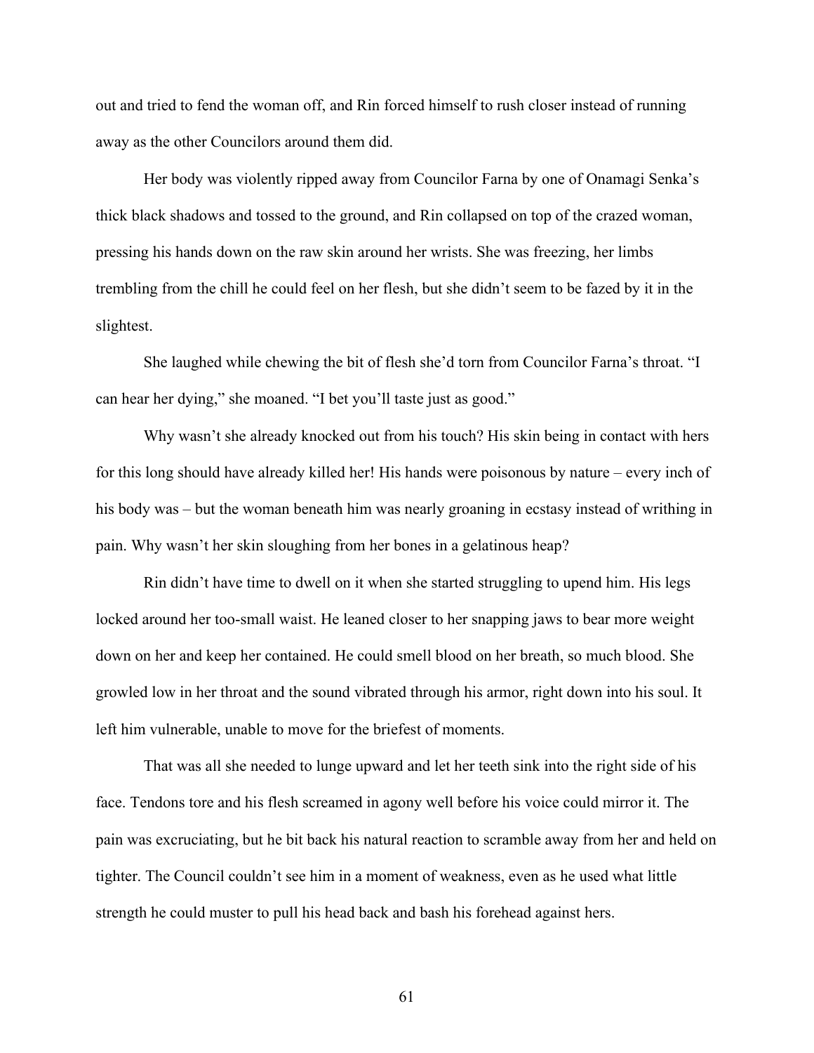out and tried to fend the woman off, and Rin forced himself to rush closer instead of running away as the other Councilors around them did.

Her body was violently ripped away from Councilor Farna by one of Onamagi Senka's thick black shadows and tossed to the ground, and Rin collapsed on top of the crazed woman, pressing his hands down on the raw skin around her wrists. She was freezing, her limbs trembling from the chill he could feel on her flesh, but she didn't seem to be fazed by it in the slightest.

She laughed while chewing the bit of flesh she'd torn from Councilor Farna's throat. "I can hear her dying," she moaned. "I bet you'll taste just as good."

Why wasn't she already knocked out from his touch? His skin being in contact with hers for this long should have already killed her! His hands were poisonous by nature – every inch of his body was – but the woman beneath him was nearly groaning in ecstasy instead of writhing in pain. Why wasn't her skin sloughing from her bones in a gelatinous heap?

Rin didn't have time to dwell on it when she started struggling to upend him. His legs locked around her too-small waist. He leaned closer to her snapping jaws to bear more weight down on her and keep her contained. He could smell blood on her breath, so much blood. She growled low in her throat and the sound vibrated through his armor, right down into his soul. It left him vulnerable, unable to move for the briefest of moments.

That was all she needed to lunge upward and let her teeth sink into the right side of his face. Tendons tore and his flesh screamed in agony well before his voice could mirror it. The pain was excruciating, but he bit back his natural reaction to scramble away from her and held on tighter. The Council couldn't see him in a moment of weakness, even as he used what little strength he could muster to pull his head back and bash his forehead against hers.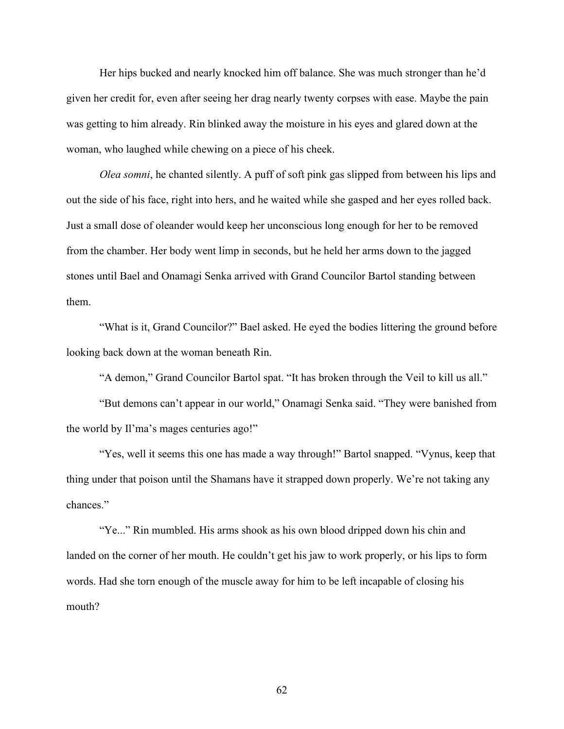Her hips bucked and nearly knocked him off balance. She was much stronger than he'd given her credit for, even after seeing her drag nearly twenty corpses with ease. Maybe the pain was getting to him already. Rin blinked away the moisture in his eyes and glared down at the woman, who laughed while chewing on a piece of his cheek.

*Olea somni*, he chanted silently. A puff of soft pink gas slipped from between his lips and out the side of his face, right into hers, and he waited while she gasped and her eyes rolled back. Just a small dose of oleander would keep her unconscious long enough for her to be removed from the chamber. Her body went limp in seconds, but he held her arms down to the jagged stones until Bael and Onamagi Senka arrived with Grand Councilor Bartol standing between them.

"What is it, Grand Councilor?" Bael asked. He eyed the bodies littering the ground before looking back down at the woman beneath Rin.

"A demon," Grand Councilor Bartol spat. "It has broken through the Veil to kill us all."

"But demons can't appear in our world," Onamagi Senka said. "They were banished from the world by Il'ma's mages centuries ago!"

"Yes, well it seems this one has made a way through!" Bartol snapped. "Vynus, keep that thing under that poison until the Shamans have it strapped down properly. We're not taking any chances."

"Ye..." Rin mumbled. His arms shook as his own blood dripped down his chin and landed on the corner of her mouth. He couldn't get his jaw to work properly, or his lips to form words. Had she torn enough of the muscle away for him to be left incapable of closing his mouth?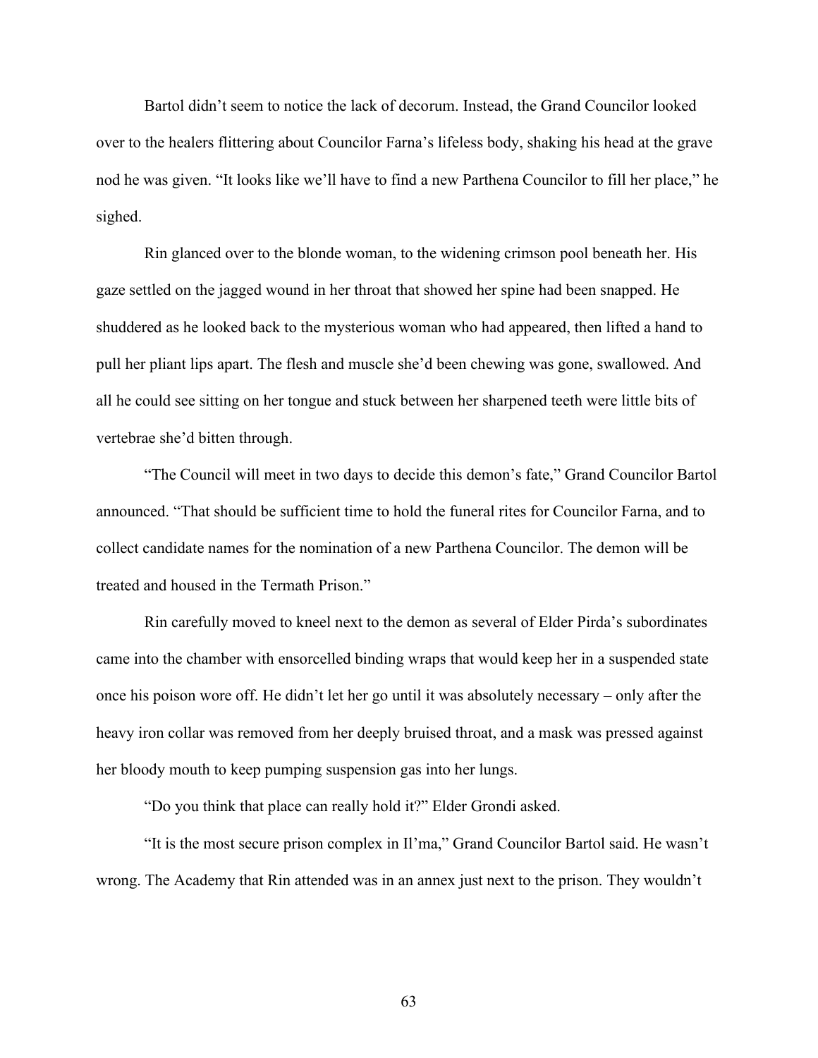Bartol didn't seem to notice the lack of decorum. Instead, the Grand Councilor looked over to the healers flittering about Councilor Farna's lifeless body, shaking his head at the grave nod he was given. "It looks like we'll have to find a new Parthena Councilor to fill her place," he sighed.

Rin glanced over to the blonde woman, to the widening crimson pool beneath her. His gaze settled on the jagged wound in her throat that showed her spine had been snapped. He shuddered as he looked back to the mysterious woman who had appeared, then lifted a hand to pull her pliant lips apart. The flesh and muscle she'd been chewing was gone, swallowed. And all he could see sitting on her tongue and stuck between her sharpened teeth were little bits of vertebrae she'd bitten through.

"The Council will meet in two days to decide this demon's fate," Grand Councilor Bartol announced. "That should be sufficient time to hold the funeral rites for Councilor Farna, and to collect candidate names for the nomination of a new Parthena Councilor. The demon will be treated and housed in the Termath Prison."

Rin carefully moved to kneel next to the demon as several of Elder Pirda's subordinates came into the chamber with ensorcelled binding wraps that would keep her in a suspended state once his poison wore off. He didn't let her go until it was absolutely necessary – only after the heavy iron collar was removed from her deeply bruised throat, and a mask was pressed against her bloody mouth to keep pumping suspension gas into her lungs.

"Do you think that place can really hold it?" Elder Grondi asked.

"It is the most secure prison complex in Il'ma," Grand Councilor Bartol said. He wasn't wrong. The Academy that Rin attended was in an annex just next to the prison. They wouldn't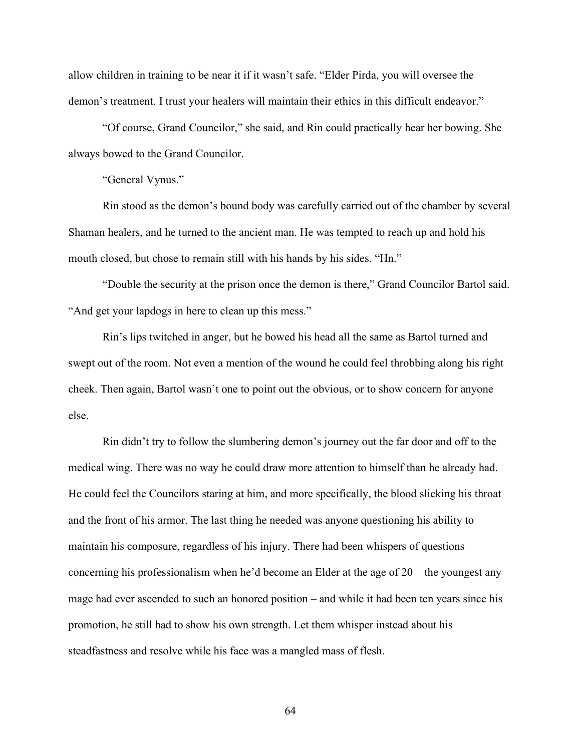allow children in training to be near it if it wasn't safe. "Elder Pirda, you will oversee the demon's treatment. I trust your healers will maintain their ethics in this difficult endeavor."

"Of course, Grand Councilor," she said, and Rin could practically hear her bowing. She always bowed to the Grand Councilor.

"General Vynus."

Rin stood as the demon's bound body was carefully carried out of the chamber by several Shaman healers, and he turned to the ancient man. He was tempted to reach up and hold his mouth closed, but chose to remain still with his hands by his sides. "Hn."

"Double the security at the prison once the demon is there," Grand Councilor Bartol said. "And get your lapdogs in here to clean up this mess."

Rin's lips twitched in anger, but he bowed his head all the same as Bartol turned and swept out of the room. Not even a mention of the wound he could feel throbbing along his right cheek. Then again, Bartol wasn't one to point out the obvious, or to show concern for anyone else.

Rin didn't try to follow the slumbering demon's journey out the far door and off to the medical wing. There was no way he could draw more attention to himself than he already had. He could feel the Councilors staring at him, and more specifically, the blood slicking his throat and the front of his armor. The last thing he needed was anyone questioning his ability to maintain his composure, regardless of his injury. There had been whispers of questions concerning his professionalism when he'd become an Elder at the age of 20 – the youngest any mage had ever ascended to such an honored position – and while it had been ten years since his promotion, he still had to show his own strength. Let them whisper instead about his steadfastness and resolve while his face was a mangled mass of flesh.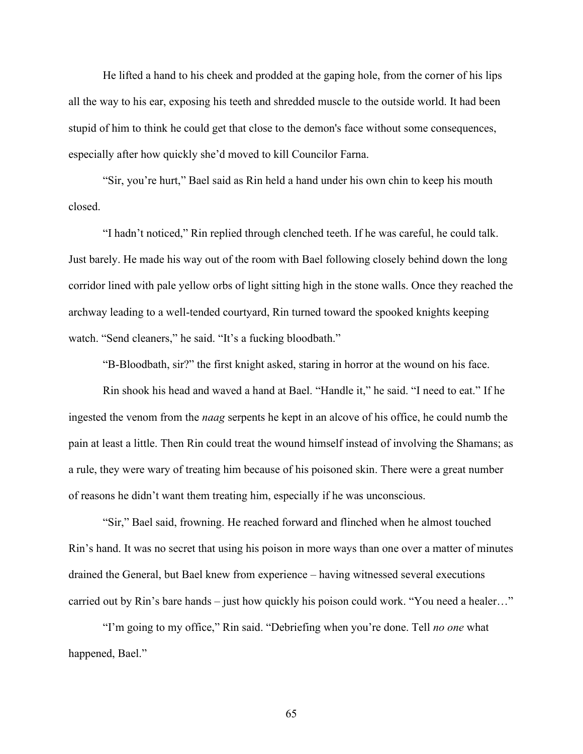He lifted a hand to his cheek and prodded at the gaping hole, from the corner of his lips all the way to his ear, exposing his teeth and shredded muscle to the outside world. It had been stupid of him to think he could get that close to the demon's face without some consequences, especially after how quickly she'd moved to kill Councilor Farna.

"Sir, you're hurt," Bael said as Rin held a hand under his own chin to keep his mouth closed.

"I hadn't noticed," Rin replied through clenched teeth. If he was careful, he could talk. Just barely. He made his way out of the room with Bael following closely behind down the long corridor lined with pale yellow orbs of light sitting high in the stone walls. Once they reached the archway leading to a well-tended courtyard, Rin turned toward the spooked knights keeping watch. "Send cleaners," he said. "It's a fucking bloodbath."

"B-Bloodbath, sir?" the first knight asked, staring in horror at the wound on his face.

Rin shook his head and waved a hand at Bael. "Handle it," he said. "I need to eat." If he ingested the venom from the *naag* serpents he kept in an alcove of his office, he could numb the pain at least a little. Then Rin could treat the wound himself instead of involving the Shamans; as a rule, they were wary of treating him because of his poisoned skin. There were a great number of reasons he didn't want them treating him, especially if he was unconscious.

"Sir," Bael said, frowning. He reached forward and flinched when he almost touched Rin's hand. It was no secret that using his poison in more ways than one over a matter of minutes drained the General, but Bael knew from experience – having witnessed several executions carried out by Rin's bare hands – just how quickly his poison could work. "You need a healer…"

"I'm going to my office," Rin said. "Debriefing when you're done. Tell *no one* what happened, Bael."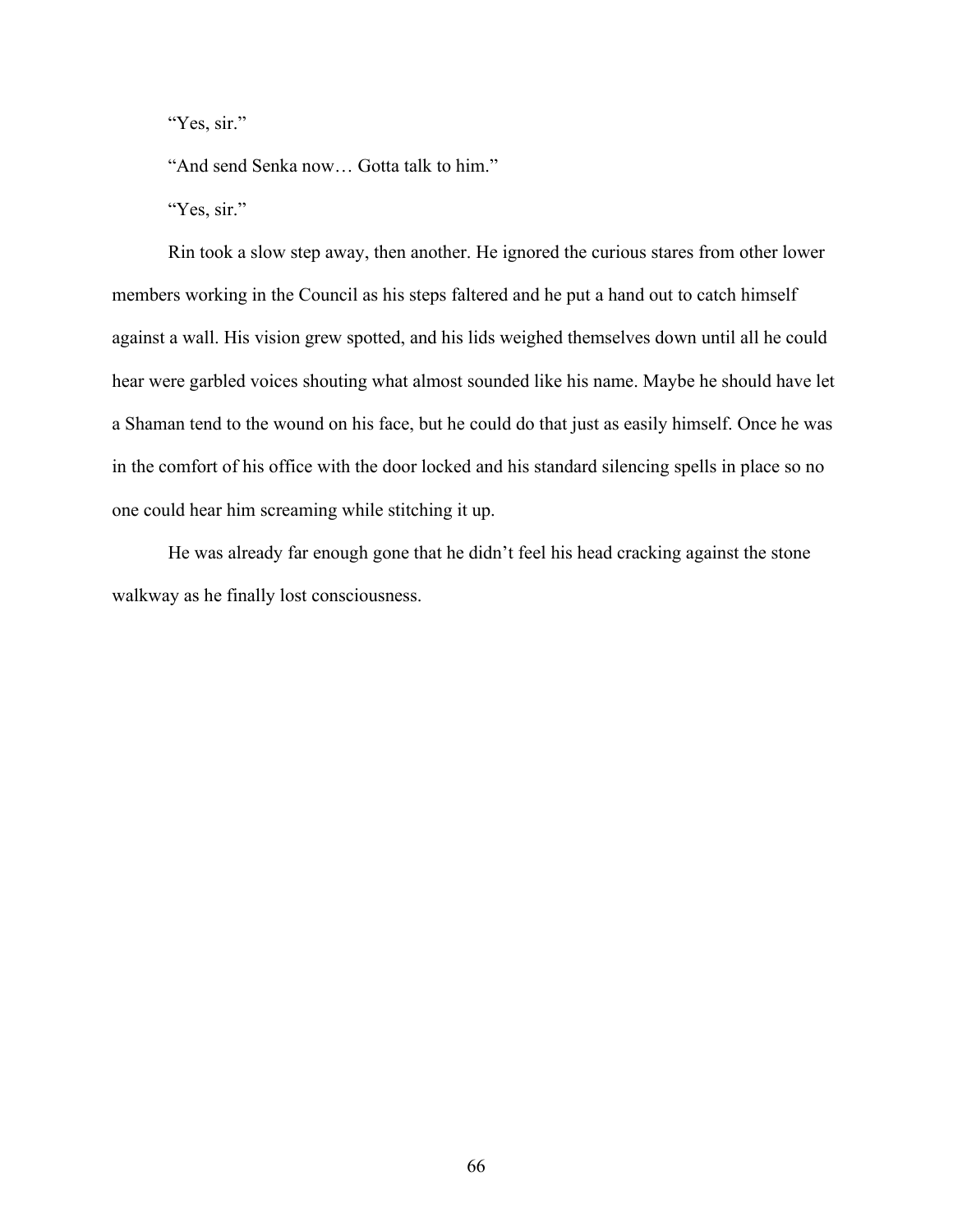"Yes, sir."

"And send Senka now… Gotta talk to him."

"Yes, sir."

Rin took a slow step away, then another. He ignored the curious stares from other lower members working in the Council as his steps faltered and he put a hand out to catch himself against a wall. His vision grew spotted, and his lids weighed themselves down until all he could hear were garbled voices shouting what almost sounded like his name. Maybe he should have let a Shaman tend to the wound on his face, but he could do that just as easily himself. Once he was in the comfort of his office with the door locked and his standard silencing spells in place so no one could hear him screaming while stitching it up.

He was already far enough gone that he didn't feel his head cracking against the stone walkway as he finally lost consciousness.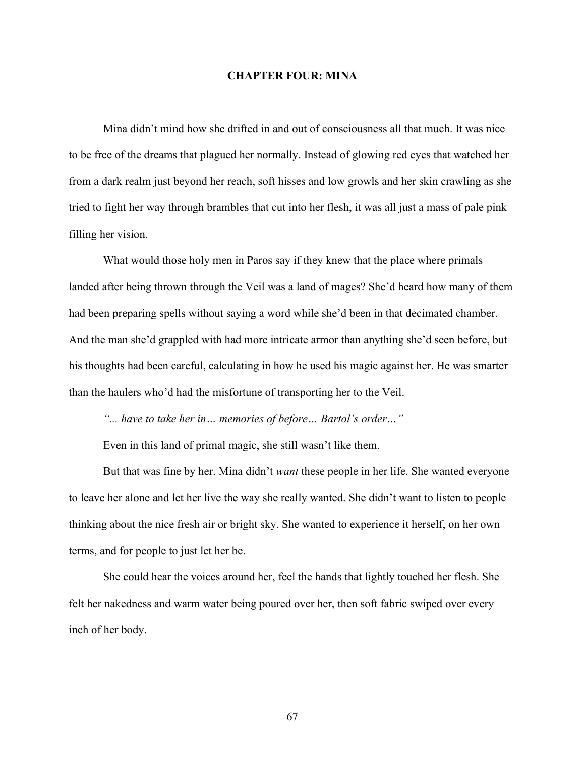# CHAPTER FOUR: MINA

Mina didn't mind how she drifted in and out of consciousness all that much. It was nice to be free of the dreams that plagued her normally. Instead of glowing red eyes that watched her from a dark realm just beyond her reach, soft hisses and low growls and her skin crawling as she tried to fight her way through brambles that cut into her flesh, it was all just a mass of pale pink filling her vision.

What would those holy men in Paros say if they knew that the place where primals landed after being thrown through the Veil was a land of mages? She'd heard how many of them had been preparing spells without saying a word while she'd been in that decimated chamber. And the man she'd grappled with had more intricate armor than anything she'd seen before, but his thoughts had been careful, calculating in how he used his magic against her. He was smarter than the haulers who'd had the misfortune of transporting her to the Veil.

*"... have to take her in… memories of before… Bartol's order…"*

Even in this land of primal magic, she still wasn't like them.

But that was fine by her. Mina didn't *want* these people in her life. She wanted everyone to leave her alone and let her live the way she really wanted. She didn't want to listen to people thinking about the nice fresh air or bright sky. She wanted to experience it herself, on her own terms, and for people to just let her be.

She could hear the voices around her, feel the hands that lightly touched her flesh. She felt her nakedness and warm water being poured over her, then soft fabric swiped over every inch of her body.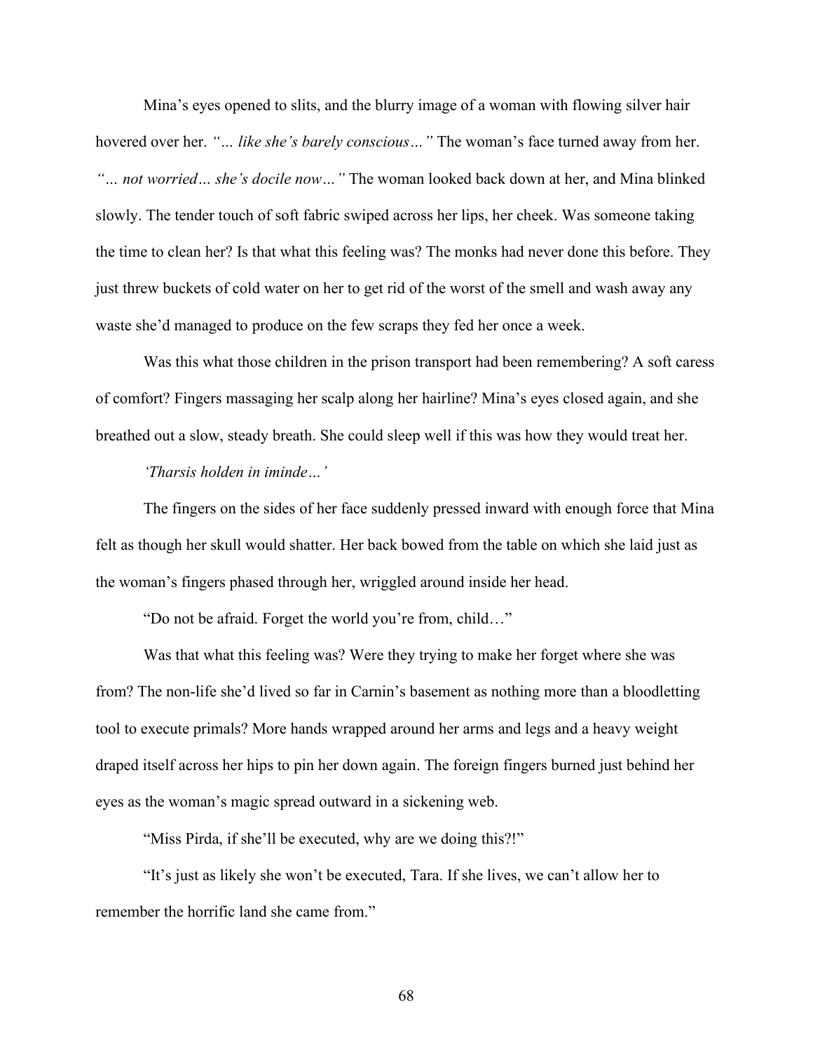Mina's eyes opened to slits, and the blurry image of a woman with flowing silver hair hovered over her. *"… like she's barely conscious…"* The woman's face turned away from her. *"… not worried… she's docile now…"* The woman looked back down at her, and Mina blinked slowly. The tender touch of soft fabric swiped across her lips, her cheek. Was someone taking the time to clean her? Is that what this feeling was? The monks had never done this before. They just threw buckets of cold water on her to get rid of the worst of the smell and wash away any waste she'd managed to produce on the few scraps they fed her once a week.

Was this what those children in the prison transport had been remembering? A soft caress of comfort? Fingers massaging her scalp along her hairline? Mina's eyes closed again, and she breathed out a slow, steady breath. She could sleep well if this was how they would treat her.

*'Tharsis holden in iminde…'*

The fingers on the sides of her face suddenly pressed inward with enough force that Mina felt as though her skull would shatter. Her back bowed from the table on which she laid just as the woman's fingers phased through her, wriggled around inside her head.

"Do not be afraid. Forget the world you're from, child…"

Was that what this feeling was? Were they trying to make her forget where she was from? The non-life she'd lived so far in Carnin's basement as nothing more than a bloodletting tool to execute primals? More hands wrapped around her arms and legs and a heavy weight draped itself across her hips to pin her down again. The foreign fingers burned just behind her eyes as the woman's magic spread outward in a sickening web.

"Miss Pirda, if she'll be executed, why are we doing this?!"

"It's just as likely she won't be executed, Tara. If she lives, we can't allow her to remember the horrific land she came from."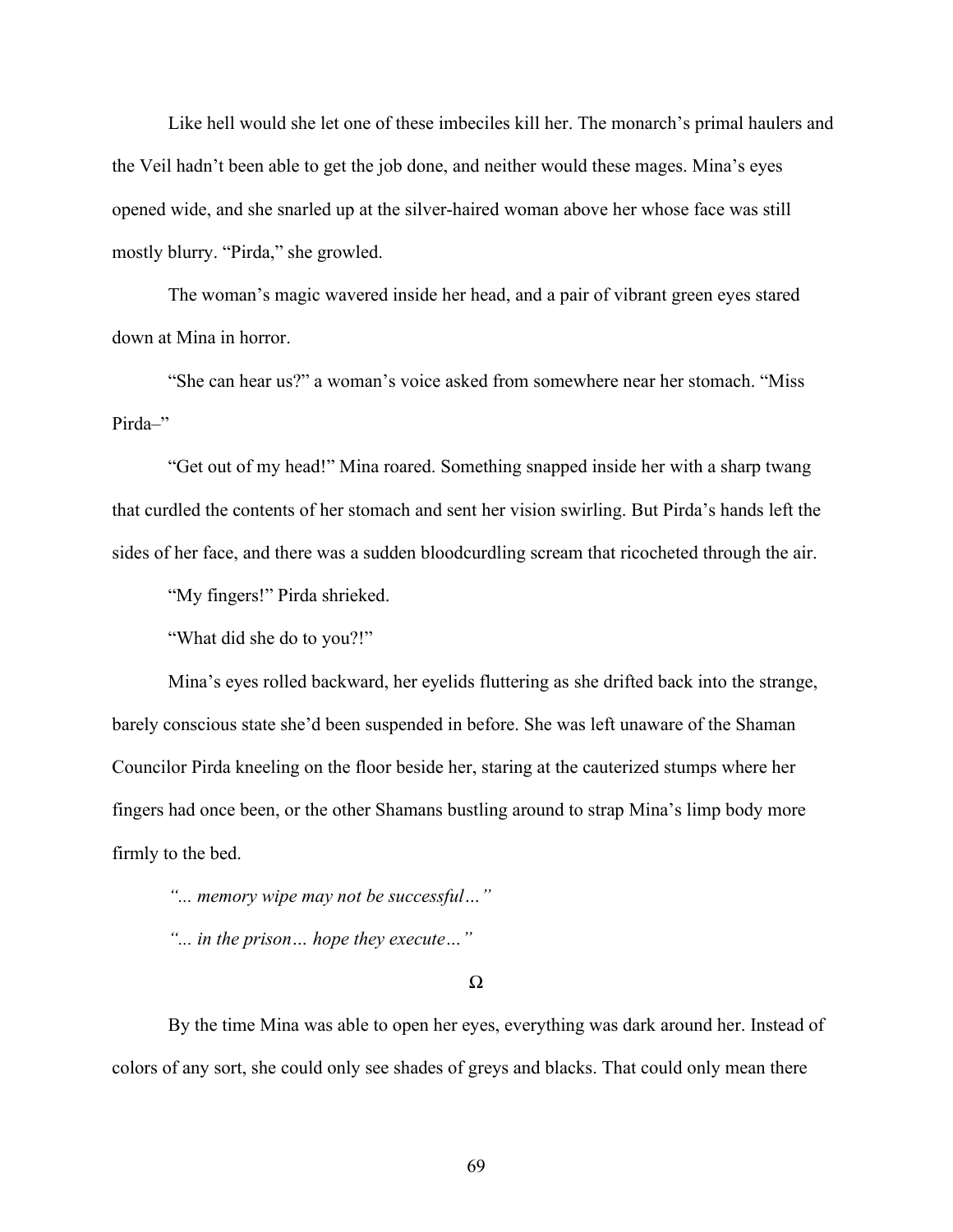Like hell would she let one of these imbeciles kill her. The monarch's primal haulers and the Veil hadn't been able to get the job done, and neither would these mages. Mina's eyes opened wide, and she snarled up at the silver-haired woman above her whose face was still mostly blurry. "Pirda," she growled.

The woman's magic wavered inside her head, and a pair of vibrant green eyes stared down at Mina in horror.

"She can hear us?" a woman's voice asked from somewhere near her stomach. "Miss Pirda–"

"Get out of my head!" Mina roared. Something snapped inside her with a sharp twang that curdled the contents of her stomach and sent her vision swirling. But Pirda's hands left the sides of her face, and there was a sudden bloodcurdling scream that ricocheted through the air.

"My fingers!" Pirda shrieked.

"What did she do to you?!"

Mina's eyes rolled backward, her eyelids fluttering as she drifted back into the strange, barely conscious state she'd been suspended in before. She was left unaware of the Shaman Councilor Pirda kneeling on the floor beside her, staring at the cauterized stumps where her fingers had once been, or the other Shamans bustling around to strap Mina's limp body more firmly to the bed.

*"... memory wipe may not be successful…"*

*"... in the prison… hope they execute…"*

Ω

By the time Mina was able to open her eyes, everything was dark around her. Instead of colors of any sort, she could only see shades of greys and blacks. That could only mean there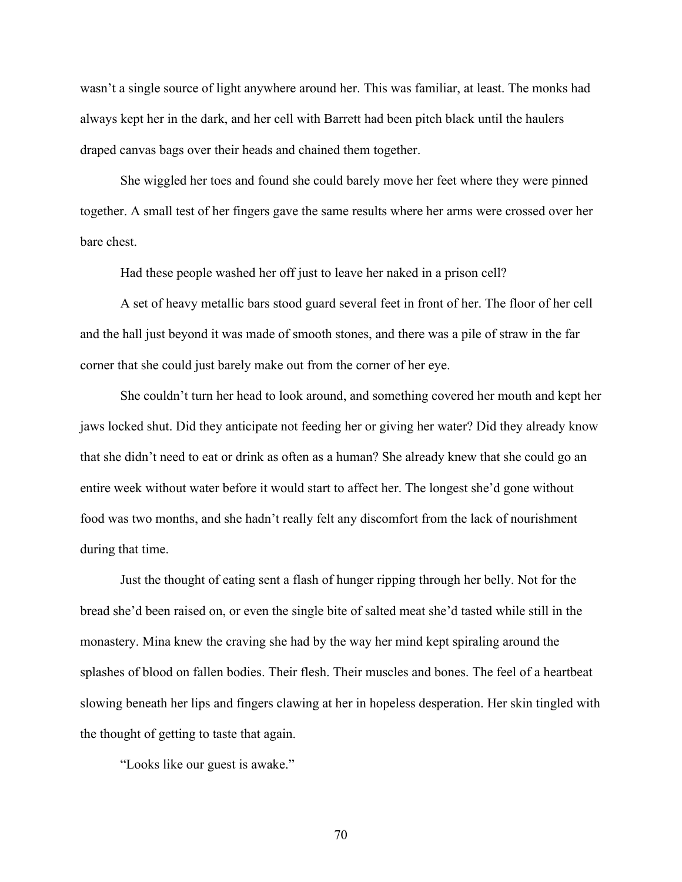wasn't a single source of light anywhere around her. This was familiar, at least. The monks had always kept her in the dark, and her cell with Barrett had been pitch black until the haulers draped canvas bags over their heads and chained them together.

She wiggled her toes and found she could barely move her feet where they were pinned together. A small test of her fingers gave the same results where her arms were crossed over her bare chest.

Had these people washed her off just to leave her naked in a prison cell?

A set of heavy metallic bars stood guard several feet in front of her. The floor of her cell and the hall just beyond it was made of smooth stones, and there was a pile of straw in the far corner that she could just barely make out from the corner of her eye.

She couldn't turn her head to look around, and something covered her mouth and kept her jaws locked shut. Did they anticipate not feeding her or giving her water? Did they already know that she didn't need to eat or drink as often as a human? She already knew that she could go an entire week without water before it would start to affect her. The longest she'd gone without food was two months, and she hadn't really felt any discomfort from the lack of nourishment during that time.

Just the thought of eating sent a flash of hunger ripping through her belly. Not for the bread she'd been raised on, or even the single bite of salted meat she'd tasted while still in the monastery. Mina knew the craving she had by the way her mind kept spiraling around the splashes of blood on fallen bodies. Their flesh. Their muscles and bones. The feel of a heartbeat slowing beneath her lips and fingers clawing at her in hopeless desperation. Her skin tingled with the thought of getting to taste that again.

"Looks like our guest is awake."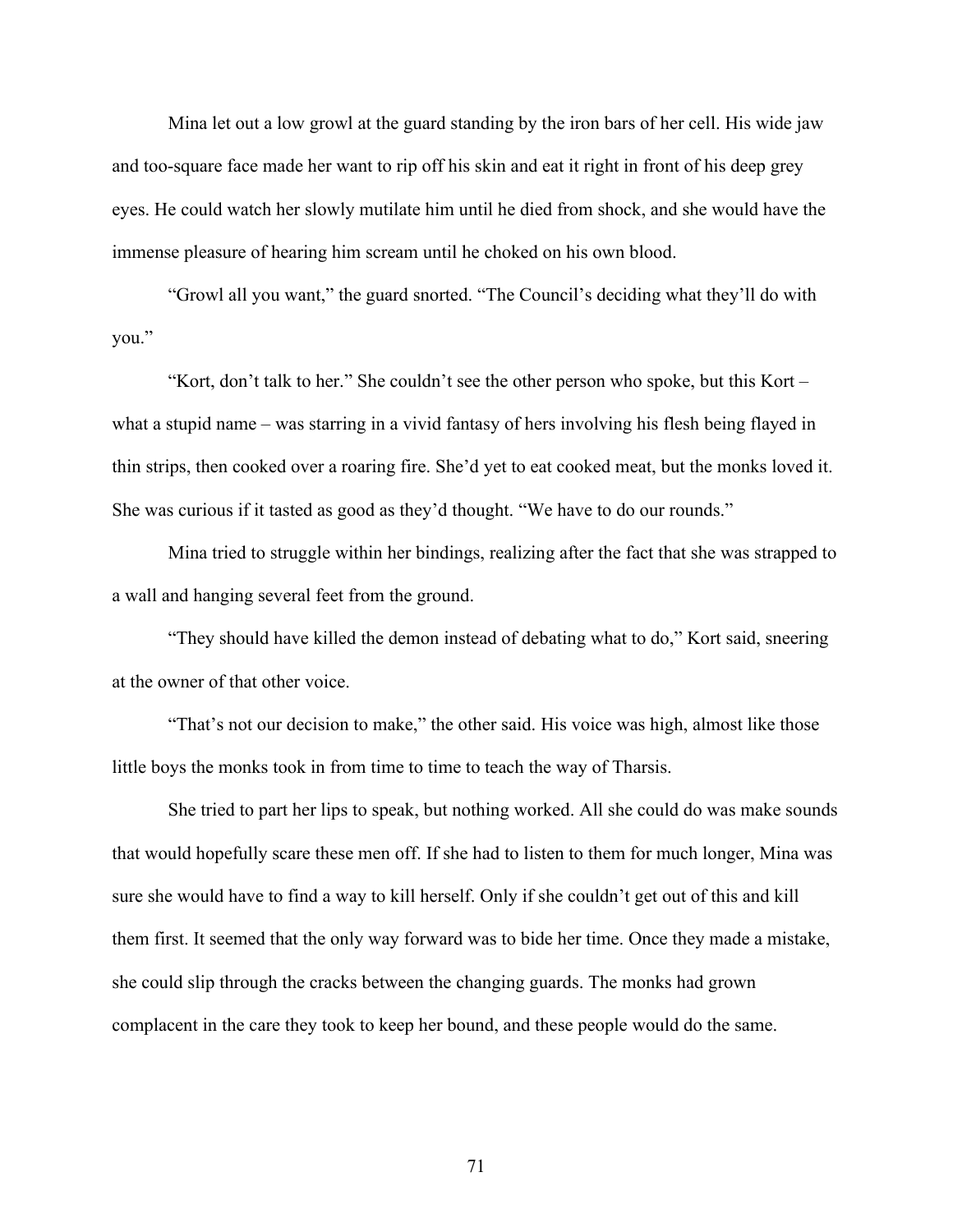Mina let out a low growl at the guard standing by the iron bars of her cell. His wide jaw and too-square face made her want to rip off his skin and eat it right in front of his deep grey eyes. He could watch her slowly mutilate him until he died from shock, and she would have the immense pleasure of hearing him scream until he choked on his own blood.

"Growl all you want," the guard snorted. "The Council's deciding what they'll do with you."

"Kort, don't talk to her." She couldn't see the other person who spoke, but this Kort – what a stupid name – was starring in a vivid fantasy of hers involving his flesh being flayed in thin strips, then cooked over a roaring fire. She'd yet to eat cooked meat, but the monks loved it. She was curious if it tasted as good as they'd thought. "We have to do our rounds."

Mina tried to struggle within her bindings, realizing after the fact that she was strapped to a wall and hanging several feet from the ground.

"They should have killed the demon instead of debating what to do," Kort said, sneering at the owner of that other voice.

"That's not our decision to make," the other said. His voice was high, almost like those little boys the monks took in from time to time to teach the way of Tharsis.

She tried to part her lips to speak, but nothing worked. All she could do was make sounds that would hopefully scare these men off. If she had to listen to them for much longer, Mina was sure she would have to find a way to kill herself. Only if she couldn't get out of this and kill them first. It seemed that the only way forward was to bide her time. Once they made a mistake, she could slip through the cracks between the changing guards. The monks had grown complacent in the care they took to keep her bound, and these people would do the same.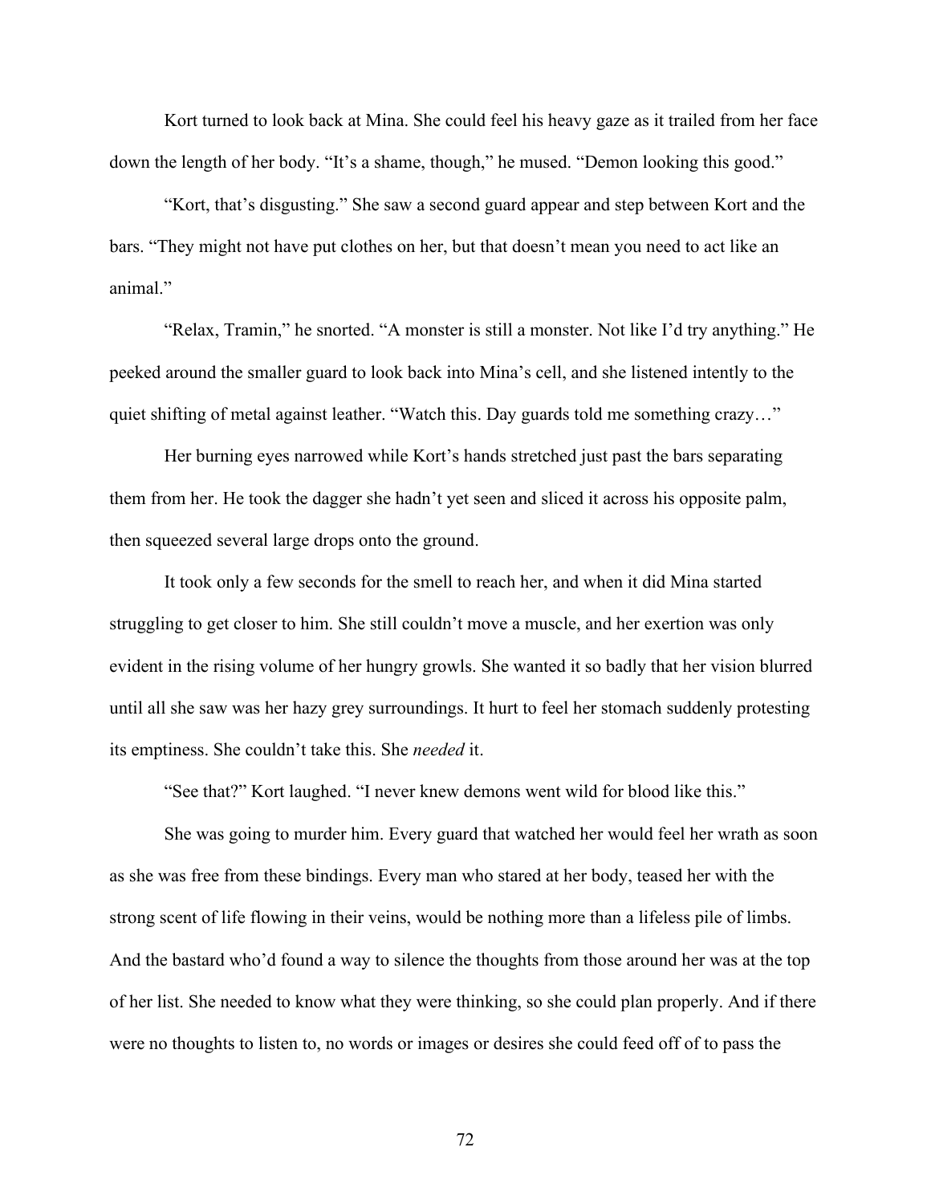Kort turned to look back at Mina. She could feel his heavy gaze as it trailed from her face down the length of her body. "It's a shame, though," he mused. "Demon looking this good."

"Kort, that's disgusting." She saw a second guard appear and step between Kort and the bars. "They might not have put clothes on her, but that doesn't mean you need to act like an animal."

"Relax, Tramin," he snorted. "A monster is still a monster. Not like I'd try anything." He peeked around the smaller guard to look back into Mina's cell, and she listened intently to the quiet shifting of metal against leather. "Watch this. Day guards told me something crazy…"

Her burning eyes narrowed while Kort's hands stretched just past the bars separating them from her. He took the dagger she hadn't yet seen and sliced it across his opposite palm, then squeezed several large drops onto the ground.

It took only a few seconds for the smell to reach her, and when it did Mina started struggling to get closer to him. She still couldn't move a muscle, and her exertion was only evident in the rising volume of her hungry growls. She wanted it so badly that her vision blurred until all she saw was her hazy grey surroundings. It hurt to feel her stomach suddenly protesting its emptiness. She couldn't take this. She *needed* it.

"See that?" Kort laughed. "I never knew demons went wild for blood like this."

She was going to murder him. Every guard that watched her would feel her wrath as soon as she was free from these bindings. Every man who stared at her body, teased her with the strong scent of life flowing in their veins, would be nothing more than a lifeless pile of limbs. And the bastard who'd found a way to silence the thoughts from those around her was at the top of her list. She needed to know what they were thinking, so she could plan properly. And if there were no thoughts to listen to, no words or images or desires she could feed off of to pass the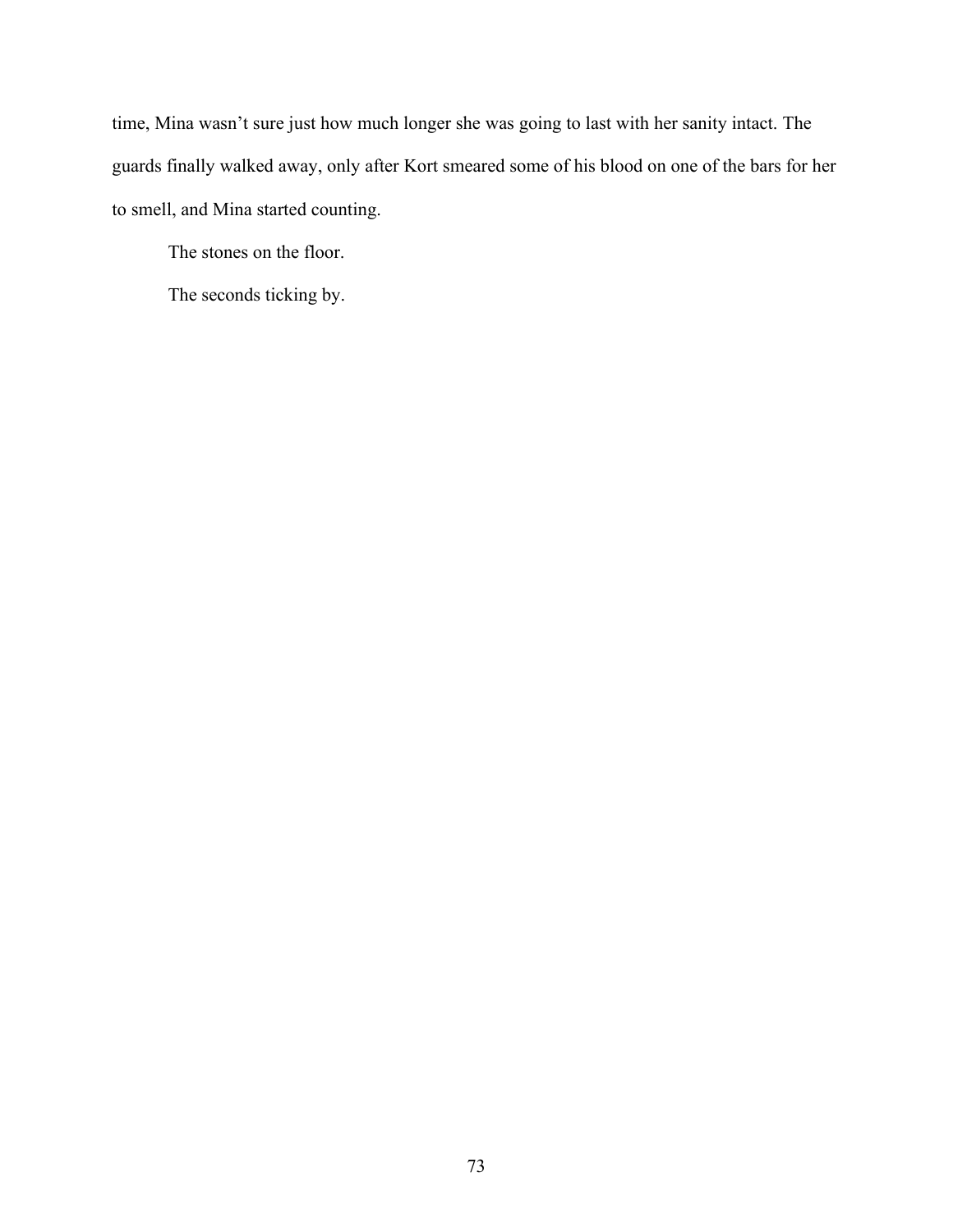time, Mina wasn't sure just how much longer she was going to last with her sanity intact. The guards finally walked away, only after Kort smeared some of his blood on one of the bars for her to smell, and Mina started counting.

The stones on the floor.

The seconds ticking by.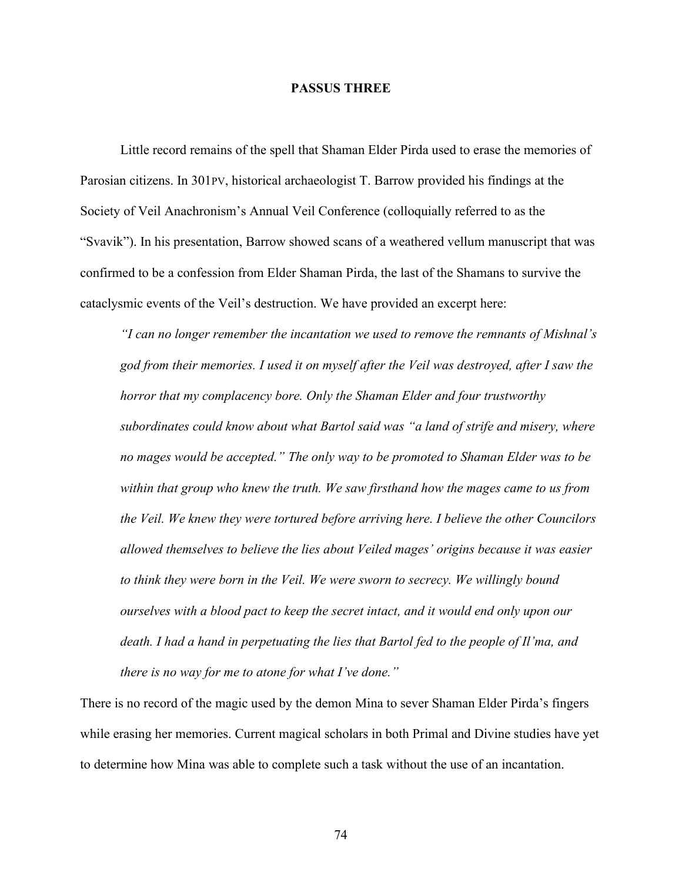# PASSUS THREE

Little record remains of the spell that Shaman Elder Pirda used to erase the memories of Parosian citizens. In 301PV, historical archaeologist T. Barrow provided his findings at the Society of Veil Anachronism's Annual Veil Conference (colloquially referred to as the "Svavik"). In his presentation, Barrow showed scans of a weathered vellum manuscript that was confirmed to be a confession from Elder Shaman Pirda, the last of the Shamans to survive the cataclysmic events of the Veil's destruction. We have provided an excerpt here:

> *"I can no longer remember the incantation we used to remove the remnants of Mishnal's god from their memories. I used it on myself after the Veil was destroyed, after I saw the horror that my complacency bore. Only the Shaman Elder and four trustworthy subordinates could know about what Bartol said was "a land of strife and misery, where no mages would be accepted." The only way to be promoted to Shaman Elder was to be within that group who knew the truth. We saw firsthand how the mages came to us from the Veil. We knew they were tortured before arriving here. I believe the other Councilors allowed themselves to believe the lies about Veiled mages' origins because it was easier to think they were born in the Veil. We were sworn to secrecy. We willingly bound ourselves with a blood pact to keep the secret intact, and it would end only upon our death. I had a hand in perpetuating the lies that Bartol fed to the people of Il'ma, and there is no way for me to atone for what I've done."*

There is no record of the magic used by the demon Mina to sever Shaman Elder Pirda's fingers while erasing her memories. Current magical scholars in both Primal and Divine studies have yet to determine how Mina was able to complete such a task without the use of an incantation.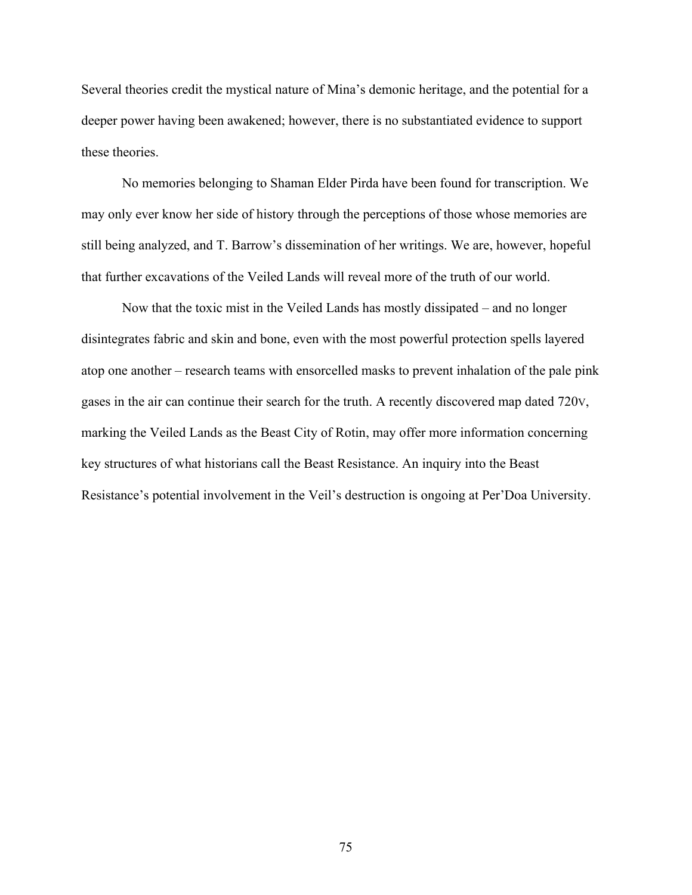Several theories credit the mystical nature of Mina's demonic heritage, and the potential for a deeper power having been awakened; however, there is no substantiated evidence to support these theories.

No memories belonging to Shaman Elder Pirda have been found for transcription. We may only ever know her side of history through the perceptions of those whose memories are still being analyzed, and T. Barrow's dissemination of her writings. We are, however, hopeful that further excavations of the Veiled Lands will reveal more of the truth of our world.

Now that the toxic mist in the Veiled Lands has mostly dissipated – and no longer disintegrates fabric and skin and bone, even with the most powerful protection spells layered atop one another – research teams with ensorcelled masks to prevent inhalation of the pale pink gases in the air can continue their search for the truth. A recently discovered map dated 720v, marking the Veiled Lands as the Beast City of Rotin, may offer more information concerning key structures of what historians call the Beast Resistance. An inquiry into the Beast Resistance's potential involvement in the Veil's destruction is ongoing at Per'Doa University.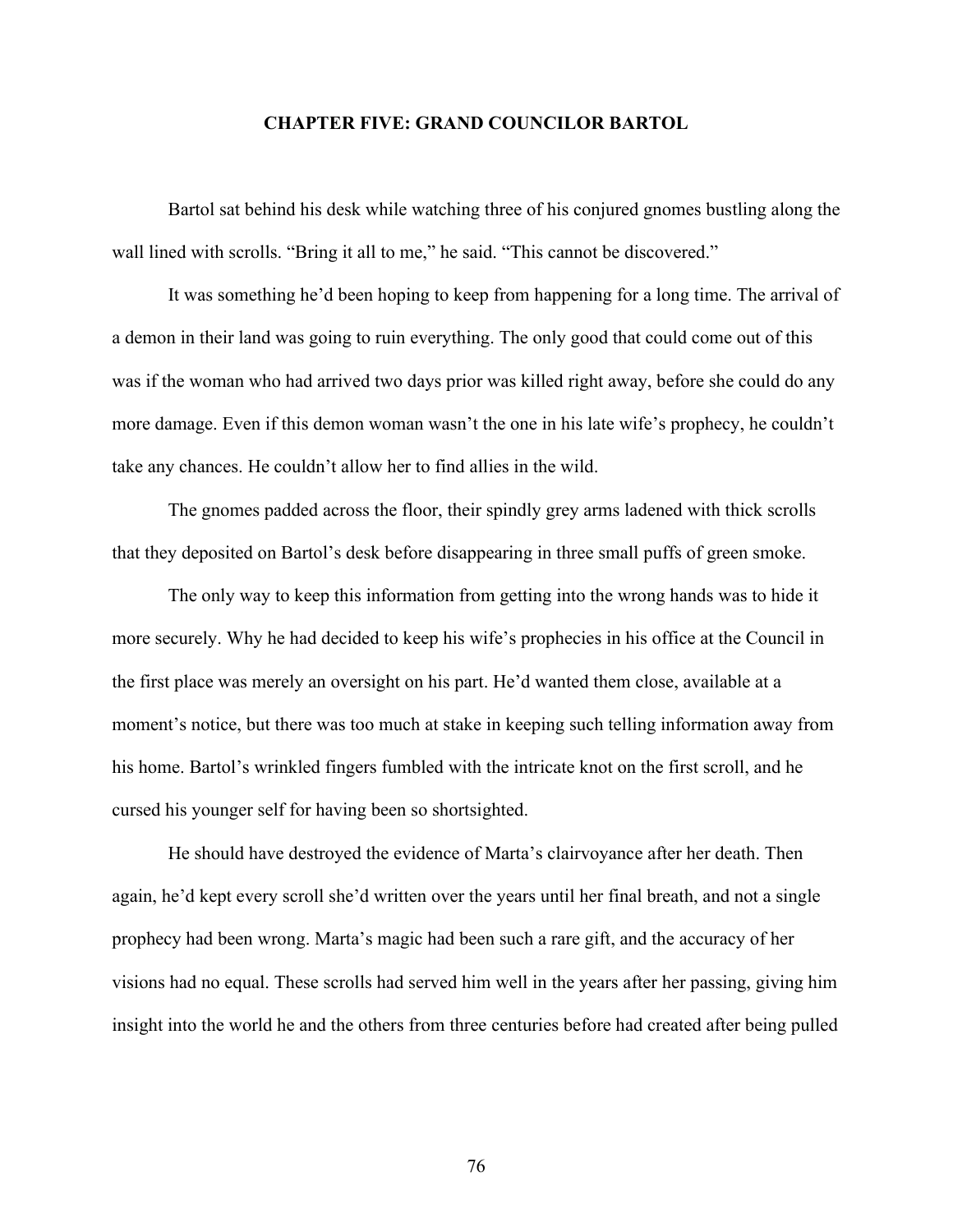# CHAPTER FIVE: GRAND COUNCILOR BARTOL

Bartol sat behind his desk while watching three of his conjured gnomes bustling along the wall lined with scrolls. "Bring it all to me," he said. "This cannot be discovered."

It was something he'd been hoping to keep from happening for a long time. The arrival of a demon in their land was going to ruin everything. The only good that could come out of this was if the woman who had arrived two days prior was killed right away, before she could do any more damage. Even if this demon woman wasn't the one in his late wife's prophecy, he couldn't take any chances. He couldn't allow her to find allies in the wild.

The gnomes padded across the floor, their spindly grey arms ladened with thick scrolls that they deposited on Bartol's desk before disappearing in three small puffs of green smoke.

The only way to keep this information from getting into the wrong hands was to hide it more securely. Why he had decided to keep his wife's prophecies in his office at the Council in the first place was merely an oversight on his part. He'd wanted them close, available at a moment's notice, but there was too much at stake in keeping such telling information away from his home. Bartol's wrinkled fingers fumbled with the intricate knot on the first scroll, and he cursed his younger self for having been so shortsighted.

He should have destroyed the evidence of Marta's clairvoyance after her death. Then again, he'd kept every scroll she'd written over the years until her final breath, and not a single prophecy had been wrong. Marta's magic had been such a rare gift, and the accuracy of her visions had no equal. These scrolls had served him well in the years after her passing, giving him insight into the world he and the others from three centuries before had created after being pulled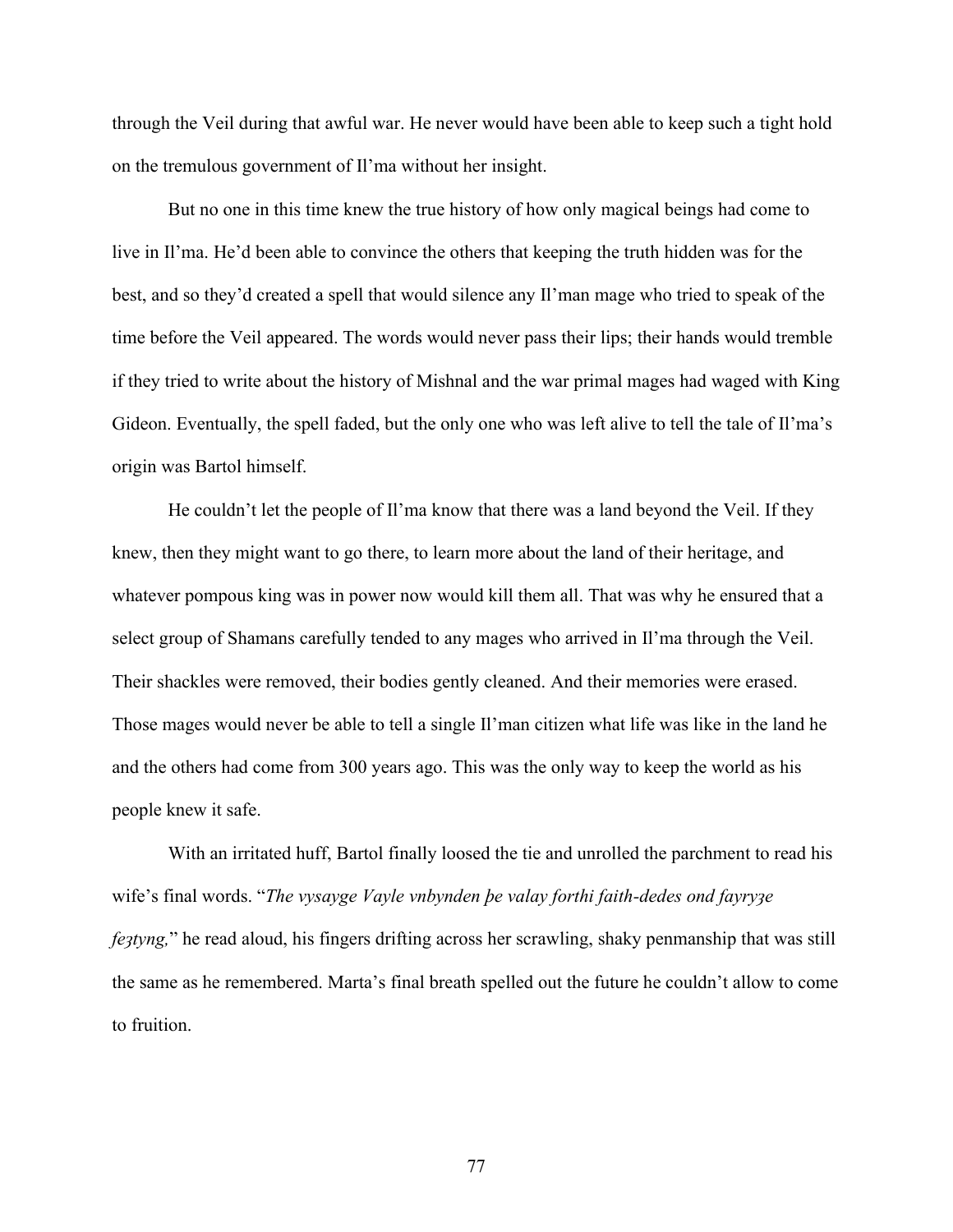through the Veil during that awful war. He never would have been able to keep such a tight hold on the tremulous government of Il'ma without her insight.

But no one in this time knew the true history of how only magical beings had come to live in Il'ma. He'd been able to convince the others that keeping the truth hidden was for the best, and so they'd created a spell that would silence any Il'man mage who tried to speak of the time before the Veil appeared. The words would never pass their lips; their hands would tremble if they tried to write about the history of Mishnal and the war primal mages had waged with King Gideon. Eventually, the spell faded, but the only one who was left alive to tell the tale of Il'ma's origin was Bartol himself.

He couldn't let the people of Il'ma know that there was a land beyond the Veil. If they knew, then they might want to go there, to learn more about the land of their heritage, and whatever pompous king was in power now would kill them all. That was why he ensured that a select group of Shamans carefully tended to any mages who arrived in Il'ma through the Veil. Their shackles were removed, their bodies gently cleaned. And their memories were erased. Those mages would never be able to tell a single Il'man citizen what life was like in the land he and the others had come from 300 years ago. This was the only way to keep the world as his people knew it safe.

With an irritated huff, Bartol finally loosed the tie and unrolled the parchment to read his wife's final words. "*The vysayge Vayle vnbynden þe valay forthi faith-dedes ond fayryȝe feȝtyng,*" he read aloud, his fingers drifting across her scrawling, shaky penmanship that was still the same as he remembered. Marta's final breath spelled out the future he couldn't allow to come to fruition.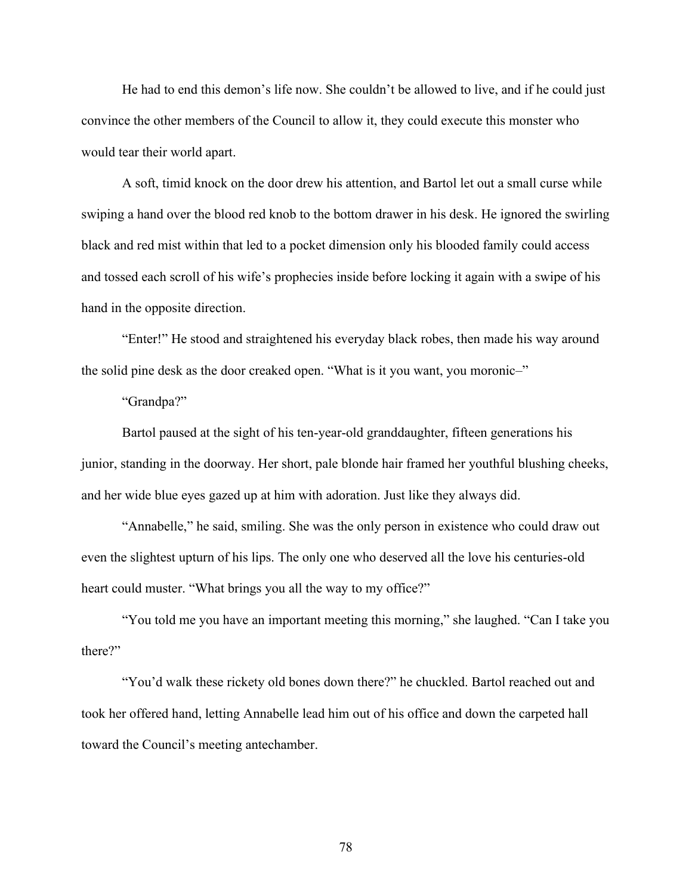He had to end this demon's life now. She couldn't be allowed to live, and if he could just convince the other members of the Council to allow it, they could execute this monster who would tear their world apart.

A soft, timid knock on the door drew his attention, and Bartol let out a small curse while swiping a hand over the blood red knob to the bottom drawer in his desk. He ignored the swirling black and red mist within that led to a pocket dimension only his blooded family could access and tossed each scroll of his wife's prophecies inside before locking it again with a swipe of his hand in the opposite direction.

"Enter!" He stood and straightened his everyday black robes, then made his way around the solid pine desk as the door creaked open. "What is it you want, you moronic–"

"Grandpa?"

Bartol paused at the sight of his ten-year-old granddaughter, fifteen generations his junior, standing in the doorway. Her short, pale blonde hair framed her youthful blushing cheeks, and her wide blue eyes gazed up at him with adoration. Just like they always did.

"Annabelle," he said, smiling. She was the only person in existence who could draw out even the slightest upturn of his lips. The only one who deserved all the love his centuries-old heart could muster. "What brings you all the way to my office?"

"You told me you have an important meeting this morning," she laughed. "Can I take you there?"

"You'd walk these rickety old bones down there?" he chuckled. Bartol reached out and took her offered hand, letting Annabelle lead him out of his office and down the carpeted hall toward the Council's meeting antechamber.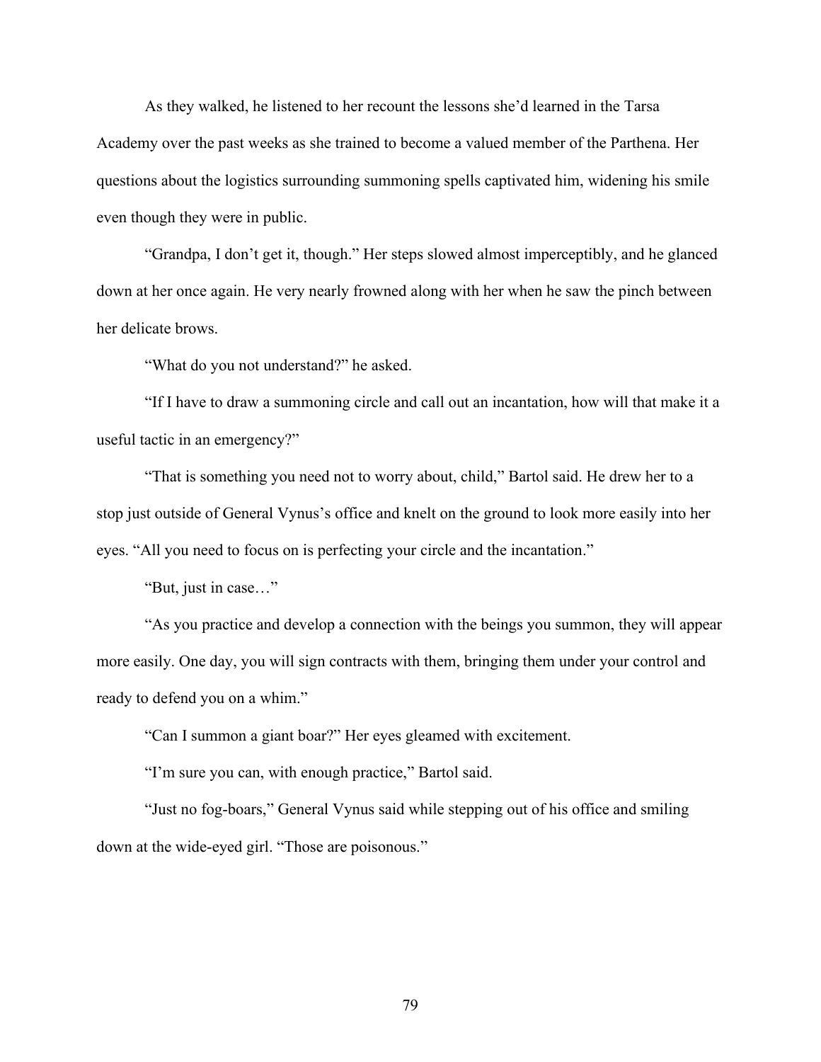As they walked, he listened to her recount the lessons she'd learned in the Tarsa Academy over the past weeks as she trained to become a valued member of the Parthena. Her questions about the logistics surrounding summoning spells captivated him, widening his smile even though they were in public.

"Grandpa, I don't get it, though." Her steps slowed almost imperceptibly, and he glanced down at her once again. He very nearly frowned along with her when he saw the pinch between her delicate brows.

"What do you not understand?" he asked.

"If I have to draw a summoning circle and call out an incantation, how will that make it a useful tactic in an emergency?"

"That is something you need not to worry about, child," Bartol said. He drew her to a stop just outside of General Vynus's office and knelt on the ground to look more easily into her eyes. "All you need to focus on is perfecting your circle and the incantation."

"But, just in case…"

"As you practice and develop a connection with the beings you summon, they will appear more easily. One day, you will sign contracts with them, bringing them under your control and ready to defend you on a whim."

"Can I summon a giant boar?" Her eyes gleamed with excitement.

"I'm sure you can, with enough practice," Bartol said.

"Just no fog-boars," General Vynus said while stepping out of his office and smiling down at the wide-eyed girl. "Those are poisonous."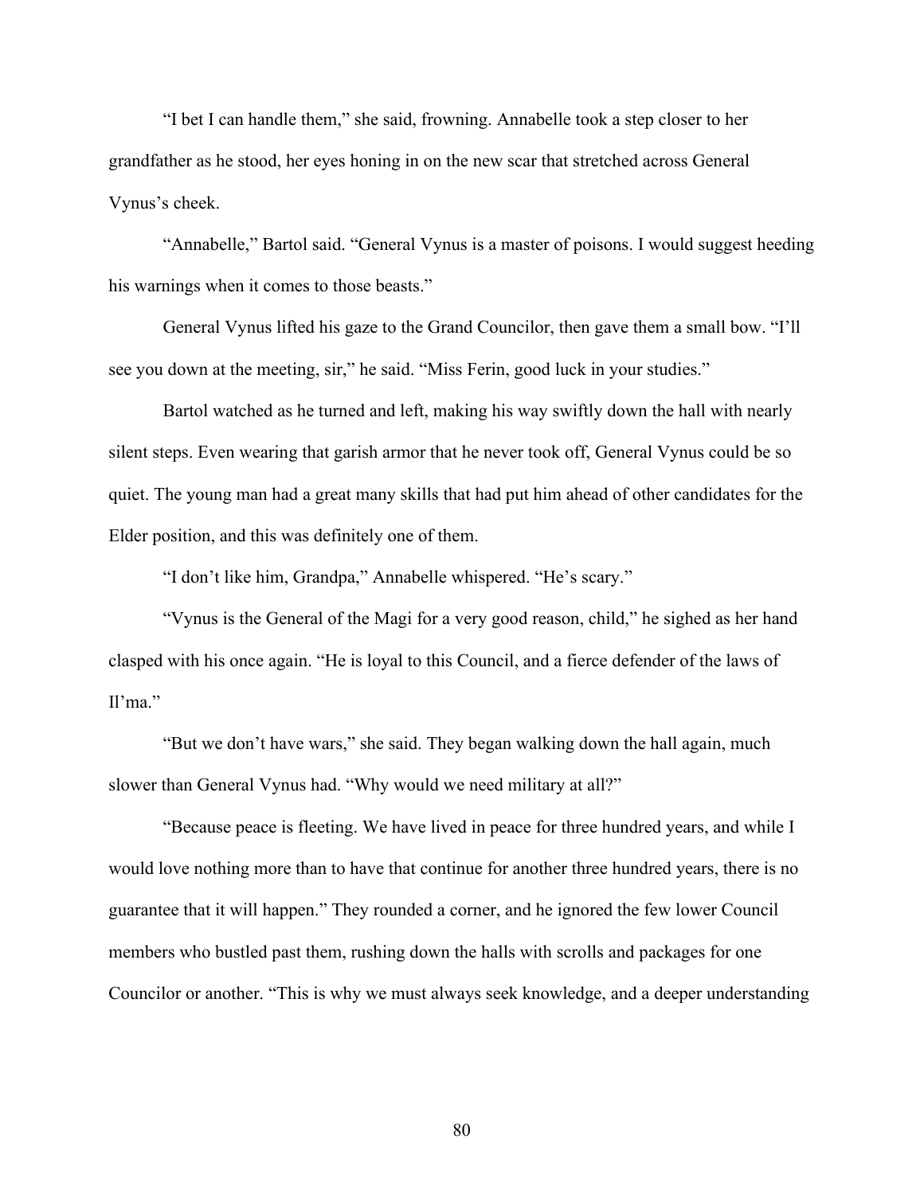"I bet I can handle them," she said, frowning. Annabelle took a step closer to her grandfather as he stood, her eyes honing in on the new scar that stretched across General Vynus's cheek.

"Annabelle," Bartol said. "General Vynus is a master of poisons. I would suggest heeding his warnings when it comes to those beasts."

General Vynus lifted his gaze to the Grand Councilor, then gave them a small bow. "I'll see you down at the meeting, sir," he said. "Miss Ferin, good luck in your studies."

Bartol watched as he turned and left, making his way swiftly down the hall with nearly silent steps. Even wearing that garish armor that he never took off, General Vynus could be so quiet. The young man had a great many skills that had put him ahead of other candidates for the Elder position, and this was definitely one of them.

"I don't like him, Grandpa," Annabelle whispered. "He's scary."

"Vynus is the General of the Magi for a very good reason, child," he sighed as her hand clasped with his once again. "He is loyal to this Council, and a fierce defender of the laws of Il'ma."

"But we don't have wars," she said. They began walking down the hall again, much slower than General Vynus had. "Why would we need military at all?"

"Because peace is fleeting. We have lived in peace for three hundred years, and while I would love nothing more than to have that continue for another three hundred years, there is no guarantee that it will happen." They rounded a corner, and he ignored the few lower Council members who bustled past them, rushing down the halls with scrolls and packages for one Councilor or another. "This is why we must always seek knowledge, and a deeper understanding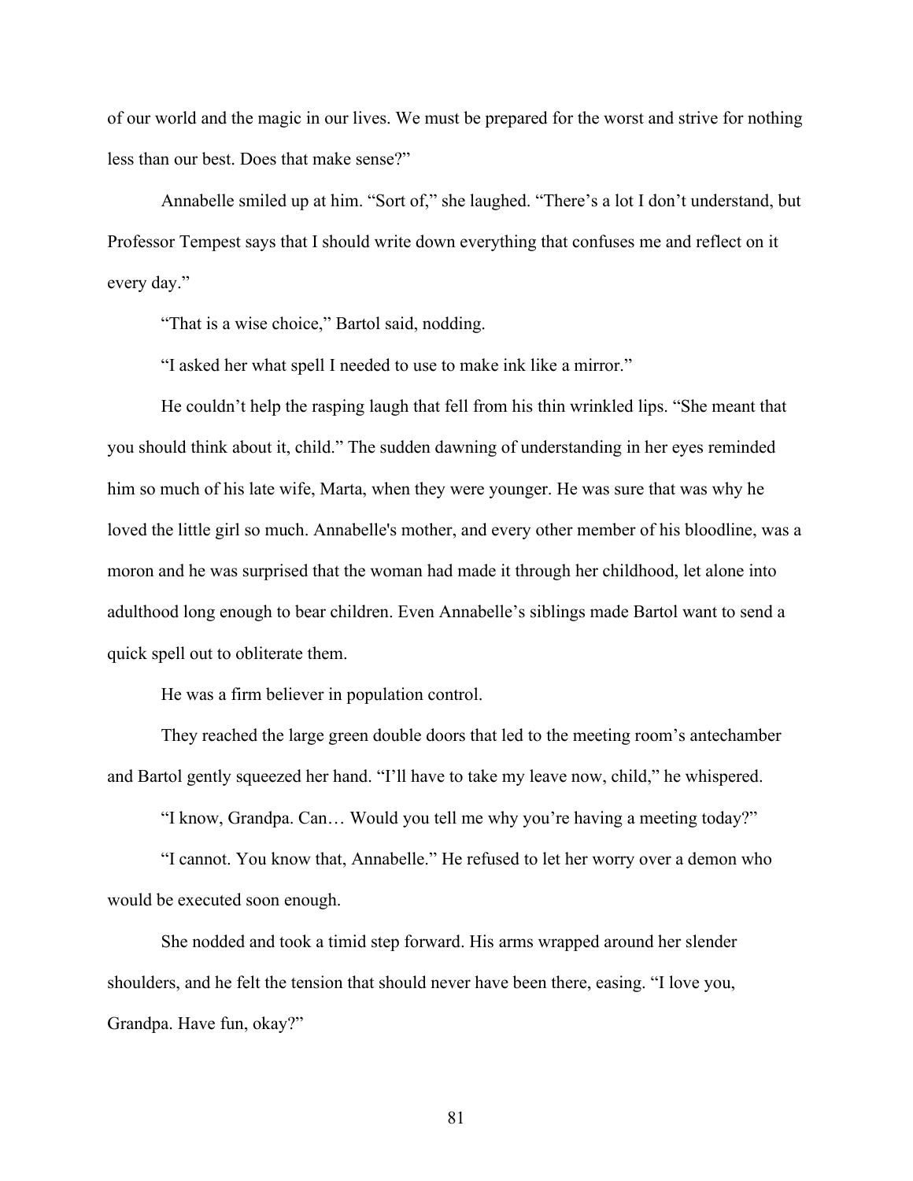of our world and the magic in our lives. We must be prepared for the worst and strive for nothing less than our best. Does that make sense?"

Annabelle smiled up at him. "Sort of," she laughed. "There's a lot I don't understand, but Professor Tempest says that I should write down everything that confuses me and reflect on it every day."

"That is a wise choice," Bartol said, nodding.

"I asked her what spell I needed to use to make ink like a mirror."

He couldn't help the rasping laugh that fell from his thin wrinkled lips. "She meant that you should think about it, child." The sudden dawning of understanding in her eyes reminded him so much of his late wife, Marta, when they were younger. He was sure that was why he loved the little girl so much. Annabelle's mother, and every other member of his bloodline, was a moron and he was surprised that the woman had made it through her childhood, let alone into adulthood long enough to bear children. Even Annabelle's siblings made Bartol want to send a quick spell out to obliterate them.

He was a firm believer in population control.

They reached the large green double doors that led to the meeting room's antechamber and Bartol gently squeezed her hand. "I'll have to take my leave now, child," he whispered.

"I know, Grandpa. Can… Would you tell me why you're having a meeting today?"

"I cannot. You know that, Annabelle." He refused to let her worry over a demon who would be executed soon enough.

She nodded and took a timid step forward. His arms wrapped around her slender shoulders, and he felt the tension that should never have been there, easing. "I love you, Grandpa. Have fun, okay?"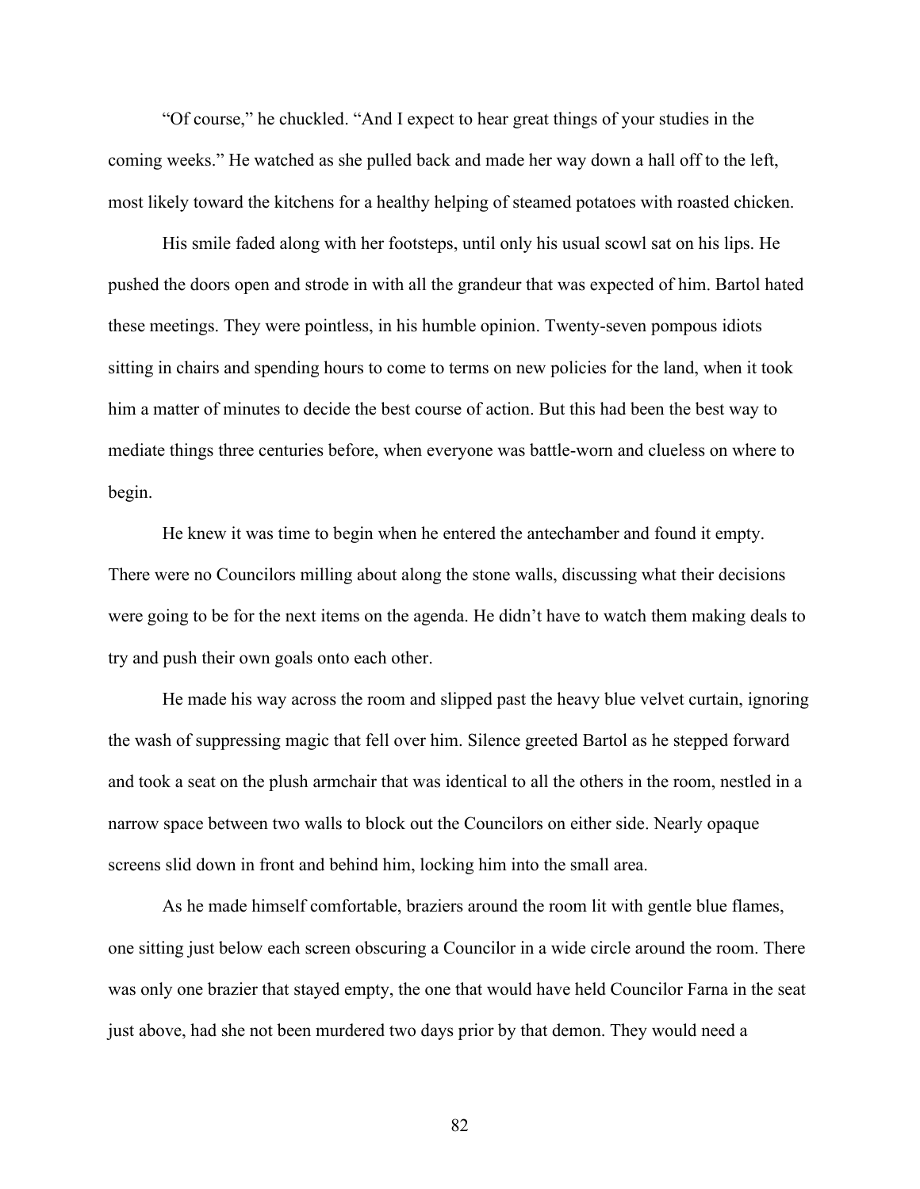"Of course," he chuckled. "And I expect to hear great things of your studies in the coming weeks." He watched as she pulled back and made her way down a hall off to the left, most likely toward the kitchens for a healthy helping of steamed potatoes with roasted chicken.

His smile faded along with her footsteps, until only his usual scowl sat on his lips. He pushed the doors open and strode in with all the grandeur that was expected of him. Bartol hated these meetings. They were pointless, in his humble opinion. Twenty-seven pompous idiots sitting in chairs and spending hours to come to terms on new policies for the land, when it took him a matter of minutes to decide the best course of action. But this had been the best way to mediate things three centuries before, when everyone was battle-worn and clueless on where to begin.

He knew it was time to begin when he entered the antechamber and found it empty. There were no Councilors milling about along the stone walls, discussing what their decisions were going to be for the next items on the agenda. He didn't have to watch them making deals to try and push their own goals onto each other.

He made his way across the room and slipped past the heavy blue velvet curtain, ignoring the wash of suppressing magic that fell over him. Silence greeted Bartol as he stepped forward and took a seat on the plush armchair that was identical to all the others in the room, nestled in a narrow space between two walls to block out the Councilors on either side. Nearly opaque screens slid down in front and behind him, locking him into the small area.

As he made himself comfortable, braziers around the room lit with gentle blue flames, one sitting just below each screen obscuring a Councilor in a wide circle around the room. There was only one brazier that stayed empty, the one that would have held Councilor Farna in the seat just above, had she not been murdered two days prior by that demon. They would need a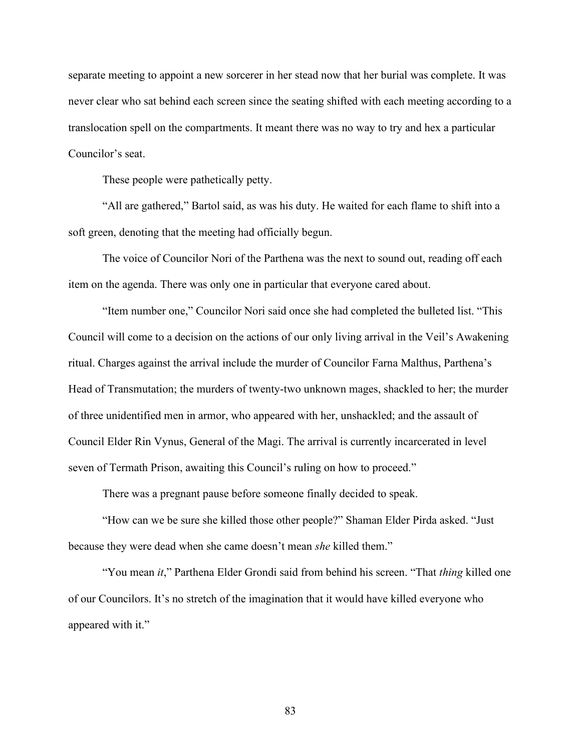separate meeting to appoint a new sorcerer in her stead now that her burial was complete. It was never clear who sat behind each screen since the seating shifted with each meeting according to a translocation spell on the compartments. It meant there was no way to try and hex a particular Councilor's seat.

These people were pathetically petty.

"All are gathered," Bartol said, as was his duty. He waited for each flame to shift into a soft green, denoting that the meeting had officially begun.

The voice of Councilor Nori of the Parthena was the next to sound out, reading off each item on the agenda. There was only one in particular that everyone cared about.

"Item number one," Councilor Nori said once she had completed the bulleted list. "This Council will come to a decision on the actions of our only living arrival in the Veil's Awakening ritual. Charges against the arrival include the murder of Councilor Farna Malthus, Parthena's Head of Transmutation; the murders of twenty-two unknown mages, shackled to her; the murder of three unidentified men in armor, who appeared with her, unshackled; and the assault of Council Elder Rin Vynus, General of the Magi. The arrival is currently incarcerated in level seven of Termath Prison, awaiting this Council's ruling on how to proceed."

There was a pregnant pause before someone finally decided to speak.

"How can we be sure she killed those other people?" Shaman Elder Pirda asked. "Just because they were dead when she came doesn't mean *she* killed them."

"You mean *it*," Parthena Elder Grondi said from behind his screen. "That *thing* killed one of our Councilors. It's no stretch of the imagination that it would have killed everyone who appeared with it."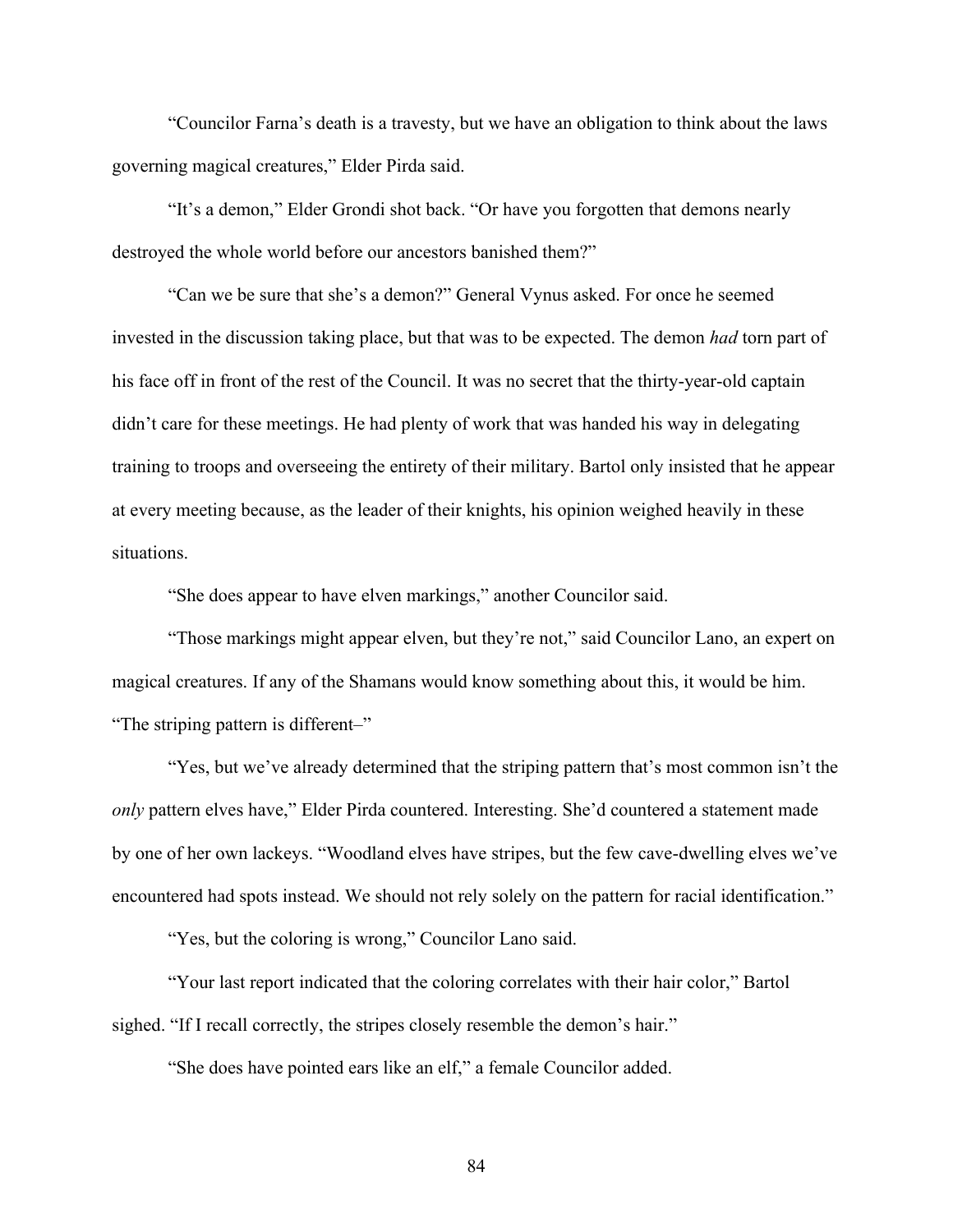"Councilor Farna's death is a travesty, but we have an obligation to think about the laws governing magical creatures," Elder Pirda said.

"It's a demon," Elder Grondi shot back. "Or have you forgotten that demons nearly destroyed the whole world before our ancestors banished them?"

"Can we be sure that she's a demon?" General Vynus asked. For once he seemed invested in the discussion taking place, but that was to be expected. The demon *had* torn part of his face off in front of the rest of the Council. It was no secret that the thirty-year-old captain didn't care for these meetings. He had plenty of work that was handed his way in delegating training to troops and overseeing the entirety of their military. Bartol only insisted that he appear at every meeting because, as the leader of their knights, his opinion weighed heavily in these situations.

"She does appear to have elven markings," another Councilor said.

"Those markings might appear elven, but they're not," said Councilor Lano, an expert on magical creatures. If any of the Shamans would know something about this, it would be him. "The striping pattern is different–"

"Yes, but we've already determined that the striping pattern that's most common isn't the *only* pattern elves have," Elder Pirda countered. Interesting. She'd countered a statement made by one of her own lackeys. "Woodland elves have stripes, but the few cave-dwelling elves we've encountered had spots instead. We should not rely solely on the pattern for racial identification."

"Yes, but the coloring is wrong," Councilor Lano said.

"Your last report indicated that the coloring correlates with their hair color," Bartol sighed. "If I recall correctly, the stripes closely resemble the demon's hair."

"She does have pointed ears like an elf," a female Councilor added.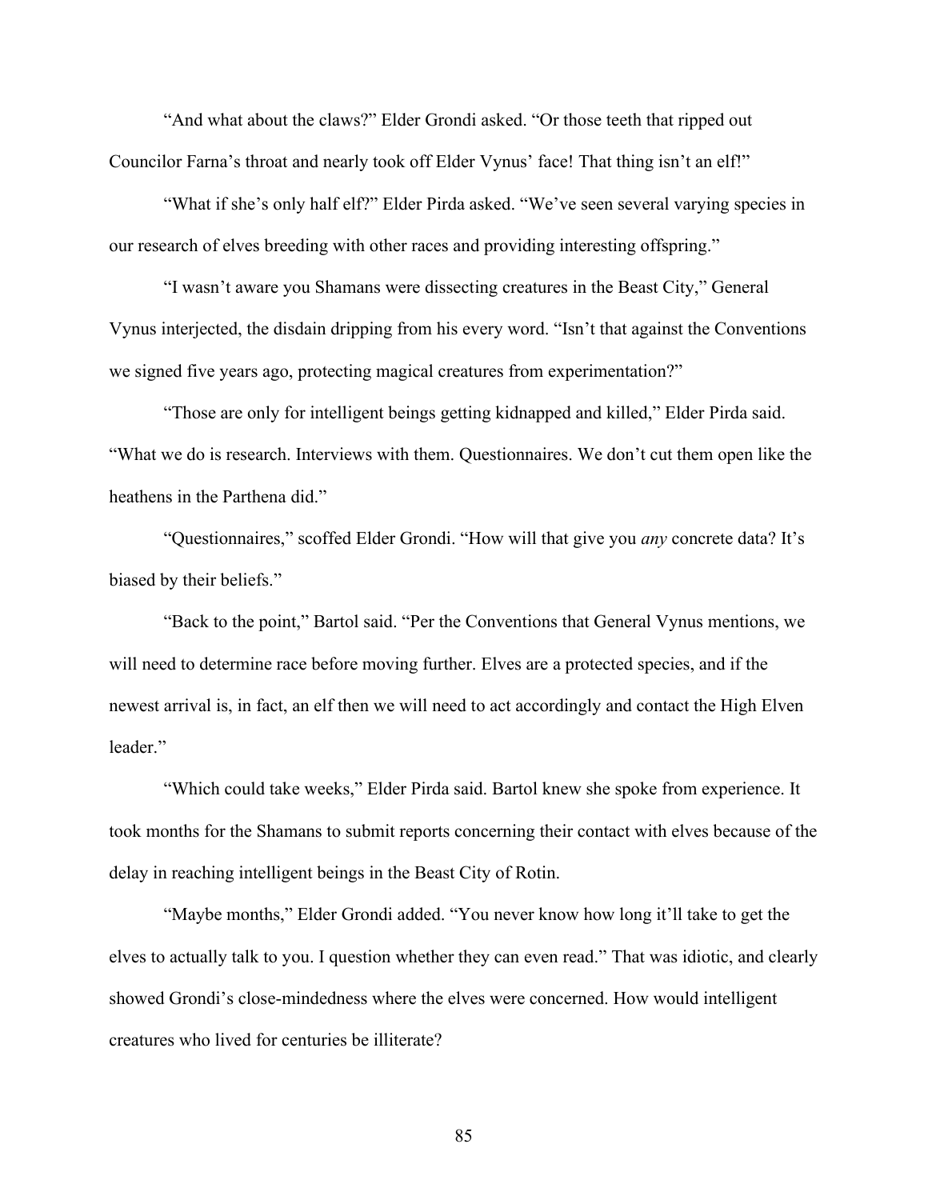"And what about the claws?" Elder Grondi asked. "Or those teeth that ripped out Councilor Farna's throat and nearly took off Elder Vynus' face! That thing isn't an elf!"

"What if she's only half elf?" Elder Pirda asked. "We've seen several varying species in our research of elves breeding with other races and providing interesting offspring."

"I wasn't aware you Shamans were dissecting creatures in the Beast City," General Vynus interjected, the disdain dripping from his every word. "Isn't that against the Conventions we signed five years ago, protecting magical creatures from experimentation?"

"Those are only for intelligent beings getting kidnapped and killed," Elder Pirda said. "What we do is research. Interviews with them. Questionnaires. We don't cut them open like the heathens in the Parthena did."

"Questionnaires," scoffed Elder Grondi. "How will that give you *any* concrete data? It's biased by their beliefs."

"Back to the point," Bartol said. "Per the Conventions that General Vynus mentions, we will need to determine race before moving further. Elves are a protected species, and if the newest arrival is, in fact, an elf then we will need to act accordingly and contact the High Elven leader."

"Which could take weeks," Elder Pirda said. Bartol knew she spoke from experience. It took months for the Shamans to submit reports concerning their contact with elves because of the delay in reaching intelligent beings in the Beast City of Rotin.

"Maybe months," Elder Grondi added. "You never know how long it'll take to get the elves to actually talk to you. I question whether they can even read." That was idiotic, and clearly showed Grondi's close-mindedness where the elves were concerned. How would intelligent creatures who lived for centuries be illiterate?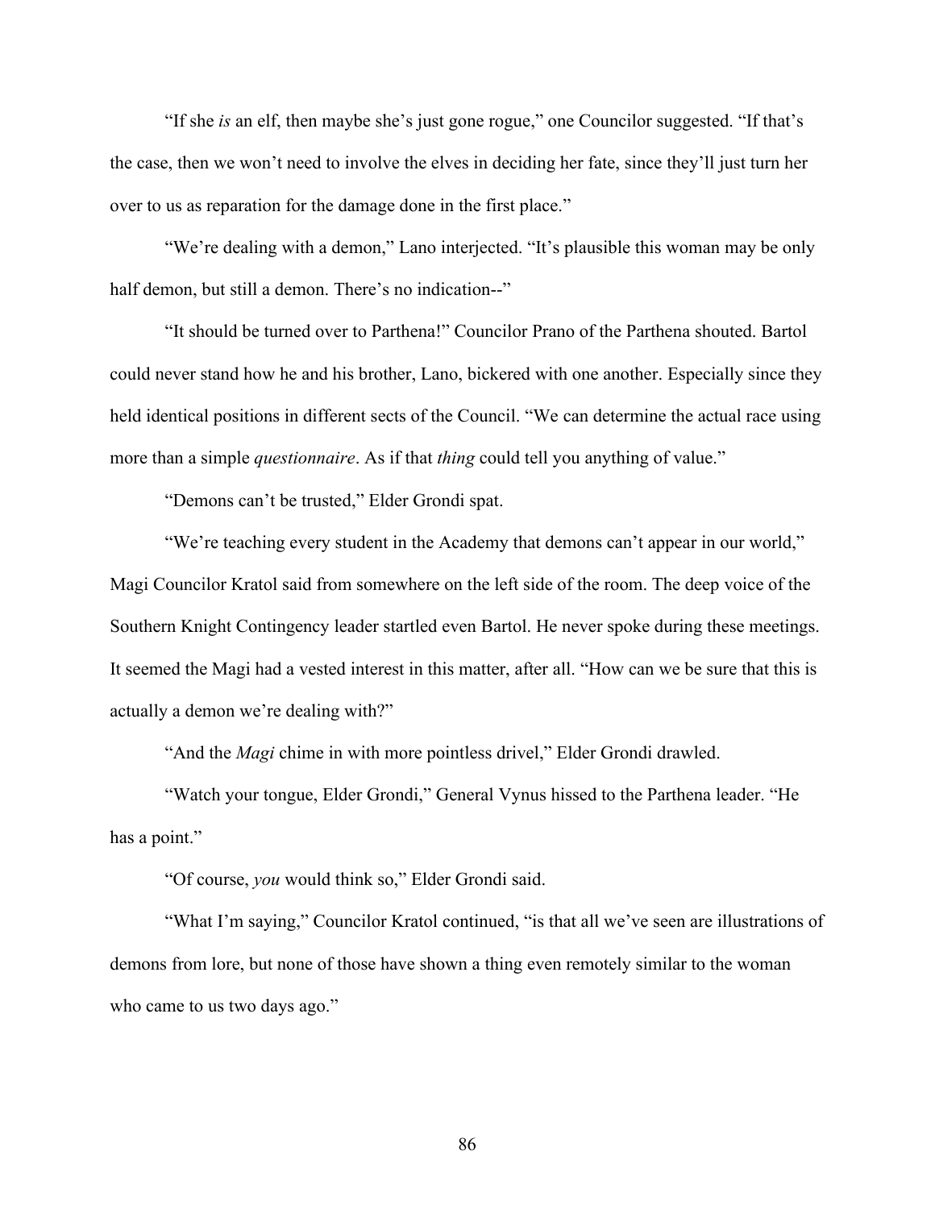"If she *is* an elf, then maybe she's just gone rogue," one Councilor suggested. "If that's the case, then we won't need to involve the elves in deciding her fate, since they'll just turn her over to us as reparation for the damage done in the first place."

"We're dealing with a demon," Lano interjected. "It's plausible this woman may be only half demon, but still a demon. There's no indication--"

"It should be turned over to Parthena!" Councilor Prano of the Parthena shouted. Bartol could never stand how he and his brother, Lano, bickered with one another. Especially since they held identical positions in different sects of the Council. "We can determine the actual race using more than a simple *questionnaire*. As if that *thing* could tell you anything of value."

"Demons can't be trusted," Elder Grondi spat.

"We're teaching every student in the Academy that demons can't appear in our world," Magi Councilor Kratol said from somewhere on the left side of the room. The deep voice of the Southern Knight Contingency leader startled even Bartol. He never spoke during these meetings. It seemed the Magi had a vested interest in this matter, after all. "How can we be sure that this is actually a demon we're dealing with?"

"And the *Magi* chime in with more pointless drivel," Elder Grondi drawled.

"Watch your tongue, Elder Grondi," General Vynus hissed to the Parthena leader. "He has a point."

"Of course, *you* would think so," Elder Grondi said.

"What I'm saying," Councilor Kratol continued, "is that all we've seen are illustrations of demons from lore, but none of those have shown a thing even remotely similar to the woman who came to us two days ago."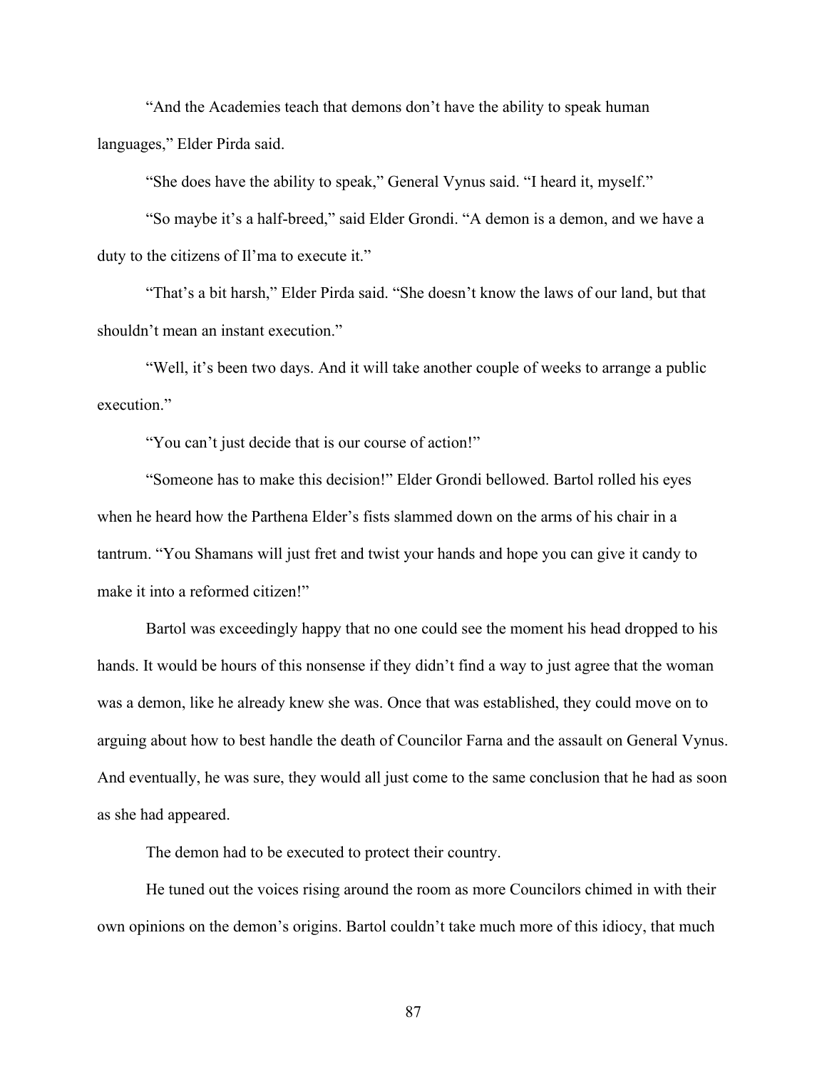"And the Academies teach that demons don't have the ability to speak human languages," Elder Pirda said.

"She does have the ability to speak," General Vynus said. "I heard it, myself."

"So maybe it's a half-breed," said Elder Grondi. "A demon is a demon, and we have a duty to the citizens of Il'ma to execute it."

"That's a bit harsh," Elder Pirda said. "She doesn't know the laws of our land, but that shouldn't mean an instant execution."

"Well, it's been two days. And it will take another couple of weeks to arrange a public execution."

"You can't just decide that is our course of action!"

"Someone has to make this decision!" Elder Grondi bellowed. Bartol rolled his eyes when he heard how the Parthena Elder's fists slammed down on the arms of his chair in a tantrum. "You Shamans will just fret and twist your hands and hope you can give it candy to make it into a reformed citizen!"

Bartol was exceedingly happy that no one could see the moment his head dropped to his hands. It would be hours of this nonsense if they didn't find a way to just agree that the woman was a demon, like he already knew she was. Once that was established, they could move on to arguing about how to best handle the death of Councilor Farna and the assault on General Vynus. And eventually, he was sure, they would all just come to the same conclusion that he had as soon as she had appeared.

The demon had to be executed to protect their country.

He tuned out the voices rising around the room as more Councilors chimed in with their own opinions on the demon's origins. Bartol couldn't take much more of this idiocy, that much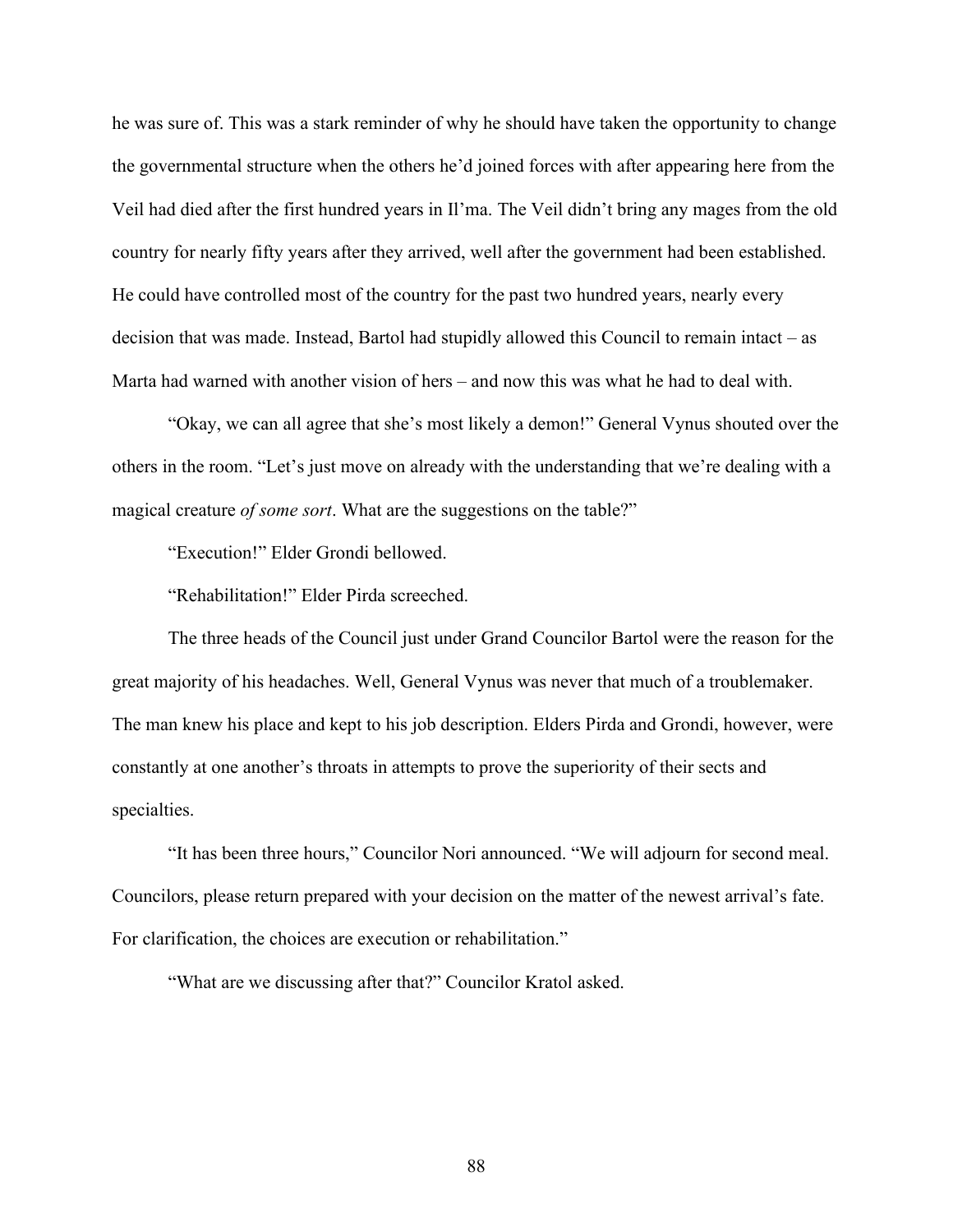he was sure of. This was a stark reminder of why he should have taken the opportunity to change the governmental structure when the others he'd joined forces with after appearing here from the Veil had died after the first hundred years in Il'ma. The Veil didn't bring any mages from the old country for nearly fifty years after they arrived, well after the government had been established. He could have controlled most of the country for the past two hundred years, nearly every decision that was made. Instead, Bartol had stupidly allowed this Council to remain intact – as Marta had warned with another vision of hers – and now this was what he had to deal with.

"Okay, we can all agree that she's most likely a demon!" General Vynus shouted over the others in the room. "Let's just move on already with the understanding that we're dealing with a magical creature *of some sort*. What are the suggestions on the table?"

"Execution!" Elder Grondi bellowed.

"Rehabilitation!" Elder Pirda screeched.

The three heads of the Council just under Grand Councilor Bartol were the reason for the great majority of his headaches. Well, General Vynus was never that much of a troublemaker. The man knew his place and kept to his job description. Elders Pirda and Grondi, however, were constantly at one another's throats in attempts to prove the superiority of their sects and specialties.

"It has been three hours," Councilor Nori announced. "We will adjourn for second meal. Councilors, please return prepared with your decision on the matter of the newest arrival's fate. For clarification, the choices are execution or rehabilitation."

"What are we discussing after that?" Councilor Kratol asked.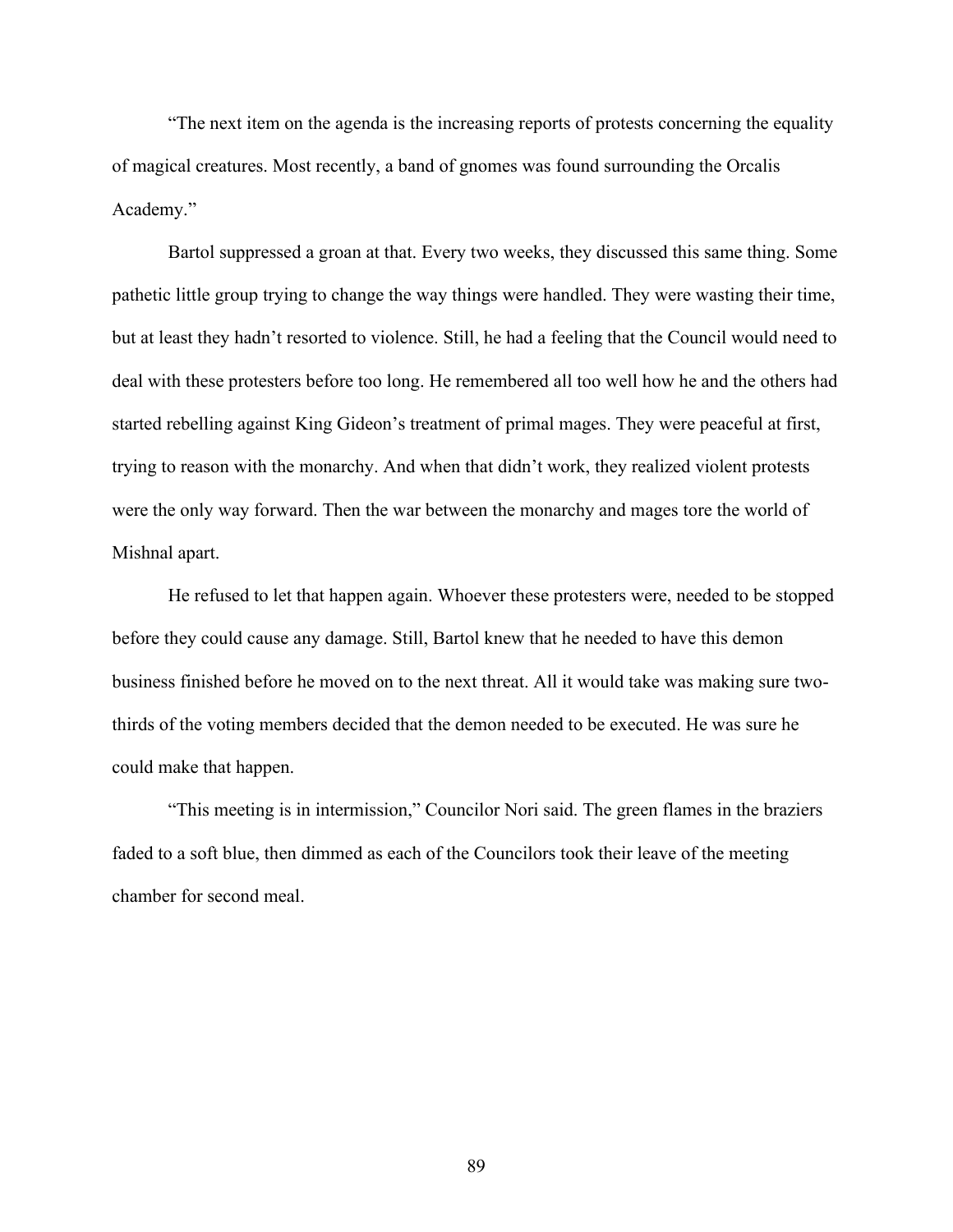"The next item on the agenda is the increasing reports of protests concerning the equality of magical creatures. Most recently, a band of gnomes was found surrounding the Orcalis Academy."

Bartol suppressed a groan at that. Every two weeks, they discussed this same thing. Some pathetic little group trying to change the way things were handled. They were wasting their time, but at least they hadn't resorted to violence. Still, he had a feeling that the Council would need to deal with these protesters before too long. He remembered all too well how he and the others had started rebelling against King Gideon's treatment of primal mages. They were peaceful at first, trying to reason with the monarchy. And when that didn't work, they realized violent protests were the only way forward. Then the war between the monarchy and mages tore the world of Mishnal apart.

He refused to let that happen again. Whoever these protesters were, needed to be stopped before they could cause any damage. Still, Bartol knew that he needed to have this demon business finished before he moved on to the next threat. All it would take was making sure two-thirds of the voting members decided that the demon needed to be executed. He was sure he could make that happen.

"This meeting is in intermission," Councilor Nori said. The green flames in the braziers faded to a soft blue, then dimmed as each of the Councilors took their leave of the meeting chamber for second meal.